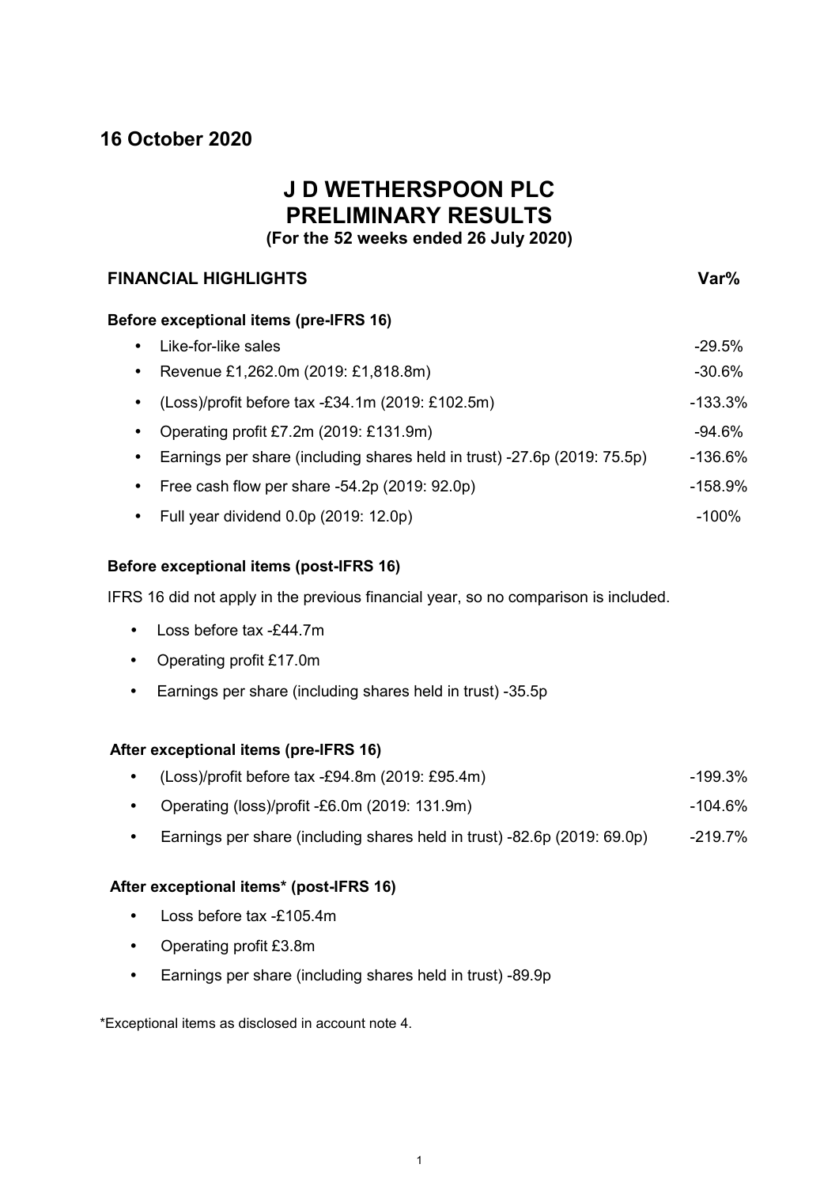**16 October 2020**

# J D WETHERSPOON PLC
# PRELIMINARY RESULTS
**(For the 52 weeks ended 26 July 2020)**

| **FINANCIAL HIGHLIGHTS** | **Var%** |
|---|---|
| **Before exceptional items (pre-IFRS 16)** | |
| • Like-for-like sales | -29.5% |
| • Revenue £1,262.0m (2019: £1,818.8m) | -30.6% |
| • (Loss)/profit before tax -£34.1m (2019: £102.5m) | -133.3% |
| • Operating profit £7.2m (2019: £131.9m) | -94.6% |
| • Earnings per share (including shares held in trust) -27.6p (2019: 75.5p) | -136.6% |
| • Free cash flow per share -54.2p (2019: 92.0p) | -158.9% |
| • Full year dividend 0.0p (2019: 12.0p) | -100% |

**Before exceptional items (post-IFRS 16)**

IFRS 16 did not apply in the previous financial year, so no comparison is included.

- Loss before tax -£44.7m
- Operating profit £17.0m
- Earnings per share (including shares held in trust) -35.5p

| **After exceptional items (pre-IFRS 16)** | |
|---|---|
| • (Loss)/profit before tax -£94.8m (2019: £95.4m) | -199.3% |
| • Operating (loss)/profit -£6.0m (2019: 131.9m) | -104.6% |
| • Earnings per share (including shares held in trust) -82.6p (2019: 69.0p) | -219.7% |

**After exceptional items* (post-IFRS 16)**

- Loss before tax -£105.4m
- Operating profit £3.8m
- Earnings per share (including shares held in trust) -89.9p

*Exceptional items as disclosed in account note 4.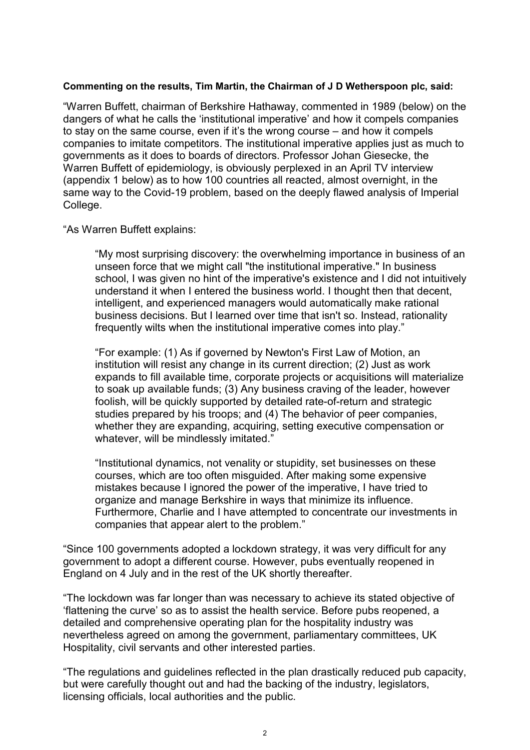**Commenting on the results, Tim Martin, the Chairman of J D Wetherspoon plc, said:**

"Warren Buffett, chairman of Berkshire Hathaway, commented in 1989 (below) on the dangers of what he calls the 'institutional imperative' and how it compels companies to stay on the same course, even if it's the wrong course – and how it compels companies to imitate competitors. The institutional imperative applies just as much to governments as it does to boards of directors. Professor Johan Giesecke, the Warren Buffett of epidemiology, is obviously perplexed in an April TV interview (appendix 1 below) as to how 100 countries all reacted, almost overnight, in the same way to the Covid-19 problem, based on the deeply flawed analysis of Imperial College.

"As Warren Buffett explains:

> "My most surprising discovery: the overwhelming importance in business of an unseen force that we might call "the institutional imperative." In business school, I was given no hint of the imperative's existence and I did not intuitively understand it when I entered the business world. I thought then that decent, intelligent, and experienced managers would automatically make rational business decisions. But I learned over time that isn't so. Instead, rationality frequently wilts when the institutional imperative comes into play."
>
> "For example: (1) As if governed by Newton's First Law of Motion, an institution will resist any change in its current direction; (2) Just as work expands to fill available time, corporate projects or acquisitions will materialize to soak up available funds; (3) Any business craving of the leader, however foolish, will be quickly supported by detailed rate-of-return and strategic studies prepared by his troops; and (4) The behavior of peer companies, whether they are expanding, acquiring, setting executive compensation or whatever, will be mindlessly imitated."
>
> "Institutional dynamics, not venality or stupidity, set businesses on these courses, which are too often misguided. After making some expensive mistakes because I ignored the power of the imperative, I have tried to organize and manage Berkshire in ways that minimize its influence. Furthermore, Charlie and I have attempted to concentrate our investments in companies that appear alert to the problem."

"Since 100 governments adopted a lockdown strategy, it was very difficult for any government to adopt a different course. However, pubs eventually reopened in England on 4 July and in the rest of the UK shortly thereafter.

"The lockdown was far longer than was necessary to achieve its stated objective of 'flattening the curve' so as to assist the health service. Before pubs reopened, a detailed and comprehensive operating plan for the hospitality industry was nevertheless agreed on among the government, parliamentary committees, UK Hospitality, civil servants and other interested parties.

"The regulations and guidelines reflected in the plan drastically reduced pub capacity, but were carefully thought out and had the backing of the industry, legislators, licensing officials, local authorities and the public.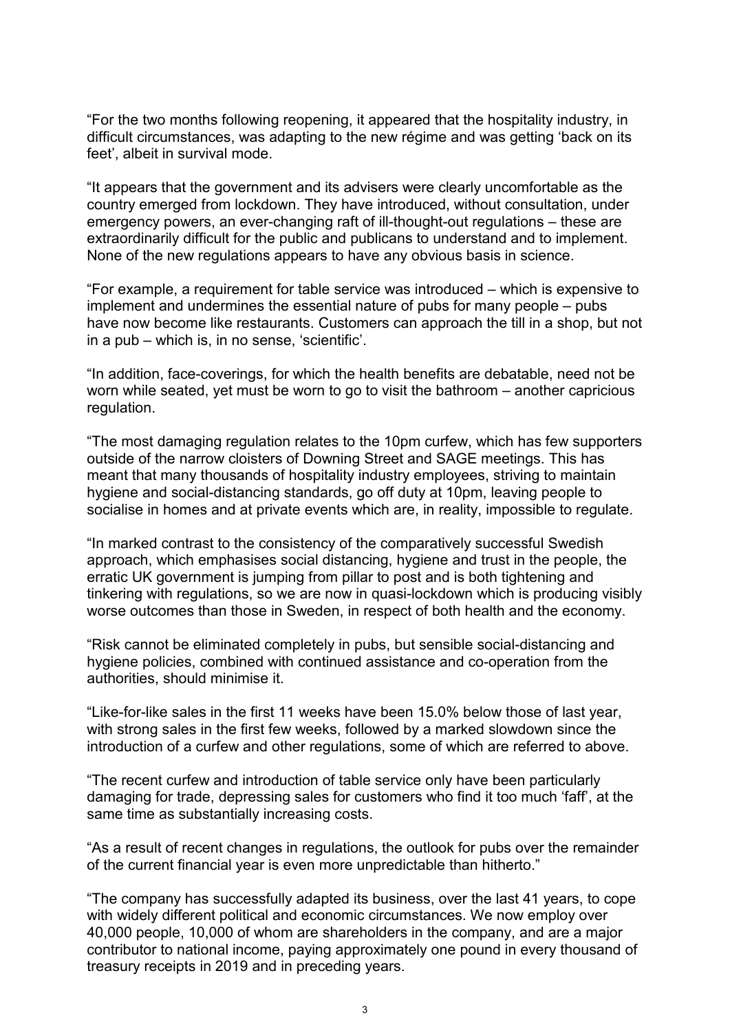“For the two months following reopening, it appeared that the hospitality industry, in difficult circumstances, was adapting to the new régime and was getting ‘back on its feet’, albeit in survival mode.

“It appears that the government and its advisers were clearly uncomfortable as the country emerged from lockdown. They have introduced, without consultation, under emergency powers, an ever-changing raft of ill-thought-out regulations – these are extraordinarily difficult for the public and publicans to understand and to implement. None of the new regulations appears to have any obvious basis in science.

“For example, a requirement for table service was introduced – which is expensive to implement and undermines the essential nature of pubs for many people – pubs have now become like restaurants. Customers can approach the till in a shop, but not in a pub – which is, in no sense, ‘scientific’.

“In addition, face-coverings, for which the health benefits are debatable, need not be worn while seated, yet must be worn to go to visit the bathroom – another capricious regulation.

“The most damaging regulation relates to the 10pm curfew, which has few supporters outside of the narrow cloisters of Downing Street and SAGE meetings. This has meant that many thousands of hospitality industry employees, striving to maintain hygiene and social-distancing standards, go off duty at 10pm, leaving people to socialise in homes and at private events which are, in reality, impossible to regulate.

“In marked contrast to the consistency of the comparatively successful Swedish approach, which emphasises social distancing, hygiene and trust in the people, the erratic UK government is jumping from pillar to post and is both tightening and tinkering with regulations, so we are now in quasi-lockdown which is producing visibly worse outcomes than those in Sweden, in respect of both health and the economy.

“Risk cannot be eliminated completely in pubs, but sensible social-distancing and hygiene policies, combined with continued assistance and co-operation from the authorities, should minimise it.

“Like-for-like sales in the first 11 weeks have been 15.0% below those of last year, with strong sales in the first few weeks, followed by a marked slowdown since the introduction of a curfew and other regulations, some of which are referred to above.

“The recent curfew and introduction of table service only have been particularly damaging for trade, depressing sales for customers who find it too much ‘faff’, at the same time as substantially increasing costs.

“As a result of recent changes in regulations, the outlook for pubs over the remainder of the current financial year is even more unpredictable than hitherto.”

“The company has successfully adapted its business, over the last 41 years, to cope with widely different political and economic circumstances. We now employ over 40,000 people, 10,000 of whom are shareholders in the company, and are a major contributor to national income, paying approximately one pound in every thousand of treasury receipts in 2019 and in preceding years.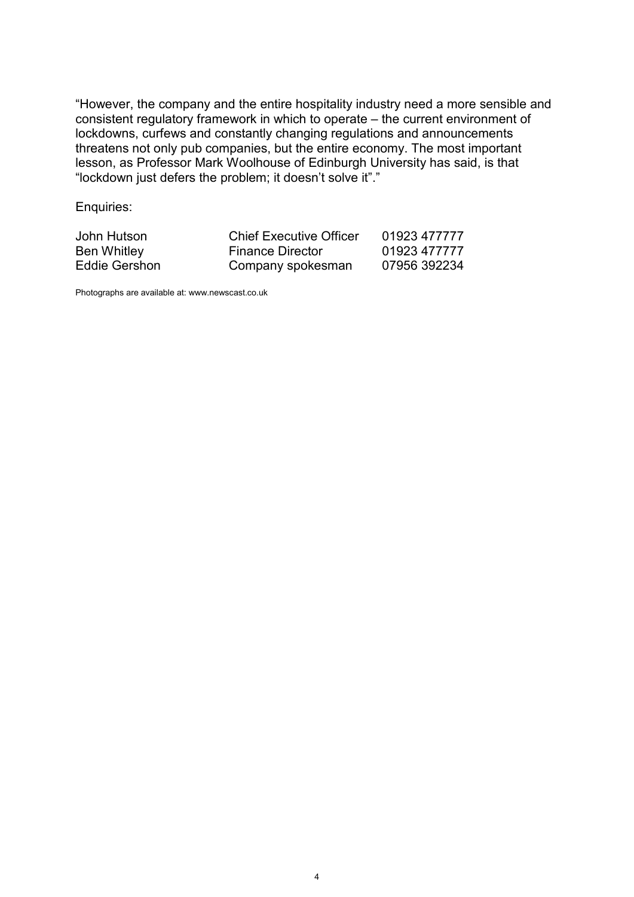"However, the company and the entire hospitality industry need a more sensible and consistent regulatory framework in which to operate – the current environment of lockdowns, curfews and constantly changing regulations and announcements threatens not only pub companies, but the entire economy. The most important lesson, as Professor Mark Woolhouse of Edinburgh University has said, is that "lockdown just defers the problem; it doesn't solve it"."

Enquiries:

| | | |
|---|---|---|
| John Hutson | Chief Executive Officer | 01923 477777 |
| Ben Whitley | Finance Director | 01923 477777 |
| Eddie Gershon | Company spokesman | 07956 392234 |

Photographs are available at: www.newscast.co.uk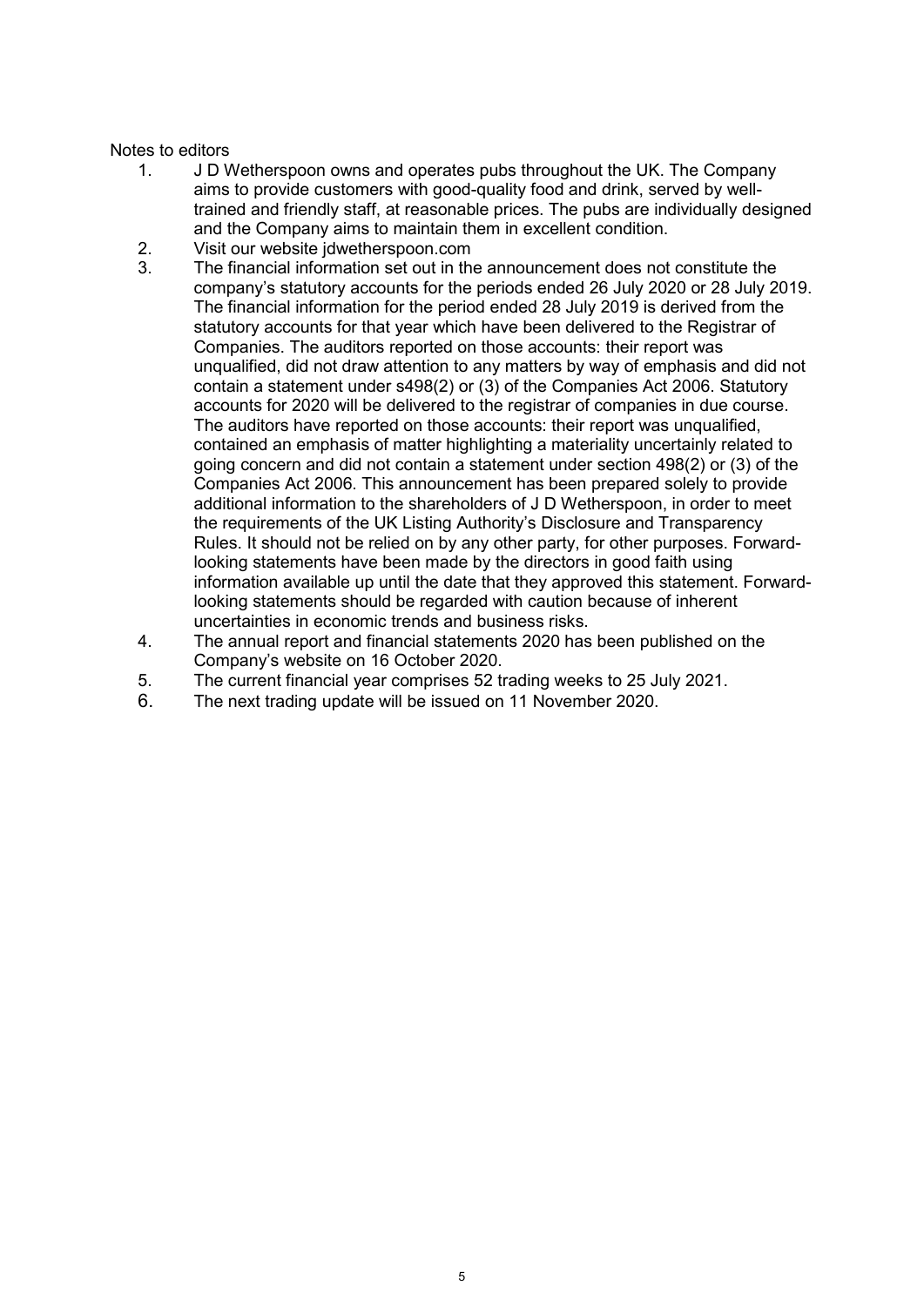Notes to editors

1. J D Wetherspoon owns and operates pubs throughout the UK. The Company aims to provide customers with good-quality food and drink, served by well-trained and friendly staff, at reasonable prices. The pubs are individually designed and the Company aims to maintain them in excellent condition.
2. Visit our website jdwetherspoon.com
3. The financial information set out in the announcement does not constitute the company's statutory accounts for the periods ended 26 July 2020 or 28 July 2019. The financial information for the period ended 28 July 2019 is derived from the statutory accounts for that year which have been delivered to the Registrar of Companies. The auditors reported on those accounts: their report was unqualified, did not draw attention to any matters by way of emphasis and did not contain a statement under s498(2) or (3) of the Companies Act 2006. Statutory accounts for 2020 will be delivered to the registrar of companies in due course. The auditors have reported on those accounts: their report was unqualified, contained an emphasis of matter highlighting a materiality uncertainly related to going concern and did not contain a statement under section 498(2) or (3) of the Companies Act 2006. This announcement has been prepared solely to provide additional information to the shareholders of J D Wetherspoon, in order to meet the requirements of the UK Listing Authority's Disclosure and Transparency Rules. It should not be relied on by any other party, for other purposes. Forward-looking statements have been made by the directors in good faith using information available up until the date that they approved this statement. Forward-looking statements should be regarded with caution because of inherent uncertainties in economic trends and business risks.
4. The annual report and financial statements 2020 has been published on the Company's website on 16 October 2020.
5. The current financial year comprises 52 trading weeks to 25 July 2021.
6. The next trading update will be issued on 11 November 2020.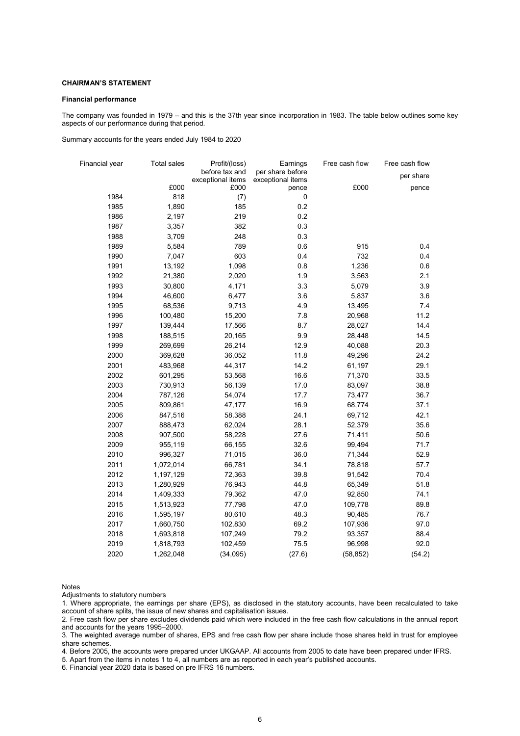**CHAIRMAN'S STATEMENT**

**Financial performance**

The company was founded in 1979 – and this is the 37th year since incorporation in 1983. The table below outlines some key aspects of our performance during that period.

Summary accounts for the years ended July 1984 to 2020

| Financial year | Total sales | Profit/(loss) before tax and exceptional items | Earnings per share before exceptional items | Free cash flow | Free cash flow per share |
|---|---|---|---|---|---|
| | £000 | £000 | pence | £000 | pence |
| 1984 | 818 | (7) | 0 | | |
| 1985 | 1,890 | 185 | 0.2 | | |
| 1986 | 2,197 | 219 | 0.2 | | |
| 1987 | 3,357 | 382 | 0.3 | | |
| 1988 | 3,709 | 248 | 0.3 | | |
| 1989 | 5,584 | 789 | 0.6 | 915 | 0.4 |
| 1990 | 7,047 | 603 | 0.4 | 732 | 0.4 |
| 1991 | 13,192 | 1,098 | 0.8 | 1,236 | 0.6 |
| 1992 | 21,380 | 2,020 | 1.9 | 3,563 | 2.1 |
| 1993 | 30,800 | 4,171 | 3.3 | 5,079 | 3.9 |
| 1994 | 46,600 | 6,477 | 3.6 | 5,837 | 3.6 |
| 1995 | 68,536 | 9,713 | 4.9 | 13,495 | 7.4 |
| 1996 | 100,480 | 15,200 | 7.8 | 20,968 | 11.2 |
| 1997 | 139,444 | 17,566 | 8.7 | 28,027 | 14.4 |
| 1998 | 188,515 | 20,165 | 9.9 | 28,448 | 14.5 |
| 1999 | 269,699 | 26,214 | 12.9 | 40,088 | 20.3 |
| 2000 | 369,628 | 36,052 | 11.8 | 49,296 | 24.2 |
| 2001 | 483,968 | 44,317 | 14.2 | 61,197 | 29.1 |
| 2002 | 601,295 | 53,568 | 16.6 | 71,370 | 33.5 |
| 2003 | 730,913 | 56,139 | 17.0 | 83,097 | 38.8 |
| 2004 | 787,126 | 54,074 | 17.7 | 73,477 | 36.7 |
| 2005 | 809,861 | 47,177 | 16.9 | 68,774 | 37.1 |
| 2006 | 847,516 | 58,388 | 24.1 | 69,712 | 42.1 |
| 2007 | 888,473 | 62,024 | 28.1 | 52,379 | 35.6 |
| 2008 | 907,500 | 58,228 | 27.6 | 71,411 | 50.6 |
| 2009 | 955,119 | 66,155 | 32.6 | 99,494 | 71.7 |
| 2010 | 996,327 | 71,015 | 36.0 | 71,344 | 52.9 |
| 2011 | 1,072,014 | 66,781 | 34.1 | 78,818 | 57.7 |
| 2012 | 1,197,129 | 72,363 | 39.8 | 91,542 | 70.4 |
| 2013 | 1,280,929 | 76,943 | 44.8 | 65,349 | 51.8 |
| 2014 | 1,409,333 | 79,362 | 47.0 | 92,850 | 74.1 |
| 2015 | 1,513,923 | 77,798 | 47.0 | 109,778 | 89.8 |
| 2016 | 1,595,197 | 80,610 | 48.3 | 90,485 | 76.7 |
| 2017 | 1,660,750 | 102,830 | 69.2 | 107,936 | 97.0 |
| 2018 | 1,693,818 | 107,249 | 79.2 | 93,357 | 88.4 |
| 2019 | 1,818,793 | 102,459 | 75.5 | 96,998 | 92.0 |
| 2020 | 1,262,048 | (34,095) | (27.6) | (58,852) | (54.2) |

Notes

Adjustments to statutory numbers

1. Where appropriate, the earnings per share (EPS), as disclosed in the statutory accounts, have been recalculated to take account of share splits, the issue of new shares and capitalisation issues.
2. Free cash flow per share excludes dividends paid which were included in the free cash flow calculations in the annual report and accounts for the years 1995–2000.
3. The weighted average number of shares, EPS and free cash flow per share include those shares held in trust for employee share schemes.
4. Before 2005, the accounts were prepared under UKGAAP. All accounts from 2005 to date have been prepared under IFRS.
5. Apart from the items in notes 1 to 4, all numbers are as reported in each year's published accounts.
6. Financial year 2020 data is based on pre IFRS 16 numbers.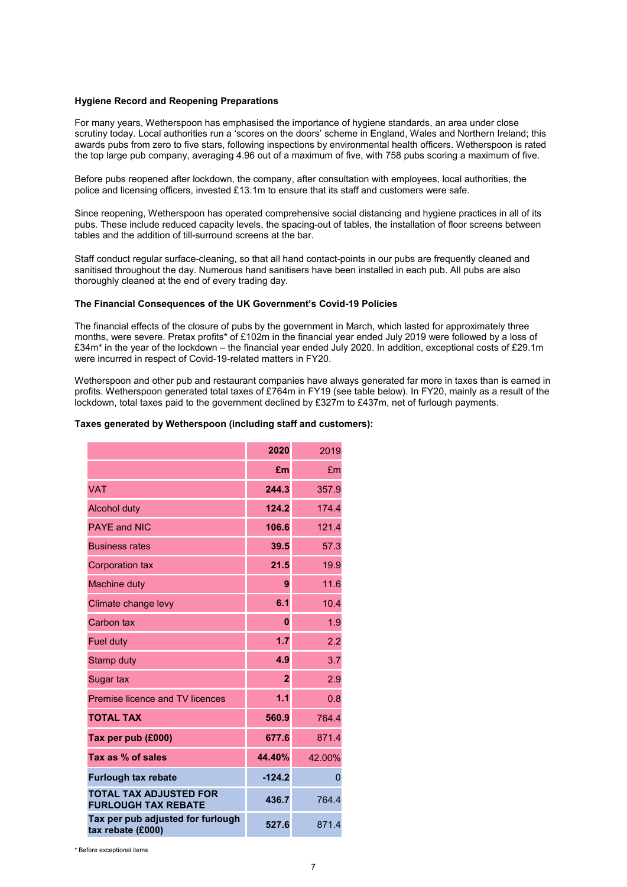**Hygiene Record and Reopening Preparations**

For many years, Wetherspoon has emphasised the importance of hygiene standards, an area under close scrutiny today. Local authorities run a 'scores on the doors' scheme in England, Wales and Northern Ireland; this awards pubs from zero to five stars, following inspections by environmental health officers. Wetherspoon is rated the top large pub company, averaging 4.96 out of a maximum of five, with 758 pubs scoring a maximum of five.

Before pubs reopened after lockdown, the company, after consultation with employees, local authorities, the police and licensing officers, invested £13.1m to ensure that its staff and customers were safe.

Since reopening, Wetherspoon has operated comprehensive social distancing and hygiene practices in all of its pubs. These include reduced capacity levels, the spacing-out of tables, the installation of floor screens between tables and the addition of till-surround screens at the bar.

Staff conduct regular surface-cleaning, so that all hand contact-points in our pubs are frequently cleaned and sanitised throughout the day. Numerous hand sanitisers have been installed in each pub. All pubs are also thoroughly cleaned at the end of every trading day.

**The Financial Consequences of the UK Government's Covid-19 Policies**

The financial effects of the closure of pubs by the government in March, which lasted for approximately three months, were severe. Pretax profits* of £102m in the financial year ended July 2019 were followed by a loss of £34m* in the year of the lockdown – the financial year ended July 2020. In addition, exceptional costs of £29.1m were incurred in respect of Covid-19-related matters in FY20.

Wetherspoon and other pub and restaurant companies have always generated far more in taxes than is earned in profits. Wetherspoon generated total taxes of £764m in FY19 (see table below). In FY20, mainly as a result of the lockdown, total taxes paid to the government declined by £327m to £437m, net of furlough payments.

**Taxes generated by Wetherspoon (including staff and customers):**

| | **2020** | 2019 |
|---|---|---|
| | **£m** | £m |
| VAT | **244.3** | 357.9 |
| Alcohol duty | **124.2** | 174.4 |
| PAYE and NIC | **106.6** | 121.4 |
| Business rates | **39.5** | 57.3 |
| Corporation tax | **21.5** | 19.9 |
| Machine duty | **9** | 11.6 |
| Climate change levy | **6.1** | 10.4 |
| Carbon tax | **0** | 1.9 |
| Fuel duty | **1.7** | 2.2 |
| Stamp duty | **4.9** | 3.7 |
| Sugar tax | **2** | 2.9 |
| Premise licence and TV licences | **1.1** | 0.8 |
| **TOTAL TAX** | **560.9** | 764.4 |
| **Tax per pub (£000)** | **677.6** | 871.4 |
| **Tax as % of sales** | **44.40%** | 42.00% |
| **Furlough tax rebate** | **-124.2** | 0 |
| **TOTAL TAX ADJUSTED FOR FURLOUGH TAX REBATE** | **436.7** | 764.4 |
| **Tax per pub adjusted for furlough tax rebate (£000)** | **527.6** | 871.4 |

\* Before exceptional items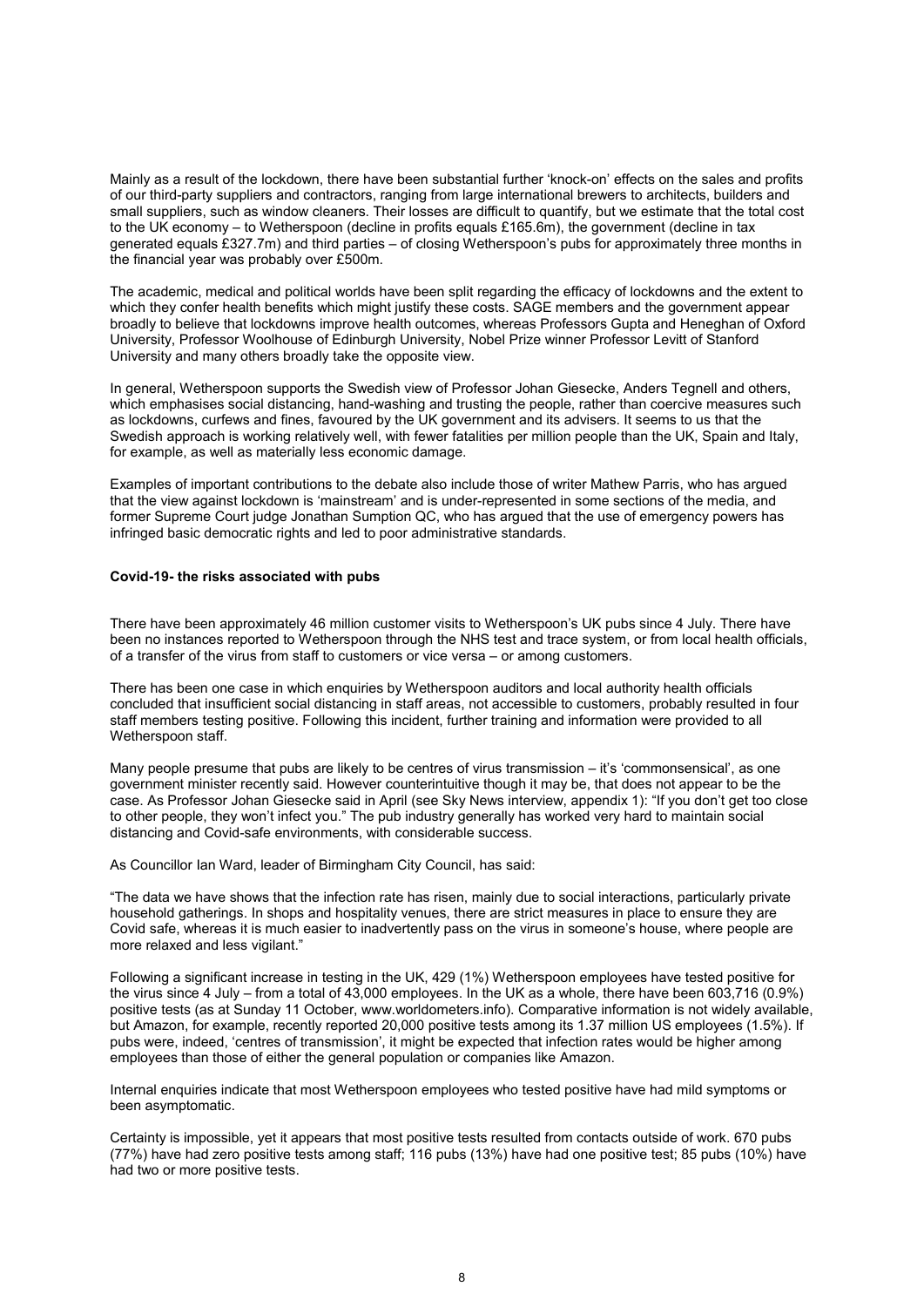Mainly as a result of the lockdown, there have been substantial further 'knock-on' effects on the sales and profits of our third-party suppliers and contractors, ranging from large international brewers to architects, builders and small suppliers, such as window cleaners. Their losses are difficult to quantify, but we estimate that the total cost to the UK economy – to Wetherspoon (decline in profits equals £165.6m), the government (decline in tax generated equals £327.7m) and third parties – of closing Wetherspoon's pubs for approximately three months in the financial year was probably over £500m.

The academic, medical and political worlds have been split regarding the efficacy of lockdowns and the extent to which they confer health benefits which might justify these costs. SAGE members and the government appear broadly to believe that lockdowns improve health outcomes, whereas Professors Gupta and Heneghan of Oxford University, Professor Woolhouse of Edinburgh University, Nobel Prize winner Professor Levitt of Stanford University and many others broadly take the opposite view.

In general, Wetherspoon supports the Swedish view of Professor Johan Giesecke, Anders Tegnell and others, which emphasises social distancing, hand-washing and trusting the people, rather than coercive measures such as lockdowns, curfews and fines, favoured by the UK government and its advisers. It seems to us that the Swedish approach is working relatively well, with fewer fatalities per million people than the UK, Spain and Italy, for example, as well as materially less economic damage.

Examples of important contributions to the debate also include those of writer Mathew Parris, who has argued that the view against lockdown is 'mainstream' and is under-represented in some sections of the media, and former Supreme Court judge Jonathan Sumption QC, who has argued that the use of emergency powers has infringed basic democratic rights and led to poor administrative standards.

**Covid-19- the risks associated with pubs**

There have been approximately 46 million customer visits to Wetherspoon's UK pubs since 4 July. There have been no instances reported to Wetherspoon through the NHS test and trace system, or from local health officials, of a transfer of the virus from staff to customers or vice versa – or among customers.

There has been one case in which enquiries by Wetherspoon auditors and local authority health officials concluded that insufficient social distancing in staff areas, not accessible to customers, probably resulted in four staff members testing positive. Following this incident, further training and information were provided to all Wetherspoon staff.

Many people presume that pubs are likely to be centres of virus transmission – it's 'commonsensical', as one government minister recently said. However counterintuitive though it may be, that does not appear to be the case. As Professor Johan Giesecke said in April (see Sky News interview, appendix 1): "If you don't get too close to other people, they won't infect you." The pub industry generally has worked very hard to maintain social distancing and Covid-safe environments, with considerable success.

As Councillor Ian Ward, leader of Birmingham City Council, has said:

"The data we have shows that the infection rate has risen, mainly due to social interactions, particularly private household gatherings. In shops and hospitality venues, there are strict measures in place to ensure they are Covid safe, whereas it is much easier to inadvertently pass on the virus in someone's house, where people are more relaxed and less vigilant."

Following a significant increase in testing in the UK, 429 (1%) Wetherspoon employees have tested positive for the virus since 4 July – from a total of 43,000 employees. In the UK as a whole, there have been 603,716 (0.9%) positive tests (as at Sunday 11 October, www.worldometers.info). Comparative information is not widely available, but Amazon, for example, recently reported 20,000 positive tests among its 1.37 million US employees (1.5%). If pubs were, indeed, 'centres of transmission', it might be expected that infection rates would be higher among employees than those of either the general population or companies like Amazon.

Internal enquiries indicate that most Wetherspoon employees who tested positive have had mild symptoms or been asymptomatic.

Certainty is impossible, yet it appears that most positive tests resulted from contacts outside of work. 670 pubs (77%) have had zero positive tests among staff; 116 pubs (13%) have had one positive test; 85 pubs (10%) have had two or more positive tests.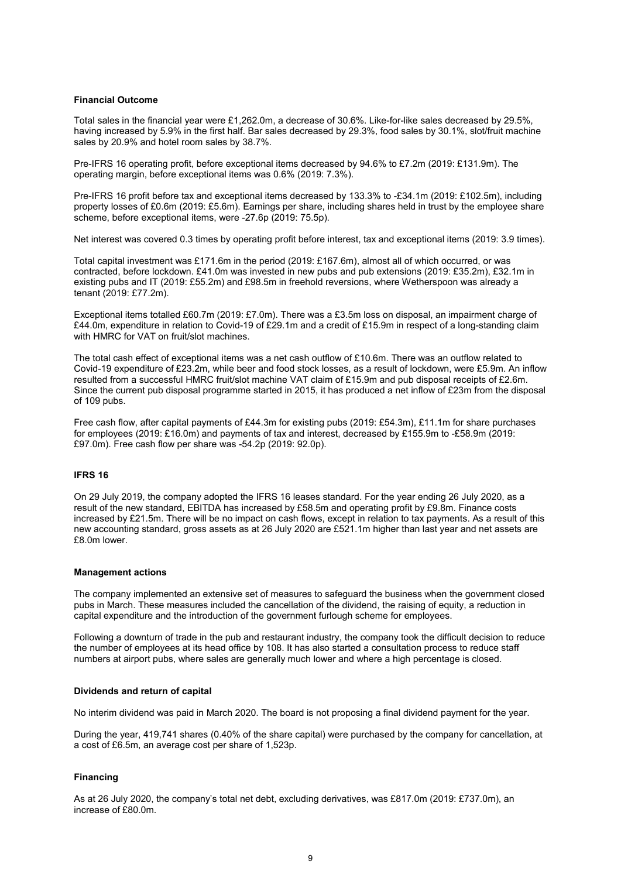**Financial Outcome**

Total sales in the financial year were £1,262.0m, a decrease of 30.6%. Like-for-like sales decreased by 29.5%, having increased by 5.9% in the first half. Bar sales decreased by 29.3%, food sales by 30.1%, slot/fruit machine sales by 20.9% and hotel room sales by 38.7%.

Pre-IFRS 16 operating profit, before exceptional items decreased by 94.6% to £7.2m (2019: £131.9m). The operating margin, before exceptional items was 0.6% (2019: 7.3%).

Pre-IFRS 16 profit before tax and exceptional items decreased by 133.3% to -£34.1m (2019: £102.5m), including property losses of £0.6m (2019: £5.6m). Earnings per share, including shares held in trust by the employee share scheme, before exceptional items, were -27.6p (2019: 75.5p).

Net interest was covered 0.3 times by operating profit before interest, tax and exceptional items (2019: 3.9 times).

Total capital investment was £171.6m in the period (2019: £167.6m), almost all of which occurred, or was contracted, before lockdown. £41.0m was invested in new pubs and pub extensions (2019: £35.2m), £32.1m in existing pubs and IT (2019: £55.2m) and £98.5m in freehold reversions, where Wetherspoon was already a tenant (2019: £77.2m).

Exceptional items totalled £60.7m (2019: £7.0m). There was a £3.5m loss on disposal, an impairment charge of £44.0m, expenditure in relation to Covid-19 of £29.1m and a credit of £15.9m in respect of a long-standing claim with HMRC for VAT on fruit/slot machines.

The total cash effect of exceptional items was a net cash outflow of £10.6m. There was an outflow related to Covid-19 expenditure of £23.2m, while beer and food stock losses, as a result of lockdown, were £5.9m. An inflow resulted from a successful HMRC fruit/slot machine VAT claim of £15.9m and pub disposal receipts of £2.6m. Since the current pub disposal programme started in 2015, it has produced a net inflow of £23m from the disposal of 109 pubs.

Free cash flow, after capital payments of £44.3m for existing pubs (2019: £54.3m), £11.1m for share purchases for employees (2019: £16.0m) and payments of tax and interest, decreased by £155.9m to -£58.9m (2019: £97.0m). Free cash flow per share was -54.2p (2019: 92.0p).

**IFRS 16**

On 29 July 2019, the company adopted the IFRS 16 leases standard. For the year ending 26 July 2020, as a result of the new standard, EBITDA has increased by £58.5m and operating profit by £9.8m. Finance costs increased by £21.5m. There will be no impact on cash flows, except in relation to tax payments. As a result of this new accounting standard, gross assets as at 26 July 2020 are £521.1m higher than last year and net assets are £8.0m lower.

**Management actions**

The company implemented an extensive set of measures to safeguard the business when the government closed pubs in March. These measures included the cancellation of the dividend, the raising of equity, a reduction in capital expenditure and the introduction of the government furlough scheme for employees.

Following a downturn of trade in the pub and restaurant industry, the company took the difficult decision to reduce the number of employees at its head office by 108. It has also started a consultation process to reduce staff numbers at airport pubs, where sales are generally much lower and where a high percentage is closed.

**Dividends and return of capital**

No interim dividend was paid in March 2020. The board is not proposing a final dividend payment for the year.

During the year, 419,741 shares (0.40% of the share capital) were purchased by the company for cancellation, at a cost of £6.5m, an average cost per share of 1,523p.

**Financing**

As at 26 July 2020, the company's total net debt, excluding derivatives, was £817.0m (2019: £737.0m), an increase of £80.0m.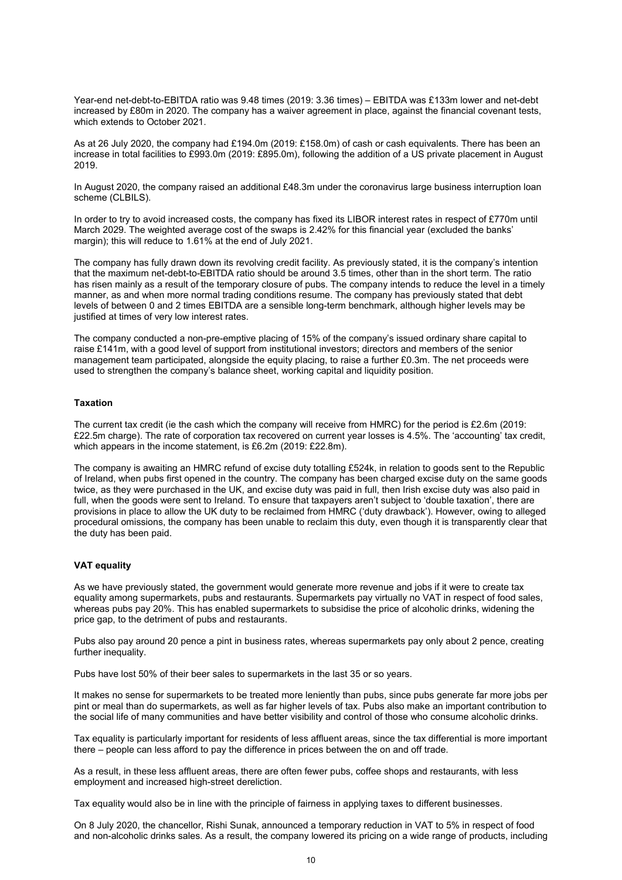Year-end net-debt-to-EBITDA ratio was 9.48 times (2019: 3.36 times) – EBITDA was £133m lower and net-debt increased by £80m in 2020. The company has a waiver agreement in place, against the financial covenant tests, which extends to October 2021.

As at 26 July 2020, the company had £194.0m (2019: £158.0m) of cash or cash equivalents. There has been an increase in total facilities to £993.0m (2019: £895.0m), following the addition of a US private placement in August 2019.

In August 2020, the company raised an additional £48.3m under the coronavirus large business interruption loan scheme (CLBILS).

In order to try to avoid increased costs, the company has fixed its LIBOR interest rates in respect of £770m until March 2029. The weighted average cost of the swaps is 2.42% for this financial year (excluded the banks' margin); this will reduce to 1.61% at the end of July 2021.

The company has fully drawn down its revolving credit facility. As previously stated, it is the company's intention that the maximum net-debt-to-EBITDA ratio should be around 3.5 times, other than in the short term. The ratio has risen mainly as a result of the temporary closure of pubs. The company intends to reduce the level in a timely manner, as and when more normal trading conditions resume. The company has previously stated that debt levels of between 0 and 2 times EBITDA are a sensible long-term benchmark, although higher levels may be justified at times of very low interest rates.

The company conducted a non-pre-emptive placing of 15% of the company's issued ordinary share capital to raise £141m, with a good level of support from institutional investors; directors and members of the senior management team participated, alongside the equity placing, to raise a further £0.3m. The net proceeds were used to strengthen the company's balance sheet, working capital and liquidity position.

**Taxation**

The current tax credit (ie the cash which the company will receive from HMRC) for the period is £2.6m (2019: £22.5m charge). The rate of corporation tax recovered on current year losses is 4.5%. The 'accounting' tax credit, which appears in the income statement, is £6.2m (2019: £22.8m).

The company is awaiting an HMRC refund of excise duty totalling £524k, in relation to goods sent to the Republic of Ireland, when pubs first opened in the country. The company has been charged excise duty on the same goods twice, as they were purchased in the UK, and excise duty was paid in full, then Irish excise duty was also paid in full, when the goods were sent to Ireland. To ensure that taxpayers aren't subject to 'double taxation', there are provisions in place to allow the UK duty to be reclaimed from HMRC ('duty drawback'). However, owing to alleged procedural omissions, the company has been unable to reclaim this duty, even though it is transparently clear that the duty has been paid.

**VAT equality**

As we have previously stated, the government would generate more revenue and jobs if it were to create tax equality among supermarkets, pubs and restaurants. Supermarkets pay virtually no VAT in respect of food sales, whereas pubs pay 20%. This has enabled supermarkets to subsidise the price of alcoholic drinks, widening the price gap, to the detriment of pubs and restaurants.

Pubs also pay around 20 pence a pint in business rates, whereas supermarkets pay only about 2 pence, creating further inequality.

Pubs have lost 50% of their beer sales to supermarkets in the last 35 or so years.

It makes no sense for supermarkets to be treated more leniently than pubs, since pubs generate far more jobs per pint or meal than do supermarkets, as well as far higher levels of tax. Pubs also make an important contribution to the social life of many communities and have better visibility and control of those who consume alcoholic drinks.

Tax equality is particularly important for residents of less affluent areas, since the tax differential is more important there – people can less afford to pay the difference in prices between the on and off trade.

As a result, in these less affluent areas, there are often fewer pubs, coffee shops and restaurants, with less employment and increased high-street dereliction.

Tax equality would also be in line with the principle of fairness in applying taxes to different businesses.

On 8 July 2020, the chancellor, Rishi Sunak, announced a temporary reduction in VAT to 5% in respect of food and non-alcoholic drinks sales. As a result, the company lowered its pricing on a wide range of products, including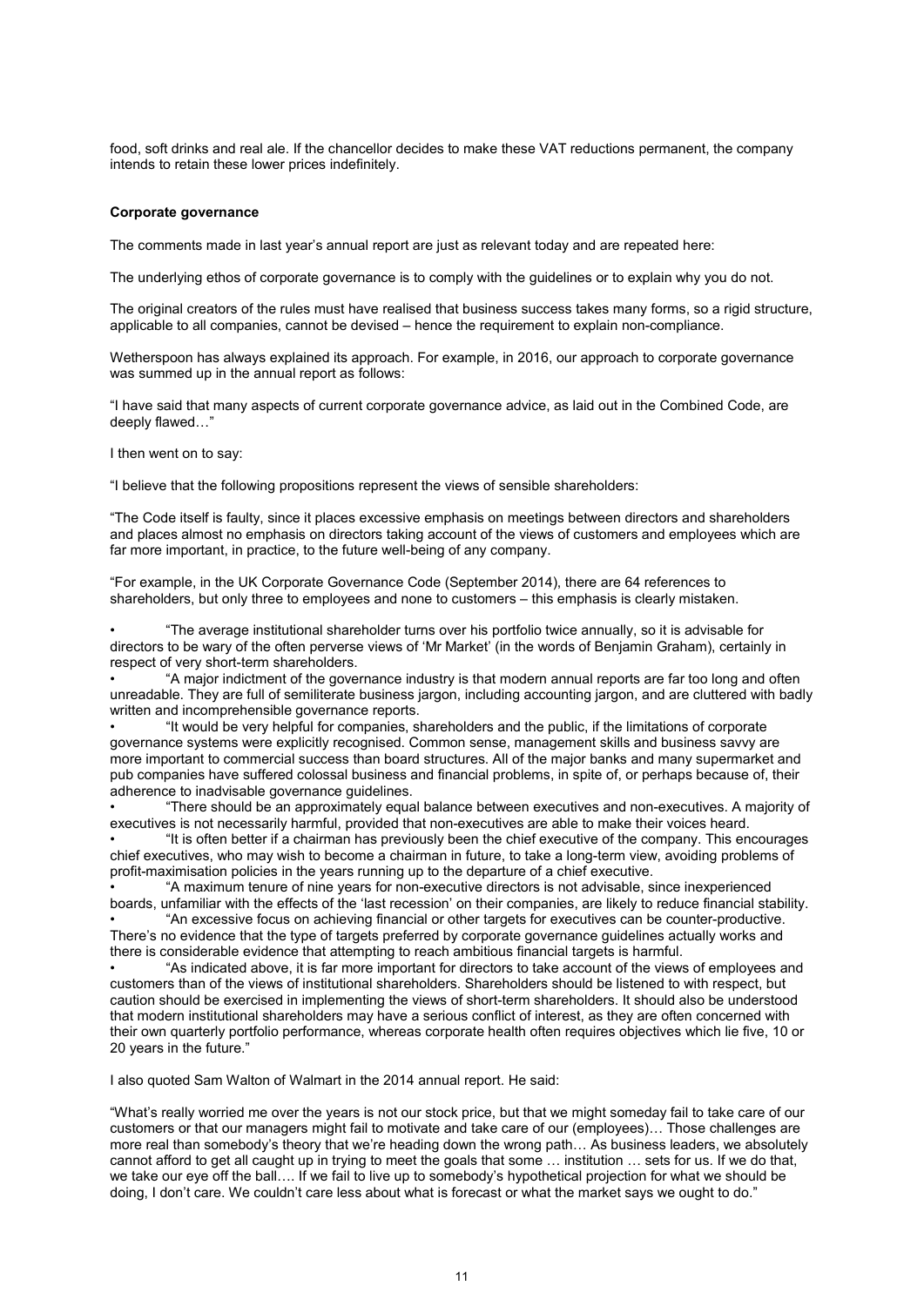food, soft drinks and real ale. If the chancellor decides to make these VAT reductions permanent, the company intends to retain these lower prices indefinitely.

**Corporate governance**

The comments made in last year's annual report are just as relevant today and are repeated here:

The underlying ethos of corporate governance is to comply with the guidelines or to explain why you do not.

The original creators of the rules must have realised that business success takes many forms, so a rigid structure, applicable to all companies, cannot be devised – hence the requirement to explain non-compliance.

Wetherspoon has always explained its approach. For example, in 2016, our approach to corporate governance was summed up in the annual report as follows:

"I have said that many aspects of current corporate governance advice, as laid out in the Combined Code, are deeply flawed…"

I then went on to say:

"I believe that the following propositions represent the views of sensible shareholders:

"The Code itself is faulty, since it places excessive emphasis on meetings between directors and shareholders and places almost no emphasis on directors taking account of the views of customers and employees which are far more important, in practice, to the future well-being of any company.

"For example, in the UK Corporate Governance Code (September 2014), there are 64 references to shareholders, but only three to employees and none to customers – this emphasis is clearly mistaken.

- "The average institutional shareholder turns over his portfolio twice annually, so it is advisable for directors to be wary of the often perverse views of 'Mr Market' (in the words of Benjamin Graham), certainly in respect of very short-term shareholders.
- "A major indictment of the governance industry is that modern annual reports are far too long and often unreadable. They are full of semiliterate business jargon, including accounting jargon, and are cluttered with badly written and incomprehensible governance reports.
- "It would be very helpful for companies, shareholders and the public, if the limitations of corporate governance systems were explicitly recognised. Common sense, management skills and business savvy are more important to commercial success than board structures. All of the major banks and many supermarket and pub companies have suffered colossal business and financial problems, in spite of, or perhaps because of, their adherence to inadvisable governance guidelines.
- "There should be an approximately equal balance between executives and non-executives. A majority of executives is not necessarily harmful, provided that non-executives are able to make their voices heard.
- "It is often better if a chairman has previously been the chief executive of the company. This encourages chief executives, who may wish to become a chairman in future, to take a long-term view, avoiding problems of profit-maximisation policies in the years running up to the departure of a chief executive.
- "A maximum tenure of nine years for non-executive directors is not advisable, since inexperienced boards, unfamiliar with the effects of the 'last recession' on their companies, are likely to reduce financial stability.
- "An excessive focus on achieving financial or other targets for executives can be counter-productive. There's no evidence that the type of targets preferred by corporate governance guidelines actually works and there is considerable evidence that attempting to reach ambitious financial targets is harmful.
- "As indicated above, it is far more important for directors to take account of the views of employees and customers than of the views of institutional shareholders. Shareholders should be listened to with respect, but caution should be exercised in implementing the views of short-term shareholders. It should also be understood that modern institutional shareholders may have a serious conflict of interest, as they are often concerned with their own quarterly portfolio performance, whereas corporate health often requires objectives which lie five, 10 or 20 years in the future."

I also quoted Sam Walton of Walmart in the 2014 annual report. He said:

"What's really worried me over the years is not our stock price, but that we might someday fail to take care of our customers or that our managers might fail to motivate and take care of our (employees)… Those challenges are more real than somebody's theory that we're heading down the wrong path… As business leaders, we absolutely cannot afford to get all caught up in trying to meet the goals that some … institution … sets for us. If we do that, we take our eye off the ball…. If we fail to live up to somebody's hypothetical projection for what we should be doing, I don't care. We couldn't care less about what is forecast or what the market says we ought to do."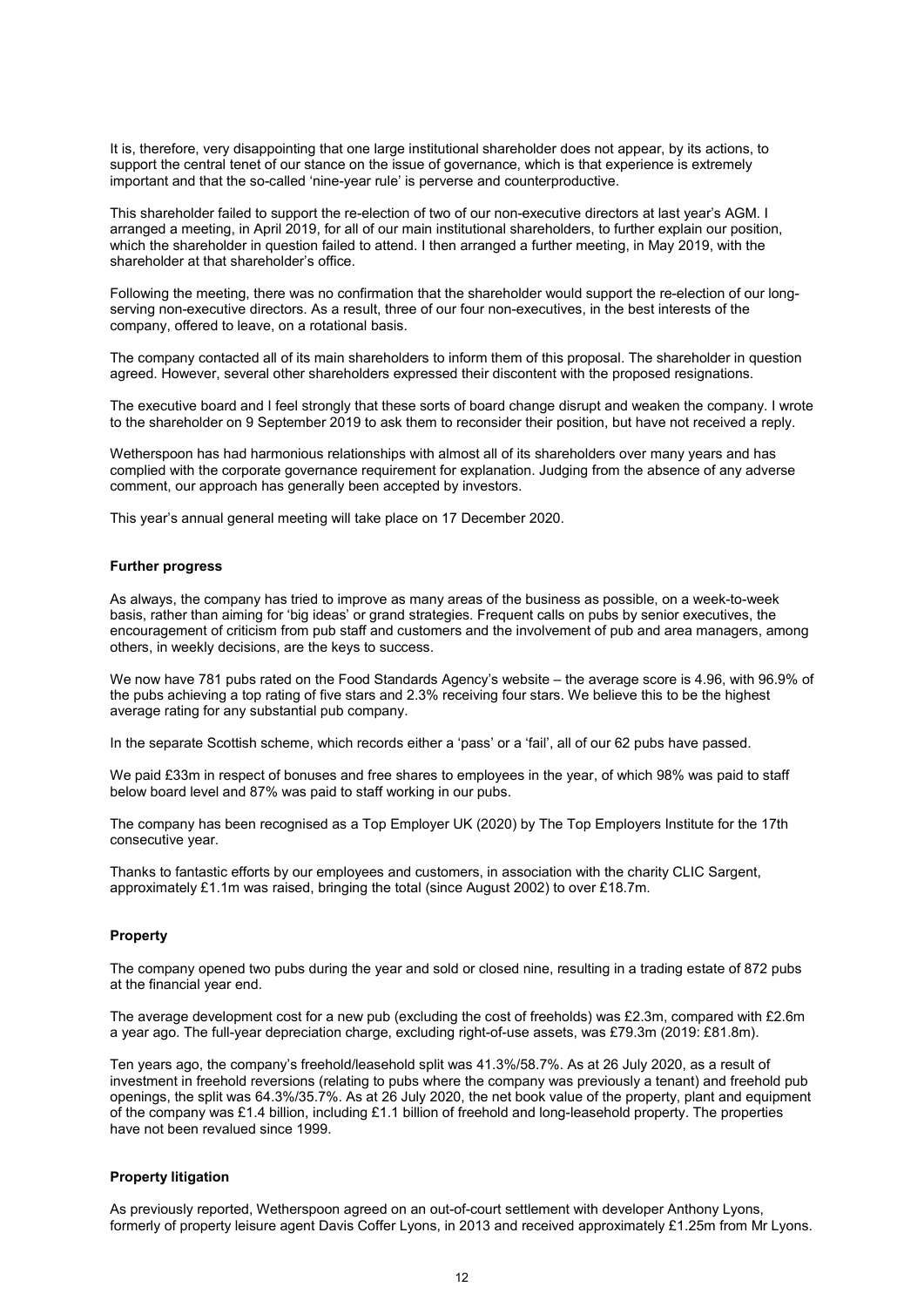It is, therefore, very disappointing that one large institutional shareholder does not appear, by its actions, to support the central tenet of our stance on the issue of governance, which is that experience is extremely important and that the so-called 'nine-year rule' is perverse and counterproductive.

This shareholder failed to support the re-election of two of our non-executive directors at last year's AGM. I arranged a meeting, in April 2019, for all of our main institutional shareholders, to further explain our position, which the shareholder in question failed to attend. I then arranged a further meeting, in May 2019, with the shareholder at that shareholder's office.

Following the meeting, there was no confirmation that the shareholder would support the re-election of our long-serving non-executive directors. As a result, three of our four non-executives, in the best interests of the company, offered to leave, on a rotational basis.

The company contacted all of its main shareholders to inform them of this proposal. The shareholder in question agreed. However, several other shareholders expressed their discontent with the proposed resignations.

The executive board and I feel strongly that these sorts of board change disrupt and weaken the company. I wrote to the shareholder on 9 September 2019 to ask them to reconsider their position, but have not received a reply.

Wetherspoon has had harmonious relationships with almost all of its shareholders over many years and has complied with the corporate governance requirement for explanation. Judging from the absence of any adverse comment, our approach has generally been accepted by investors.

This year's annual general meeting will take place on 17 December 2020.

**Further progress**

As always, the company has tried to improve as many areas of the business as possible, on a week-to-week basis, rather than aiming for 'big ideas' or grand strategies. Frequent calls on pubs by senior executives, the encouragement of criticism from pub staff and customers and the involvement of pub and area managers, among others, in weekly decisions, are the keys to success.

We now have 781 pubs rated on the Food Standards Agency's website – the average score is 4.96, with 96.9% of the pubs achieving a top rating of five stars and 2.3% receiving four stars. We believe this to be the highest average rating for any substantial pub company.

In the separate Scottish scheme, which records either a 'pass' or a 'fail', all of our 62 pubs have passed.

We paid £33m in respect of bonuses and free shares to employees in the year, of which 98% was paid to staff below board level and 87% was paid to staff working in our pubs.

The company has been recognised as a Top Employer UK (2020) by The Top Employers Institute for the 17th consecutive year.

Thanks to fantastic efforts by our employees and customers, in association with the charity CLIC Sargent, approximately £1.1m was raised, bringing the total (since August 2002) to over £18.7m.

**Property**

The company opened two pubs during the year and sold or closed nine, resulting in a trading estate of 872 pubs at the financial year end.

The average development cost for a new pub (excluding the cost of freeholds) was £2.3m, compared with £2.6m a year ago. The full-year depreciation charge, excluding right-of-use assets, was £79.3m (2019: £81.8m).

Ten years ago, the company's freehold/leasehold split was 41.3%/58.7%. As at 26 July 2020, as a result of investment in freehold reversions (relating to pubs where the company was previously a tenant) and freehold pub openings, the split was 64.3%/35.7%. As at 26 July 2020, the net book value of the property, plant and equipment of the company was £1.4 billion, including £1.1 billion of freehold and long-leasehold property. The properties have not been revalued since 1999.

**Property litigation**

As previously reported, Wetherspoon agreed on an out-of-court settlement with developer Anthony Lyons, formerly of property leisure agent Davis Coffer Lyons, in 2013 and received approximately £1.25m from Mr Lyons.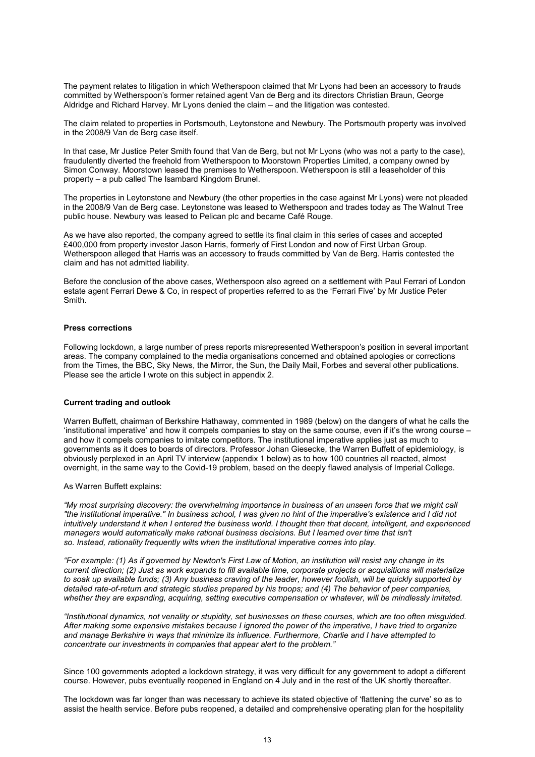The payment relates to litigation in which Wetherspoon claimed that Mr Lyons had been an accessory to frauds committed by Wetherspoon's former retained agent Van de Berg and its directors Christian Braun, George Aldridge and Richard Harvey. Mr Lyons denied the claim – and the litigation was contested.

The claim related to properties in Portsmouth, Leytonstone and Newbury. The Portsmouth property was involved in the 2008/9 Van de Berg case itself.

In that case, Mr Justice Peter Smith found that Van de Berg, but not Mr Lyons (who was not a party to the case), fraudulently diverted the freehold from Wetherspoon to Moorstown Properties Limited, a company owned by Simon Conway. Moorstown leased the premises to Wetherspoon. Wetherspoon is still a leaseholder of this property – a pub called The Isambard Kingdom Brunel.

The properties in Leytonstone and Newbury (the other properties in the case against Mr Lyons) were not pleaded in the 2008/9 Van de Berg case. Leytonstone was leased to Wetherspoon and trades today as The Walnut Tree public house. Newbury was leased to Pelican plc and became Café Rouge.

As we have also reported, the company agreed to settle its final claim in this series of cases and accepted £400,000 from property investor Jason Harris, formerly of First London and now of First Urban Group. Wetherspoon alleged that Harris was an accessory to frauds committed by Van de Berg. Harris contested the claim and has not admitted liability.

Before the conclusion of the above cases, Wetherspoon also agreed on a settlement with Paul Ferrari of London estate agent Ferrari Dewe & Co, in respect of properties referred to as the 'Ferrari Five' by Mr Justice Peter Smith.

**Press corrections**

Following lockdown, a large number of press reports misrepresented Wetherspoon's position in several important areas. The company complained to the media organisations concerned and obtained apologies or corrections from the Times, the BBC, Sky News, the Mirror, the Sun, the Daily Mail, Forbes and several other publications. Please see the article I wrote on this subject in appendix 2.

**Current trading and outlook**

Warren Buffett, chairman of Berkshire Hathaway, commented in 1989 (below) on the dangers of what he calls the 'institutional imperative' and how it compels companies to stay on the same course, even if it's the wrong course – and how it compels companies to imitate competitors. The institutional imperative applies just as much to governments as it does to boards of directors. Professor Johan Giesecke, the Warren Buffett of epidemiology, is obviously perplexed in an April TV interview (appendix 1 below) as to how 100 countries all reacted, almost overnight, in the same way to the Covid-19 problem, based on the deeply flawed analysis of Imperial College.

As Warren Buffett explains:

*"My most surprising discovery: the overwhelming importance in business of an unseen force that we might call "the institutional imperative." In business school, I was given no hint of the imperative's existence and I did not intuitively understand it when I entered the business world. I thought then that decent, intelligent, and experienced managers would automatically make rational business decisions. But I learned over time that isn't so. Instead, rationality frequently wilts when the institutional imperative comes into play.*

*"For example: (1) As if governed by Newton's First Law of Motion, an institution will resist any change in its current direction; (2) Just as work expands to fill available time, corporate projects or acquisitions will materialize to soak up available funds; (3) Any business craving of the leader, however foolish, will be quickly supported by detailed rate-of-return and strategic studies prepared by his troops; and (4) The behavior of peer companies, whether they are expanding, acquiring, setting executive compensation or whatever, will be mindlessly imitated.*

*"Institutional dynamics, not venality or stupidity, set businesses on these courses, which are too often misguided. After making some expensive mistakes because I ignored the power of the imperative, I have tried to organize and manage Berkshire in ways that minimize its influence. Furthermore, Charlie and I have attempted to concentrate our investments in companies that appear alert to the problem."*

Since 100 governments adopted a lockdown strategy, it was very difficult for any government to adopt a different course. However, pubs eventually reopened in England on 4 July and in the rest of the UK shortly thereafter.

The lockdown was far longer than was necessary to achieve its stated objective of 'flattening the curve' so as to assist the health service. Before pubs reopened, a detailed and comprehensive operating plan for the hospitality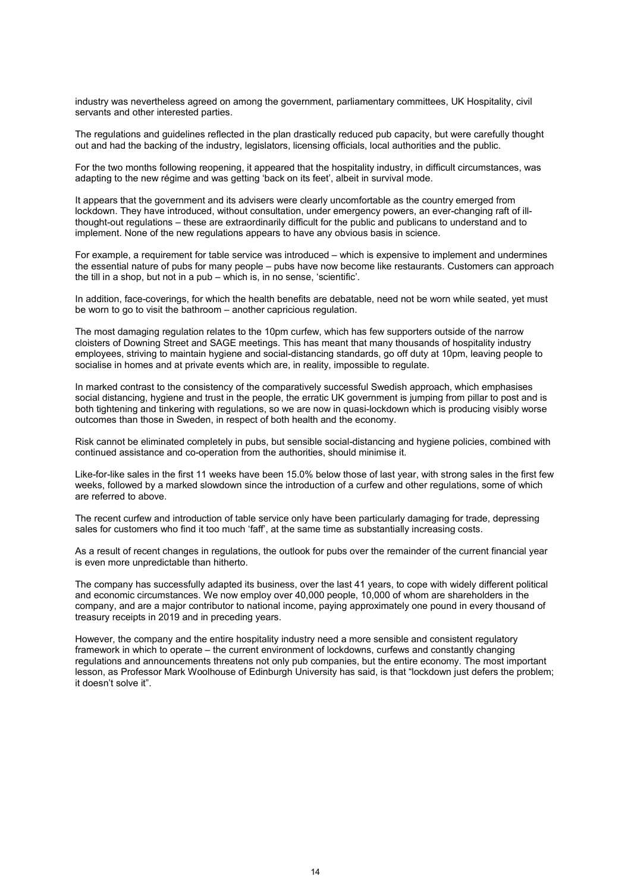industry was nevertheless agreed on among the government, parliamentary committees, UK Hospitality, civil servants and other interested parties.

The regulations and guidelines reflected in the plan drastically reduced pub capacity, but were carefully thought out and had the backing of the industry, legislators, licensing officials, local authorities and the public.

For the two months following reopening, it appeared that the hospitality industry, in difficult circumstances, was adapting to the new régime and was getting 'back on its feet', albeit in survival mode.

It appears that the government and its advisers were clearly uncomfortable as the country emerged from lockdown. They have introduced, without consultation, under emergency powers, an ever-changing raft of ill-thought-out regulations – these are extraordinarily difficult for the public and publicans to understand and to implement. None of the new regulations appears to have any obvious basis in science.

For example, a requirement for table service was introduced – which is expensive to implement and undermines the essential nature of pubs for many people – pubs have now become like restaurants. Customers can approach the till in a shop, but not in a pub – which is, in no sense, 'scientific'.

In addition, face-coverings, for which the health benefits are debatable, need not be worn while seated, yet must be worn to go to visit the bathroom – another capricious regulation.

The most damaging regulation relates to the 10pm curfew, which has few supporters outside of the narrow cloisters of Downing Street and SAGE meetings. This has meant that many thousands of hospitality industry employees, striving to maintain hygiene and social-distancing standards, go off duty at 10pm, leaving people to socialise in homes and at private events which are, in reality, impossible to regulate.

In marked contrast to the consistency of the comparatively successful Swedish approach, which emphasises social distancing, hygiene and trust in the people, the erratic UK government is jumping from pillar to post and is both tightening and tinkering with regulations, so we are now in quasi-lockdown which is producing visibly worse outcomes than those in Sweden, in respect of both health and the economy.

Risk cannot be eliminated completely in pubs, but sensible social-distancing and hygiene policies, combined with continued assistance and co-operation from the authorities, should minimise it.

Like-for-like sales in the first 11 weeks have been 15.0% below those of last year, with strong sales in the first few weeks, followed by a marked slowdown since the introduction of a curfew and other regulations, some of which are referred to above.

The recent curfew and introduction of table service only have been particularly damaging for trade, depressing sales for customers who find it too much 'faff', at the same time as substantially increasing costs.

As a result of recent changes in regulations, the outlook for pubs over the remainder of the current financial year is even more unpredictable than hitherto.

The company has successfully adapted its business, over the last 41 years, to cope with widely different political and economic circumstances. We now employ over 40,000 people, 10,000 of whom are shareholders in the company, and are a major contributor to national income, paying approximately one pound in every thousand of treasury receipts in 2019 and in preceding years.

However, the company and the entire hospitality industry need a more sensible and consistent regulatory framework in which to operate – the current environment of lockdowns, curfews and constantly changing regulations and announcements threatens not only pub companies, but the entire economy. The most important lesson, as Professor Mark Woolhouse of Edinburgh University has said, is that "lockdown just defers the problem; it doesn't solve it".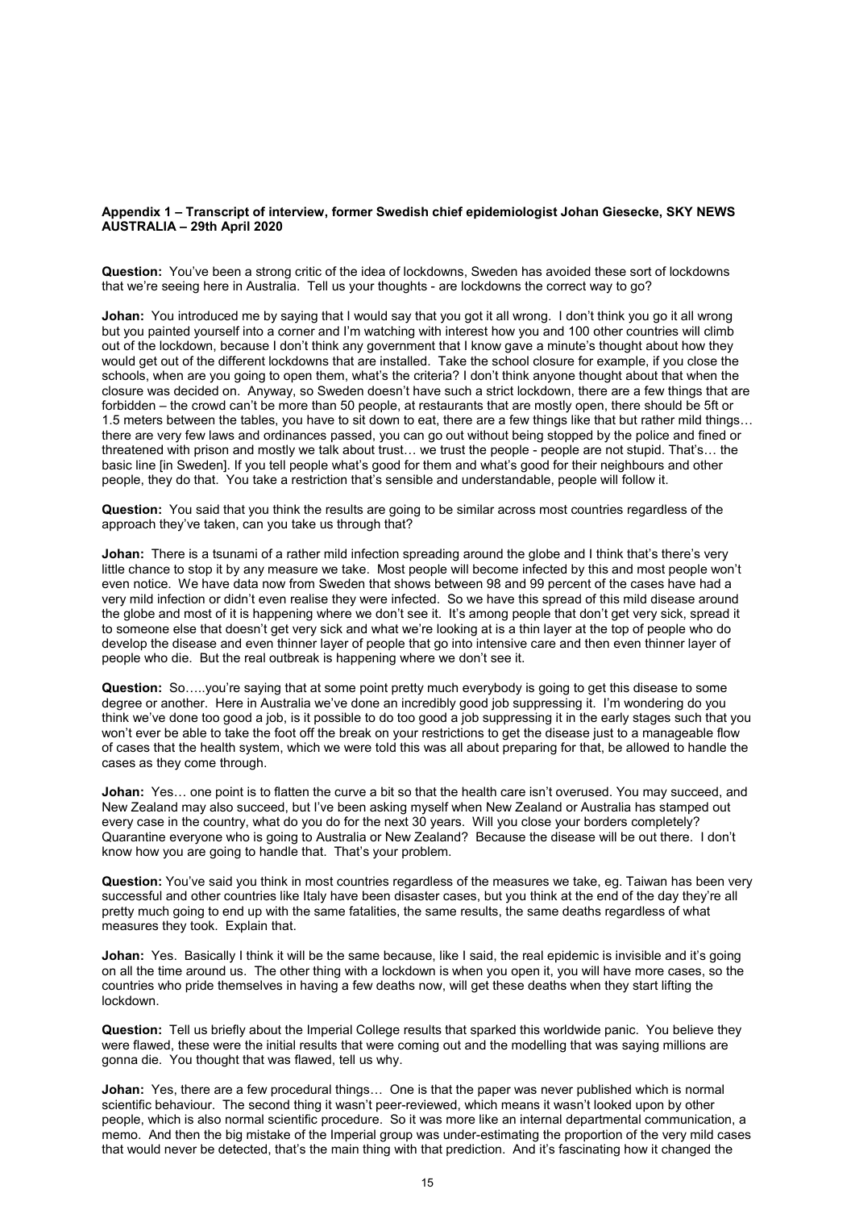**Appendix 1 – Transcript of interview, former Swedish chief epidemiologist Johan Giesecke, SKY NEWS AUSTRALIA – 29th April 2020**

**Question:** You've been a strong critic of the idea of lockdowns, Sweden has avoided these sort of lockdowns that we're seeing here in Australia. Tell us your thoughts - are lockdowns the correct way to go?

**Johan:** You introduced me by saying that I would say that you got it all wrong. I don't think you go it all wrong but you painted yourself into a corner and I'm watching with interest how you and 100 other countries will climb out of the lockdown, because I don't think any government that I know gave a minute's thought about how they would get out of the different lockdowns that are installed. Take the school closure for example, if you close the schools, when are you going to open them, what's the criteria? I don't think anyone thought about that when the closure was decided on. Anyway, so Sweden doesn't have such a strict lockdown, there are a few things that are forbidden – the crowd can't be more than 50 people, at restaurants that are mostly open, there should be 5ft or 1.5 meters between the tables, you have to sit down to eat, there are a few things like that but rather mild things… there are very few laws and ordinances passed, you can go out without being stopped by the police and fined or threatened with prison and mostly we talk about trust… we trust the people - people are not stupid. That's… the basic line [in Sweden]. If you tell people what's good for them and what's good for their neighbours and other people, they do that. You take a restriction that's sensible and understandable, people will follow it.

**Question:** You said that you think the results are going to be similar across most countries regardless of the approach they've taken, can you take us through that?

**Johan:** There is a tsunami of a rather mild infection spreading around the globe and I think that's there's very little chance to stop it by any measure we take. Most people will become infected by this and most people won't even notice. We have data now from Sweden that shows between 98 and 99 percent of the cases have had a very mild infection or didn't even realise they were infected. So we have this spread of this mild disease around the globe and most of it is happening where we don't see it. It's among people that don't get very sick, spread it to someone else that doesn't get very sick and what we're looking at is a thin layer at the top of people who do develop the disease and even thinner layer of people that go into intensive care and then even thinner layer of people who die. But the real outbreak is happening where we don't see it.

**Question:** So…..you're saying that at some point pretty much everybody is going to get this disease to some degree or another. Here in Australia we've done an incredibly good job suppressing it. I'm wondering do you think we've done too good a job, is it possible to do too good a job suppressing it in the early stages such that you won't ever be able to take the foot off the break on your restrictions to get the disease just to a manageable flow of cases that the health system, which we were told this was all about preparing for that, be allowed to handle the cases as they come through.

**Johan:** Yes… one point is to flatten the curve a bit so that the health care isn't overused. You may succeed, and New Zealand may also succeed, but I've been asking myself when New Zealand or Australia has stamped out every case in the country, what do you do for the next 30 years. Will you close your borders completely? Quarantine everyone who is going to Australia or New Zealand? Because the disease will be out there. I don't know how you are going to handle that. That's your problem.

**Question:** You've said you think in most countries regardless of the measures we take, eg. Taiwan has been very successful and other countries like Italy have been disaster cases, but you think at the end of the day they're all pretty much going to end up with the same fatalities, the same results, the same deaths regardless of what measures they took. Explain that.

**Johan:** Yes. Basically I think it will be the same because, like I said, the real epidemic is invisible and it's going on all the time around us. The other thing with a lockdown is when you open it, you will have more cases, so the countries who pride themselves in having a few deaths now, will get these deaths when they start lifting the lockdown.

**Question:** Tell us briefly about the Imperial College results that sparked this worldwide panic. You believe they were flawed, these were the initial results that were coming out and the modelling that was saying millions are gonna die. You thought that was flawed, tell us why.

**Johan:** Yes, there are a few procedural things… One is that the paper was never published which is normal scientific behaviour. The second thing it wasn't peer-reviewed, which means it wasn't looked upon by other people, which is also normal scientific procedure. So it was more like an internal departmental communication, a memo. And then the big mistake of the Imperial group was under-estimating the proportion of the very mild cases that would never be detected, that's the main thing with that prediction. And it's fascinating how it changed the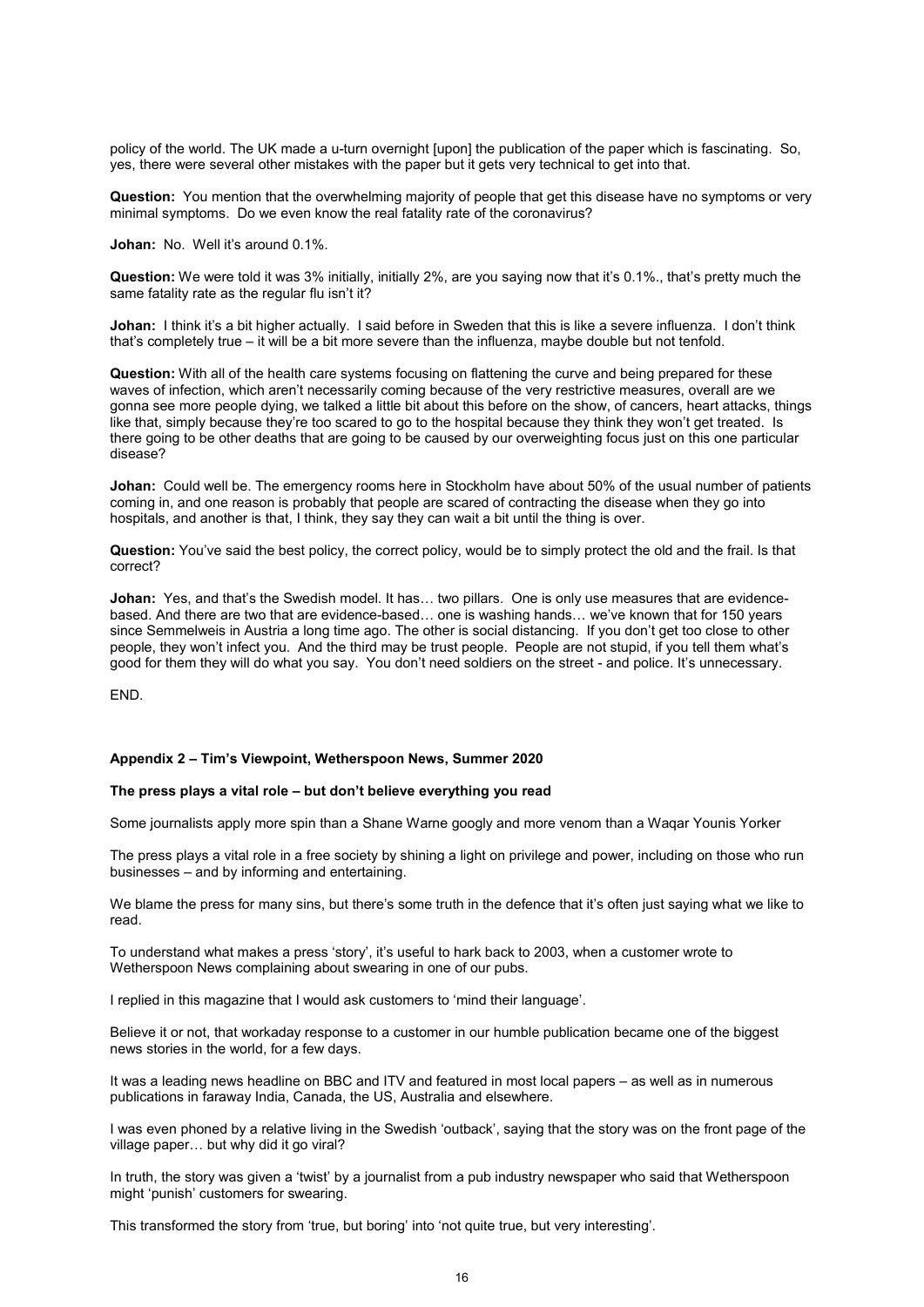policy of the world. The UK made a u-turn overnight [upon] the publication of the paper which is fascinating. So, yes, there were several other mistakes with the paper but it gets very technical to get into that.

**Question:** You mention that the overwhelming majority of people that get this disease have no symptoms or very minimal symptoms. Do we even know the real fatality rate of the coronavirus?

**Johan:** No. Well it's around 0.1%.

**Question:** We were told it was 3% initially, initially 2%, are you saying now that it's 0.1%., that's pretty much the same fatality rate as the regular flu isn't it?

**Johan:** I think it's a bit higher actually. I said before in Sweden that this is like a severe influenza. I don't think that's completely true – it will be a bit more severe than the influenza, maybe double but not tenfold.

**Question:** With all of the health care systems focusing on flattening the curve and being prepared for these waves of infection, which aren't necessarily coming because of the very restrictive measures, overall are we gonna see more people dying, we talked a little bit about this before on the show, of cancers, heart attacks, things like that, simply because they're too scared to go to the hospital because they think they won't get treated. Is there going to be other deaths that are going to be caused by our overweighting focus just on this one particular disease?

**Johan:** Could well be. The emergency rooms here in Stockholm have about 50% of the usual number of patients coming in, and one reason is probably that people are scared of contracting the disease when they go into hospitals, and another is that, I think, they say they can wait a bit until the thing is over.

**Question:** You've said the best policy, the correct policy, would be to simply protect the old and the frail. Is that correct?

**Johan:** Yes, and that's the Swedish model. It has… two pillars. One is only use measures that are evidence-based. And there are two that are evidence-based… one is washing hands… we've known that for 150 years since Semmelweis in Austria a long time ago. The other is social distancing. If you don't get too close to other people, they won't infect you. And the third may be trust people. People are not stupid, if you tell them what's good for them they will do what you say. You don't need soldiers on the street - and police. It's unnecessary.

END.

## Appendix 2 – Tim's Viewpoint, Wetherspoon News, Summer 2020

### The press plays a vital role – but don't believe everything you read

Some journalists apply more spin than a Shane Warne googly and more venom than a Waqar Younis Yorker

The press plays a vital role in a free society by shining a light on privilege and power, including on those who run businesses – and by informing and entertaining.

We blame the press for many sins, but there's some truth in the defence that it's often just saying what we like to read.

To understand what makes a press 'story', it's useful to hark back to 2003, when a customer wrote to Wetherspoon News complaining about swearing in one of our pubs.

I replied in this magazine that I would ask customers to 'mind their language'.

Believe it or not, that workaday response to a customer in our humble publication became one of the biggest news stories in the world, for a few days.

It was a leading news headline on BBC and ITV and featured in most local papers – as well as in numerous publications in faraway India, Canada, the US, Australia and elsewhere.

I was even phoned by a relative living in the Swedish 'outback', saying that the story was on the front page of the village paper… but why did it go viral?

In truth, the story was given a 'twist' by a journalist from a pub industry newspaper who said that Wetherspoon might 'punish' customers for swearing.

This transformed the story from 'true, but boring' into 'not quite true, but very interesting'.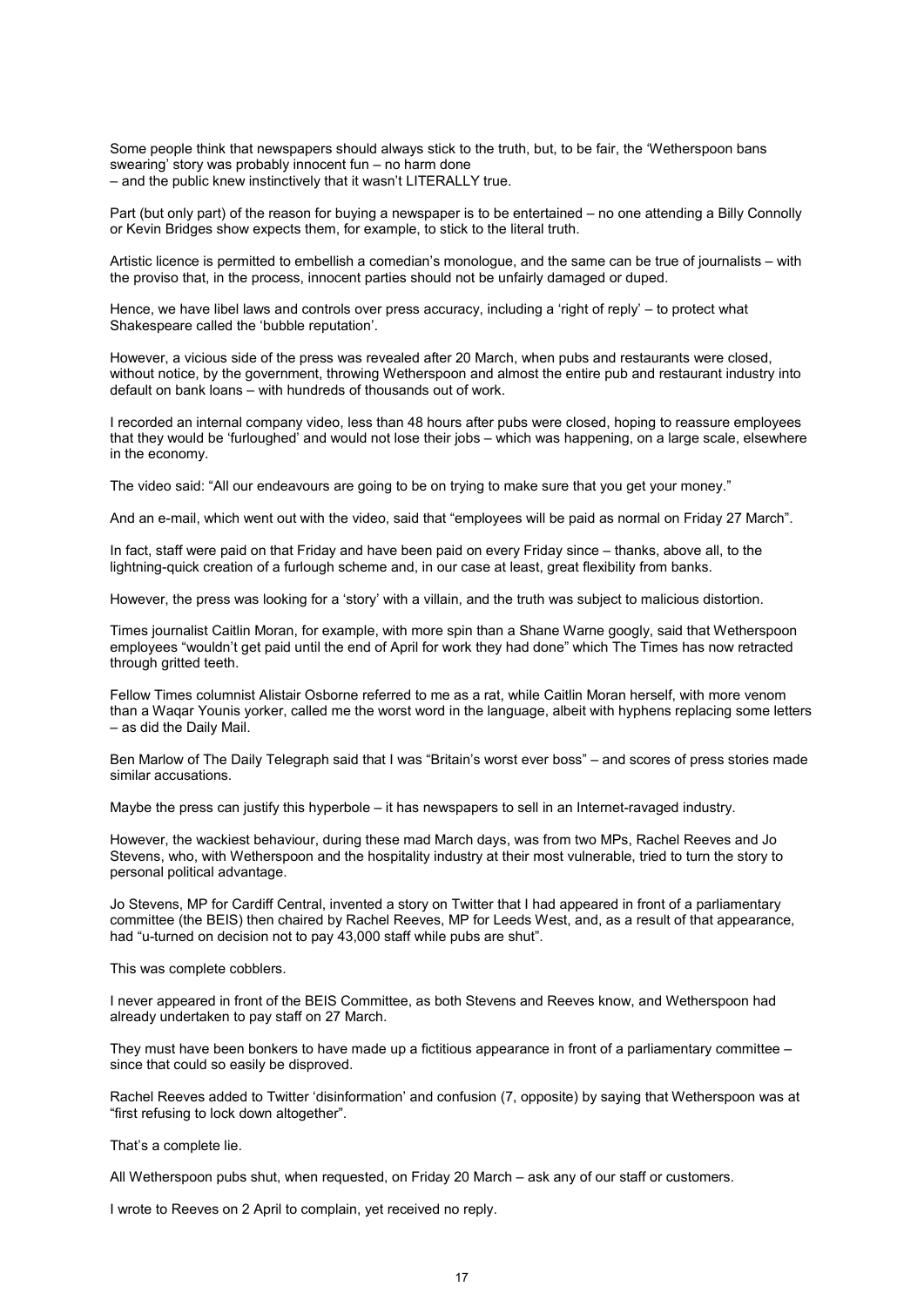Some people think that newspapers should always stick to the truth, but, to be fair, the 'Wetherspoon bans swearing' story was probably innocent fun – no harm done
– and the public knew instinctively that it wasn't LITERALLY true.

Part (but only part) of the reason for buying a newspaper is to be entertained – no one attending a Billy Connolly or Kevin Bridges show expects them, for example, to stick to the literal truth.

Artistic licence is permitted to embellish a comedian's monologue, and the same can be true of journalists – with the proviso that, in the process, innocent parties should not be unfairly damaged or duped.

Hence, we have libel laws and controls over press accuracy, including a 'right of reply' – to protect what Shakespeare called the 'bubble reputation'.

However, a vicious side of the press was revealed after 20 March, when pubs and restaurants were closed, without notice, by the government, throwing Wetherspoon and almost the entire pub and restaurant industry into default on bank loans – with hundreds of thousands out of work.

I recorded an internal company video, less than 48 hours after pubs were closed, hoping to reassure employees that they would be 'furloughed' and would not lose their jobs – which was happening, on a large scale, elsewhere in the economy.

The video said: "All our endeavours are going to be on trying to make sure that you get your money."

And an e-mail, which went out with the video, said that "employees will be paid as normal on Friday 27 March".

In fact, staff were paid on that Friday and have been paid on every Friday since – thanks, above all, to the lightning-quick creation of a furlough scheme and, in our case at least, great flexibility from banks.

However, the press was looking for a 'story' with a villain, and the truth was subject to malicious distortion.

Times journalist Caitlin Moran, for example, with more spin than a Shane Warne googly, said that Wetherspoon employees "wouldn't get paid until the end of April for work they had done" which The Times has now retracted through gritted teeth.

Fellow Times columnist Alistair Osborne referred to me as a rat, while Caitlin Moran herself, with more venom than a Waqar Younis yorker, called me the worst word in the language, albeit with hyphens replacing some letters – as did the Daily Mail.

Ben Marlow of The Daily Telegraph said that I was "Britain's worst ever boss" – and scores of press stories made similar accusations.

Maybe the press can justify this hyperbole – it has newspapers to sell in an Internet-ravaged industry.

However, the wackiest behaviour, during these mad March days, was from two MPs, Rachel Reeves and Jo Stevens, who, with Wetherspoon and the hospitality industry at their most vulnerable, tried to turn the story to personal political advantage.

Jo Stevens, MP for Cardiff Central, invented a story on Twitter that I had appeared in front of a parliamentary committee (the BEIS) then chaired by Rachel Reeves, MP for Leeds West, and, as a result of that appearance, had "u-turned on decision not to pay 43,000 staff while pubs are shut".

This was complete cobblers.

I never appeared in front of the BEIS Committee, as both Stevens and Reeves know, and Wetherspoon had already undertaken to pay staff on 27 March.

They must have been bonkers to have made up a fictitious appearance in front of a parliamentary committee – since that could so easily be disproved.

Rachel Reeves added to Twitter 'disinformation' and confusion (7, opposite) by saying that Wetherspoon was at "first refusing to lock down altogether".

That's a complete lie.

All Wetherspoon pubs shut, when requested, on Friday 20 March – ask any of our staff or customers.

I wrote to Reeves on 2 April to complain, yet received no reply.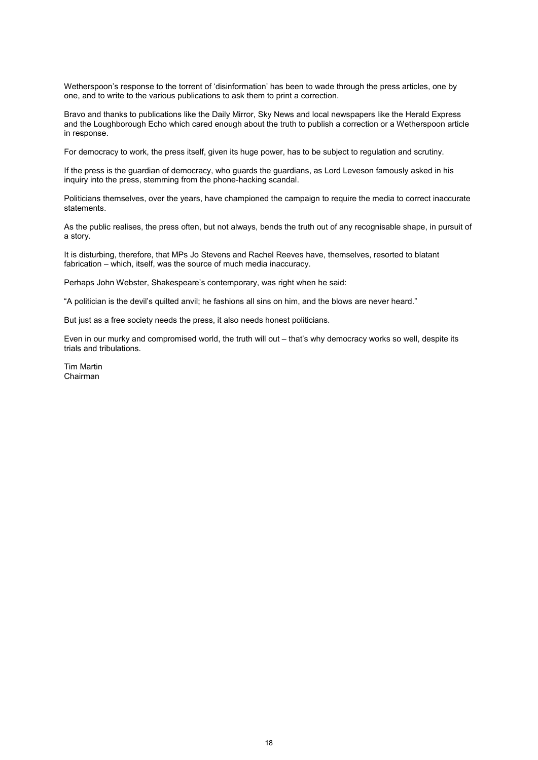Wetherspoon's response to the torrent of 'disinformation' has been to wade through the press articles, one by one, and to write to the various publications to ask them to print a correction.

Bravo and thanks to publications like the Daily Mirror, Sky News and local newspapers like the Herald Express and the Loughborough Echo which cared enough about the truth to publish a correction or a Wetherspoon article in response.

For democracy to work, the press itself, given its huge power, has to be subject to regulation and scrutiny.

If the press is the guardian of democracy, who guards the guardians, as Lord Leveson famously asked in his inquiry into the press, stemming from the phone-hacking scandal.

Politicians themselves, over the years, have championed the campaign to require the media to correct inaccurate statements.

As the public realises, the press often, but not always, bends the truth out of any recognisable shape, in pursuit of a story.

It is disturbing, therefore, that MPs Jo Stevens and Rachel Reeves have, themselves, resorted to blatant fabrication – which, itself, was the source of much media inaccuracy.

Perhaps John Webster, Shakespeare's contemporary, was right when he said:

"A politician is the devil's quilted anvil; he fashions all sins on him, and the blows are never heard."

But just as a free society needs the press, it also needs honest politicians.

Even in our murky and compromised world, the truth will out – that's why democracy works so well, despite its trials and tribulations.

Tim Martin
Chairman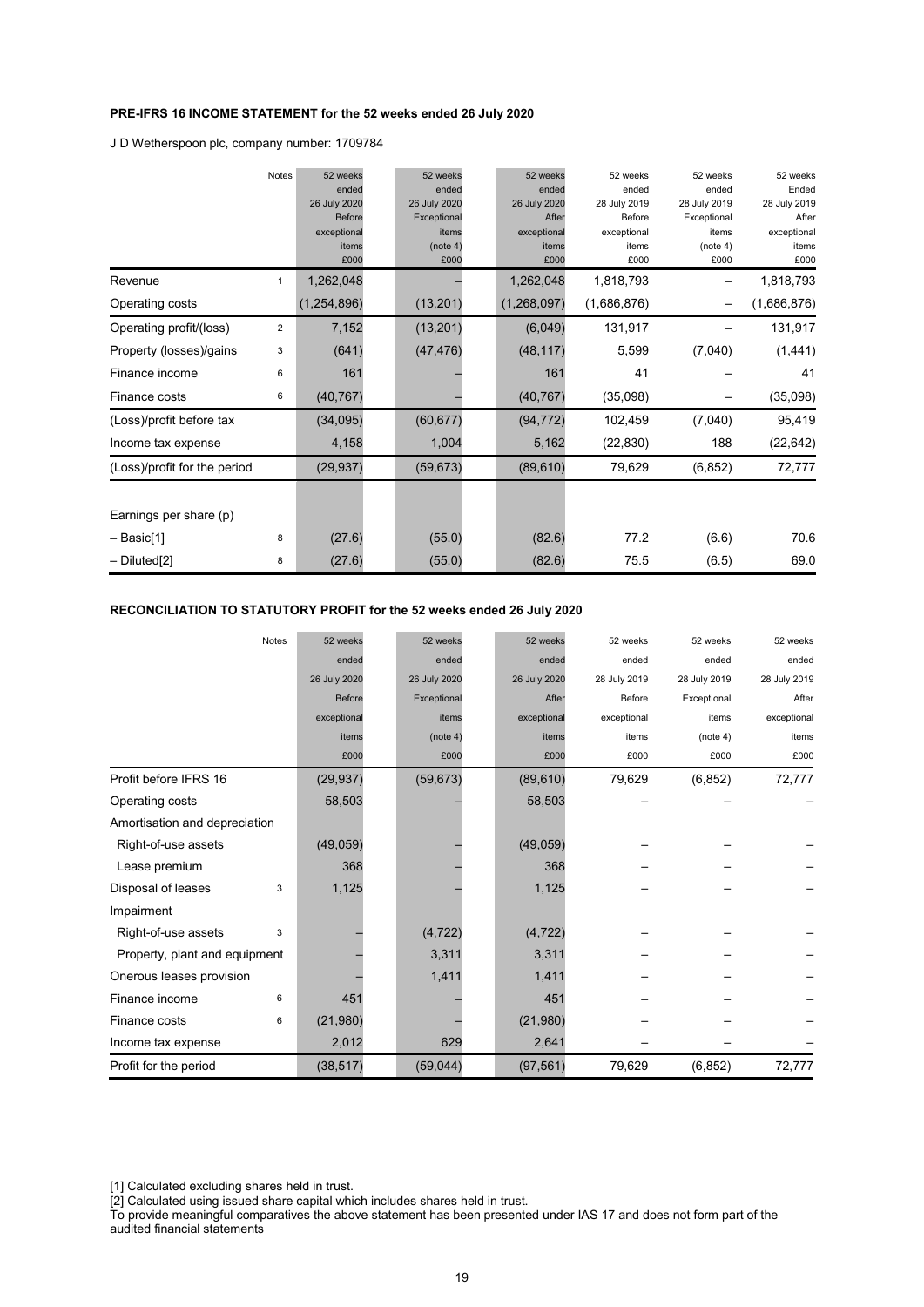**PRE-IFRS 16 INCOME STATEMENT for the 52 weeks ended 26 July 2020**

J D Wetherspoon plc, company number: 1709784

| | Notes | 52 weeks ended 26 July 2020 Before exceptional items £000 | 52 weeks ended 26 July 2020 Exceptional items (note 4) £000 | 52 weeks ended 26 July 2020 After exceptional items £000 | 52 weeks ended 28 July 2019 Before exceptional items £000 | 52 weeks ended 28 July 2019 Exceptional items (note 4) £000 | 52 weeks Ended 28 July 2019 After exceptional items £000 |
|---|---|---|---|---|---|---|---|
| Revenue | 1 | 1,262,048 | – | 1,262,048 | 1,818,793 | – | 1,818,793 |
| Operating costs | | (1,254,896) | (13,201) | (1,268,097) | (1,686,876) | – | (1,686,876) |
| Operating profit/(loss) | 2 | 7,152 | (13,201) | (6,049) | 131,917 | – | 131,917 |
| Property (losses)/gains | 3 | (641) | (47,476) | (48,117) | 5,599 | (7,040) | (1,441) |
| Finance income | 6 | 161 | – | 161 | 41 | – | 41 |
| Finance costs | 6 | (40,767) | – | (40,767) | (35,098) | – | (35,098) |
| (Loss)/profit before tax | | (34,095) | (60,677) | (94,772) | 102,459 | (7,040) | 95,419 |
| Income tax expense | | 4,158 | 1,004 | 5,162 | (22,830) | 188 | (22,642) |
| (Loss)/profit for the period | | (29,937) | (59,673) | (89,610) | 79,629 | (6,852) | 72,777 |
| | | | | | | | |
| Earnings per share (p) | | | | | | | |
| – Basic[1] | 8 | (27.6) | (55.0) | (82.6) | 77.2 | (6.6) | 70.6 |
| – Diluted[2] | 8 | (27.6) | (55.0) | (82.6) | 75.5 | (6.5) | 69.0 |

**RECONCILIATION TO STATUTORY PROFIT for the 52 weeks ended 26 July 2020**

| | Notes | 52 weeks ended 26 July 2020 Before exceptional items £000 | 52 weeks ended 26 July 2020 Exceptional items (note 4) £000 | 52 weeks ended 26 July 2020 After exceptional items £000 | 52 weeks ended 28 July 2019 Before exceptional items £000 | 52 weeks ended 28 July 2019 Exceptional items (note 4) £000 | 52 weeks ended 28 July 2019 After exceptional items £000 |
|---|---|---|---|---|---|---|---|
| Profit before IFRS 16 | | (29,937) | (59,673) | (89,610) | 79,629 | (6,852) | 72,777 |
| Operating costs | | 58,503 | | 58,503 | – | – | – |
| Amortisation and depreciation | | | | | | | |
| Right-of-use assets | | (49,059) | – | (49,059) | – | – | – |
| Lease premium | | 368 | – | 368 | – | – | – |
| Disposal of leases | 3 | 1,125 | – | 1,125 | – | – | – |
| Impairment | | | | | | | |
| Right-of-use assets | 3 | – | (4,722) | (4,722) | – | – | – |
| Property, plant and equipment | | – | 3,311 | 3,311 | – | – | – |
| Onerous leases provision | | – | 1,411 | 1,411 | – | – | – |
| Finance income | 6 | 451 | – | 451 | – | – | – |
| Finance costs | 6 | (21,980) | – | (21,980) | – | – | – |
| Income tax expense | | 2,012 | 629 | 2,641 | – | – | – |
| Profit for the period | | (38,517) | (59,044) | (97,561) | 79,629 | (6,852) | 72,777 |

[1] Calculated excluding shares held in trust.

[2] Calculated using issued share capital which includes shares held in trust.

To provide meaningful comparatives the above statement has been presented under IAS 17 and does not form part of the audited financial statements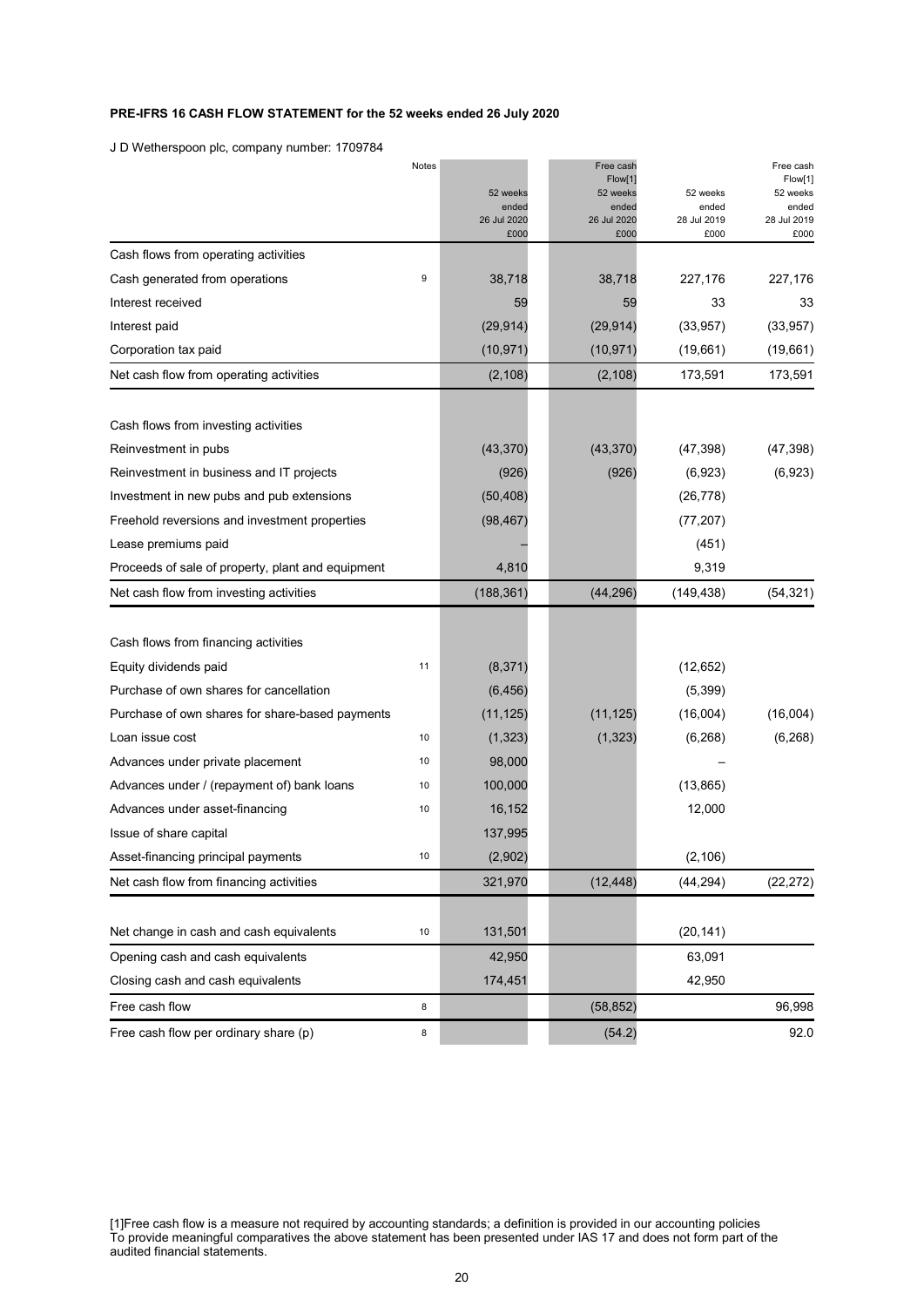**PRE-IFRS 16 CASH FLOW STATEMENT for the 52 weeks ended 26 July 2020**

J D Wetherspoon plc, company number: 1709784

| | Notes | 52 weeks ended 26 Jul 2020 £000 | Free cash Flow[1] 52 weeks ended 26 Jul 2020 £000 | 52 weeks ended 28 Jul 2019 £000 | Free cash Flow[1] 52 weeks ended 28 Jul 2019 £000 |
|---|---|---|---|---|---|
| Cash flows from operating activities | | | | | |
| Cash generated from operations | 9 | 38,718 | 38,718 | 227,176 | 227,176 |
| Interest received | | 59 | 59 | 33 | 33 |
| Interest paid | | (29,914) | (29,914) | (33,957) | (33,957) |
| Corporation tax paid | | (10,971) | (10,971) | (19,661) | (19,661) |
| Net cash flow from operating activities | | (2,108) | (2,108) | 173,591 | 173,591 |
| | | | | | |
| Cash flows from investing activities | | | | | |
| Reinvestment in pubs | | (43,370) | (43,370) | (47,398) | (47,398) |
| Reinvestment in business and IT projects | | (926) | (926) | (6,923) | (6,923) |
| Investment in new pubs and pub extensions | | (50,408) | | (26,778) | |
| Freehold reversions and investment properties | | (98,467) | | (77,207) | |
| Lease premiums paid | | – | | (451) | |
| Proceeds of sale of property, plant and equipment | | 4,810 | | 9,319 | |
| Net cash flow from investing activities | | (188,361) | (44,296) | (149,438) | (54,321) |
| | | | | | |
| Cash flows from financing activities | | | | | |
| Equity dividends paid | 11 | (8,371) | | (12,652) | |
| Purchase of own shares for cancellation | | (6,456) | | (5,399) | |
| Purchase of own shares for share-based payments | | (11,125) | (11,125) | (16,004) | (16,004) |
| Loan issue cost | 10 | (1,323) | (1,323) | (6,268) | (6,268) |
| Advances under private placement | 10 | 98,000 | | – | |
| Advances under / (repayment of) bank loans | 10 | 100,000 | | (13,865) | |
| Advances under asset-financing | 10 | 16,152 | | 12,000 | |
| Issue of share capital | | 137,995 | | | |
| Asset-financing principal payments | 10 | (2,902) | | (2,106) | |
| Net cash flow from financing activities | | 321,970 | (12,448) | (44,294) | (22,272) |
| | | | | | |
| Net change in cash and cash equivalents | 10 | 131,501 | | (20,141) | |
| Opening cash and cash equivalents | | 42,950 | | 63,091 | |
| Closing cash and cash equivalents | | 174,451 | | 42,950 | |
| Free cash flow | 8 | | (58,852) | | 96,998 |
| Free cash flow per ordinary share (p) | 8 | | (54.2) | | 92.0 |

[1]Free cash flow is a measure not required by accounting standards; a definition is provided in our accounting policies
To provide meaningful comparatives the above statement has been presented under IAS 17 and does not form part of the audited financial statements.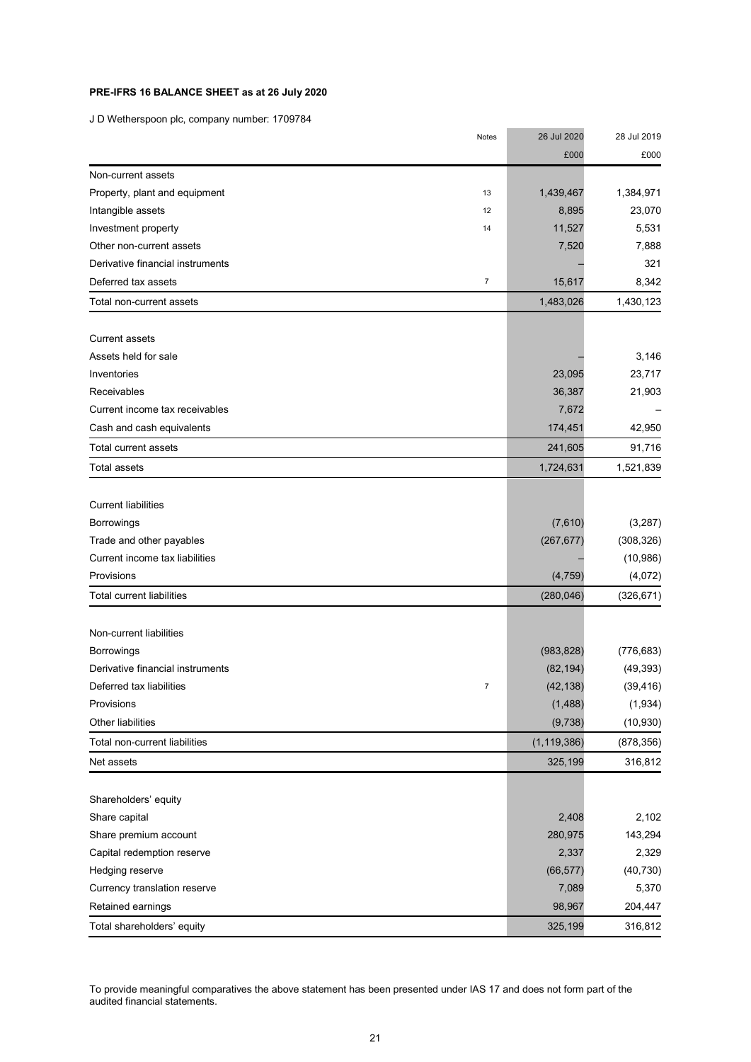**PRE-IFRS 16 BALANCE SHEET as at 26 July 2020**

J D Wetherspoon plc, company number: 1709784

| | Notes | 26 Jul 2020 | 28 Jul 2019 |
|---|---|---|---|
| | | £000 | £000 |
| Non-current assets | | | |
| Property, plant and equipment | 13 | 1,439,467 | 1,384,971 |
| Intangible assets | 12 | 8,895 | 23,070 |
| Investment property | 14 | 11,527 | 5,531 |
| Other non-current assets | | 7,520 | 7,888 |
| Derivative financial instruments | | – | 321 |
| Deferred tax assets | 7 | 15,617 | 8,342 |
| Total non-current assets | | 1,483,026 | 1,430,123 |
| Current assets | | | |
| Assets held for sale | | – | 3,146 |
| Inventories | | 23,095 | 23,717 |
| Receivables | | 36,387 | 21,903 |
| Current income tax receivables | | 7,672 | – |
| Cash and cash equivalents | | 174,451 | 42,950 |
| Total current assets | | 241,605 | 91,716 |
| Total assets | | 1,724,631 | 1,521,839 |
| Current liabilities | | | |
| Borrowings | | (7,610) | (3,287) |
| Trade and other payables | | (267,677) | (308,326) |
| Current income tax liabilities | | – | (10,986) |
| Provisions | | (4,759) | (4,072) |
| Total current liabilities | | (280,046) | (326,671) |
| Non-current liabilities | | | |
| Borrowings | | (983,828) | (776,683) |
| Derivative financial instruments | | (82,194) | (49,393) |
| Deferred tax liabilities | 7 | (42,138) | (39,416) |
| Provisions | | (1,488) | (1,934) |
| Other liabilities | | (9,738) | (10,930) |
| Total non-current liabilities | | (1,119,386) | (878,356) |
| Net assets | | 325,199 | 316,812 |
| Shareholders' equity | | | |
| Share capital | | 2,408 | 2,102 |
| Share premium account | | 280,975 | 143,294 |
| Capital redemption reserve | | 2,337 | 2,329 |
| Hedging reserve | | (66,577) | (40,730) |
| Currency translation reserve | | 7,089 | 5,370 |
| Retained earnings | | 98,967 | 204,447 |
| Total shareholders' equity | | 325,199 | 316,812 |

To provide meaningful comparatives the above statement has been presented under IAS 17 and does not form part of the audited financial statements.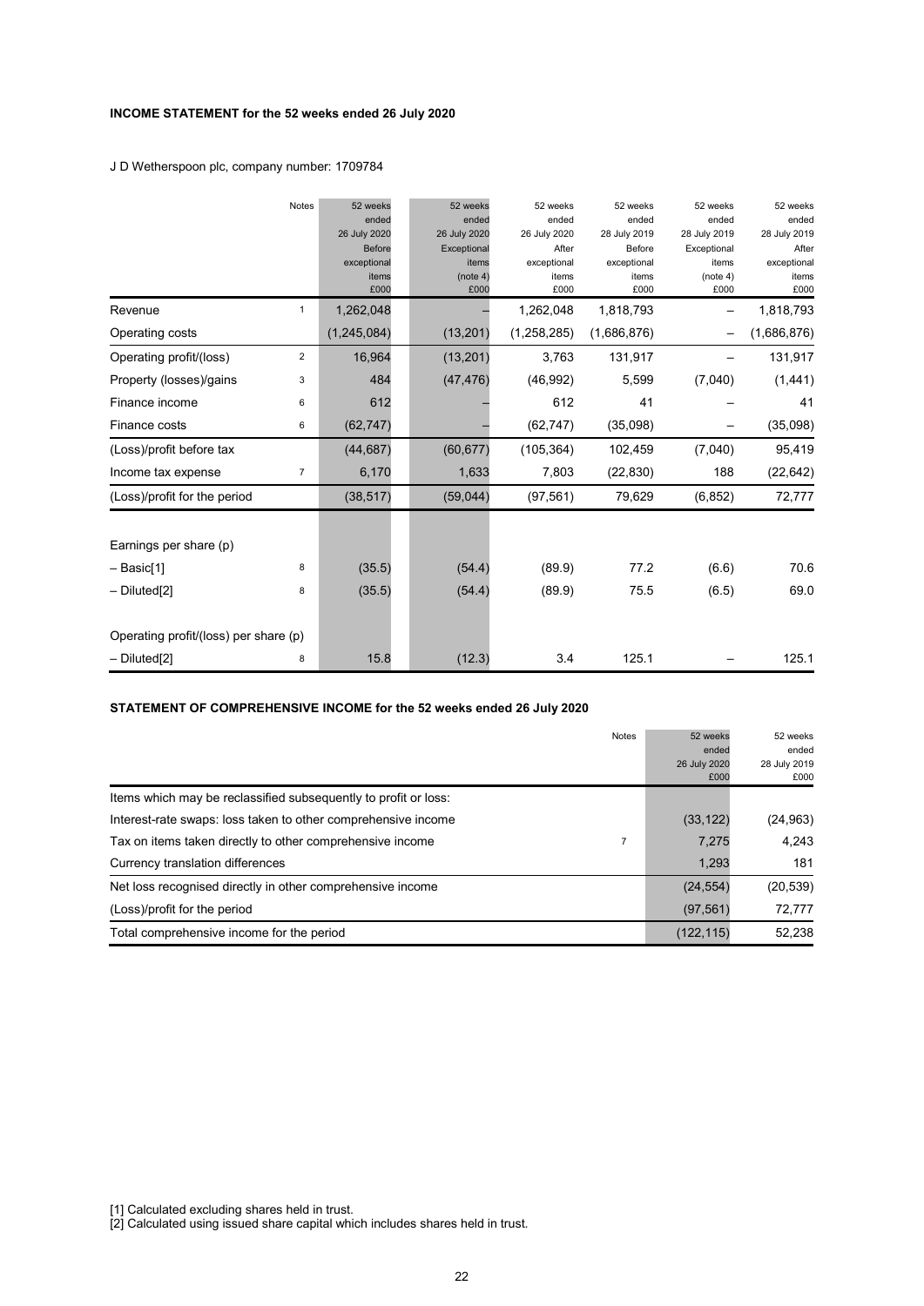**INCOME STATEMENT for the 52 weeks ended 26 July 2020**

J D Wetherspoon plc, company number: 1709784

| | Notes | 52 weeks ended 26 July 2020 Before exceptional items £000 | 52 weeks ended 26 July 2020 Exceptional items (note 4) £000 | 52 weeks ended 26 July 2020 After exceptional items £000 | 52 weeks ended 28 July 2019 Before exceptional items £000 | 52 weeks ended 28 July 2019 Exceptional items (note 4) £000 | 52 weeks ended 28 July 2019 After exceptional items £000 |
|---|---|---|---|---|---|---|---|
| Revenue | 1 | 1,262,048 | – | 1,262,048 | 1,818,793 | – | 1,818,793 |
| Operating costs | | (1,245,084) | (13,201) | (1,258,285) | (1,686,876) | – | (1,686,876) |
| Operating profit/(loss) | 2 | 16,964 | (13,201) | 3,763 | 131,917 | – | 131,917 |
| Property (losses)/gains | 3 | 484 | (47,476) | (46,992) | 5,599 | (7,040) | (1,441) |
| Finance income | 6 | 612 | – | 612 | 41 | – | 41 |
| Finance costs | 6 | (62,747) | – | (62,747) | (35,098) | – | (35,098) |
| (Loss)/profit before tax | | (44,687) | (60,677) | (105,364) | 102,459 | (7,040) | 95,419 |
| Income tax expense | 7 | 6,170 | 1,633 | 7,803 | (22,830) | 188 | (22,642) |
| (Loss)/profit for the period | | (38,517) | (59,044) | (97,561) | 79,629 | (6,852) | 72,777 |
| | | | | | | | |
| Earnings per share (p) | | | | | | | |
| – Basic[1] | 8 | (35.5) | (54.4) | (89.9) | 77.2 | (6.6) | 70.6 |
| – Diluted[2] | 8 | (35.5) | (54.4) | (89.9) | 75.5 | (6.5) | 69.0 |
| | | | | | | | |
| Operating profit/(loss) per share (p) | | | | | | | |
| – Diluted[2] | 8 | 15.8 | (12.3) | 3.4 | 125.1 | – | 125.1 |

**STATEMENT OF COMPREHENSIVE INCOME for the 52 weeks ended 26 July 2020**

| | Notes | 52 weeks ended 26 July 2020 £000 | 52 weeks ended 28 July 2019 £000 |
|---|---|---|---|
| Items which may be reclassified subsequently to profit or loss: | | | |
| Interest-rate swaps: loss taken to other comprehensive income | | (33,122) | (24,963) |
| Tax on items taken directly to other comprehensive income | 7 | 7,275 | 4,243 |
| Currency translation differences | | 1,293 | 181 |
| Net loss recognised directly in other comprehensive income | | (24,554) | (20,539) |
| (Loss)/profit for the period | | (97,561) | 72,777 |
| Total comprehensive income for the period | | (122,115) | 52,238 |

[1] Calculated excluding shares held in trust.
[2] Calculated using issued share capital which includes shares held in trust.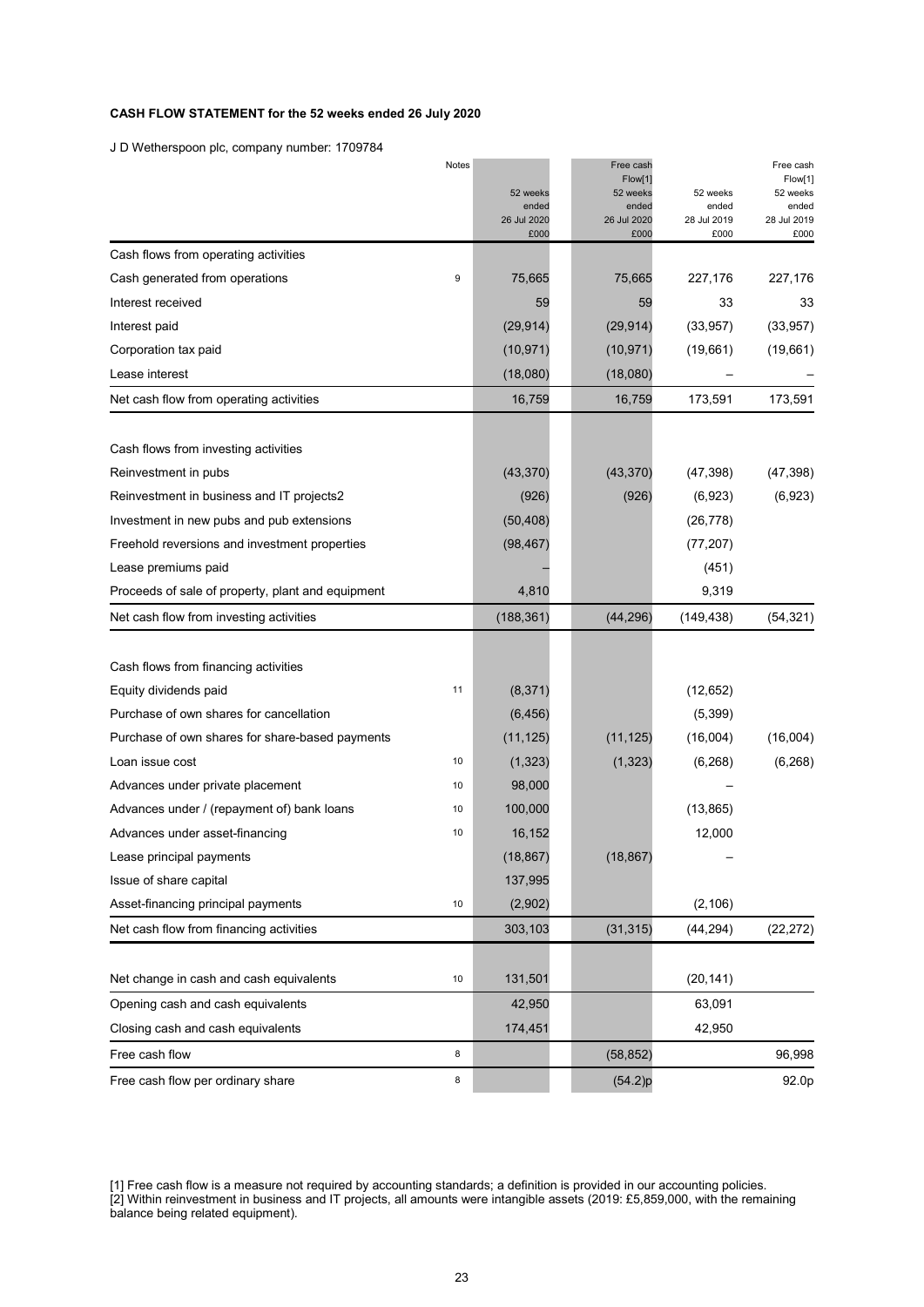**CASH FLOW STATEMENT for the 52 weeks ended 26 July 2020**

J D Wetherspoon plc, company number: 1709784

| | Notes | 52 weeks ended 26 Jul 2020 £000 | Free cash Flow[1] 52 weeks ended 26 Jul 2020 £000 | 52 weeks ended 28 Jul 2019 £000 | Free cash Flow[1] 52 weeks ended 28 Jul 2019 £000 |
|---|---|---|---|---|---|
| Cash flows from operating activities | | | | | |
| Cash generated from operations | 9 | 75,665 | 75,665 | 227,176 | 227,176 |
| Interest received | | 59 | 59 | 33 | 33 |
| Interest paid | | (29,914) | (29,914) | (33,957) | (33,957) |
| Corporation tax paid | | (10,971) | (10,971) | (19,661) | (19,661) |
| Lease interest | | (18,080) | (18,080) | – | – |
| Net cash flow from operating activities | | 16,759 | 16,759 | 173,591 | 173,591 |
| | | | | | |
| Cash flows from investing activities | | | | | |
| Reinvestment in pubs | | (43,370) | (43,370) | (47,398) | (47,398) |
| Reinvestment in business and IT projects2 | | (926) | (926) | (6,923) | (6,923) |
| Investment in new pubs and pub extensions | | (50,408) | | (26,778) | |
| Freehold reversions and investment properties | | (98,467) | | (77,207) | |
| Lease premiums paid | | – | | (451) | |
| Proceeds of sale of property, plant and equipment | | 4,810 | | 9,319 | |
| Net cash flow from investing activities | | (188,361) | (44,296) | (149,438) | (54,321) |
| | | | | | |
| Cash flows from financing activities | | | | | |
| Equity dividends paid | 11 | (8,371) | | (12,652) | |
| Purchase of own shares for cancellation | | (6,456) | | (5,399) | |
| Purchase of own shares for share-based payments | | (11,125) | (11,125) | (16,004) | (16,004) |
| Loan issue cost | 10 | (1,323) | (1,323) | (6,268) | (6,268) |
| Advances under private placement | 10 | 98,000 | | – | |
| Advances under / (repayment of) bank loans | 10 | 100,000 | | (13,865) | |
| Advances under asset-financing | 10 | 16,152 | | 12,000 | |
| Lease principal payments | | (18,867) | (18,867) | – | |
| Issue of share capital | | 137,995 | | | |
| Asset-financing principal payments | 10 | (2,902) | | (2,106) | |
| Net cash flow from financing activities | | 303,103 | (31,315) | (44,294) | (22,272) |
| | | | | | |
| Net change in cash and cash equivalents | 10 | 131,501 | | (20,141) | |
| Opening cash and cash equivalents | | 42,950 | | 63,091 | |
| Closing cash and cash equivalents | | 174,451 | | 42,950 | |
| Free cash flow | 8 | | (58,852) | | 96,998 |
| Free cash flow per ordinary share | 8 | | (54.2)p | | 92.0p |

[1] Free cash flow is a measure not required by accounting standards; a definition is provided in our accounting policies.
[2] Within reinvestment in business and IT projects, all amounts were intangible assets (2019: £5,859,000, with the remaining balance being related equipment).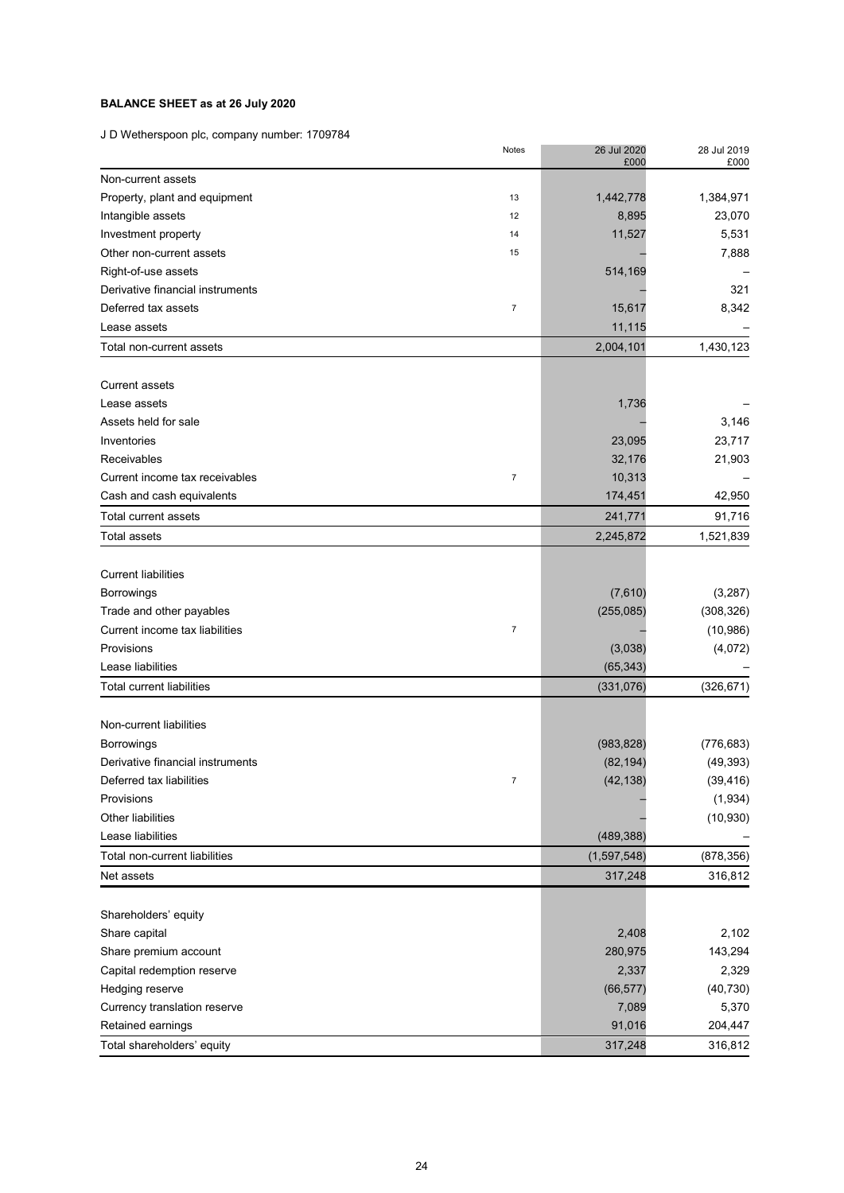**BALANCE SHEET as at 26 July 2020**

J D Wetherspoon plc, company number: 1709784

| | Notes | 26 Jul 2020 £000 | 28 Jul 2019 £000 |
|---|---|---|---|
| Non-current assets | | | |
| Property, plant and equipment | 13 | 1,442,778 | 1,384,971 |
| Intangible assets | 12 | 8,895 | 23,070 |
| Investment property | 14 | 11,527 | 5,531 |
| Other non-current assets | 15 | – | 7,888 |
| Right-of-use assets | | 514,169 | – |
| Derivative financial instruments | | – | 321 |
| Deferred tax assets | 7 | 15,617 | 8,342 |
| Lease assets | | 11,115 | – |
| Total non-current assets | | 2,004,101 | 1,430,123 |
| | | | |
| Current assets | | | |
| Lease assets | | 1,736 | – |
| Assets held for sale | | – | 3,146 |
| Inventories | | 23,095 | 23,717 |
| Receivables | | 32,176 | 21,903 |
| Current income tax receivables | 7 | 10,313 | – |
| Cash and cash equivalents | | 174,451 | 42,950 |
| Total current assets | | 241,771 | 91,716 |
| Total assets | | 2,245,872 | 1,521,839 |
| | | | |
| Current liabilities | | | |
| Borrowings | | (7,610) | (3,287) |
| Trade and other payables | | (255,085) | (308,326) |
| Current income tax liabilities | 7 | – | (10,986) |
| Provisions | | (3,038) | (4,072) |
| Lease liabilities | | (65,343) | – |
| Total current liabilities | | (331,076) | (326,671) |
| | | | |
| Non-current liabilities | | | |
| Borrowings | | (983,828) | (776,683) |
| Derivative financial instruments | | (82,194) | (49,393) |
| Deferred tax liabilities | 7 | (42,138) | (39,416) |
| Provisions | | – | (1,934) |
| Other liabilities | | – | (10,930) |
| Lease liabilities | | (489,388) | – |
| Total non-current liabilities | | (1,597,548) | (878,356) |
| Net assets | | 317,248 | 316,812 |
| | | | |
| Shareholders' equity | | | |
| Share capital | | 2,408 | 2,102 |
| Share premium account | | 280,975 | 143,294 |
| Capital redemption reserve | | 2,337 | 2,329 |
| Hedging reserve | | (66,577) | (40,730) |
| Currency translation reserve | | 7,089 | 5,370 |
| Retained earnings | | 91,016 | 204,447 |
| Total shareholders' equity | | 317,248 | 316,812 |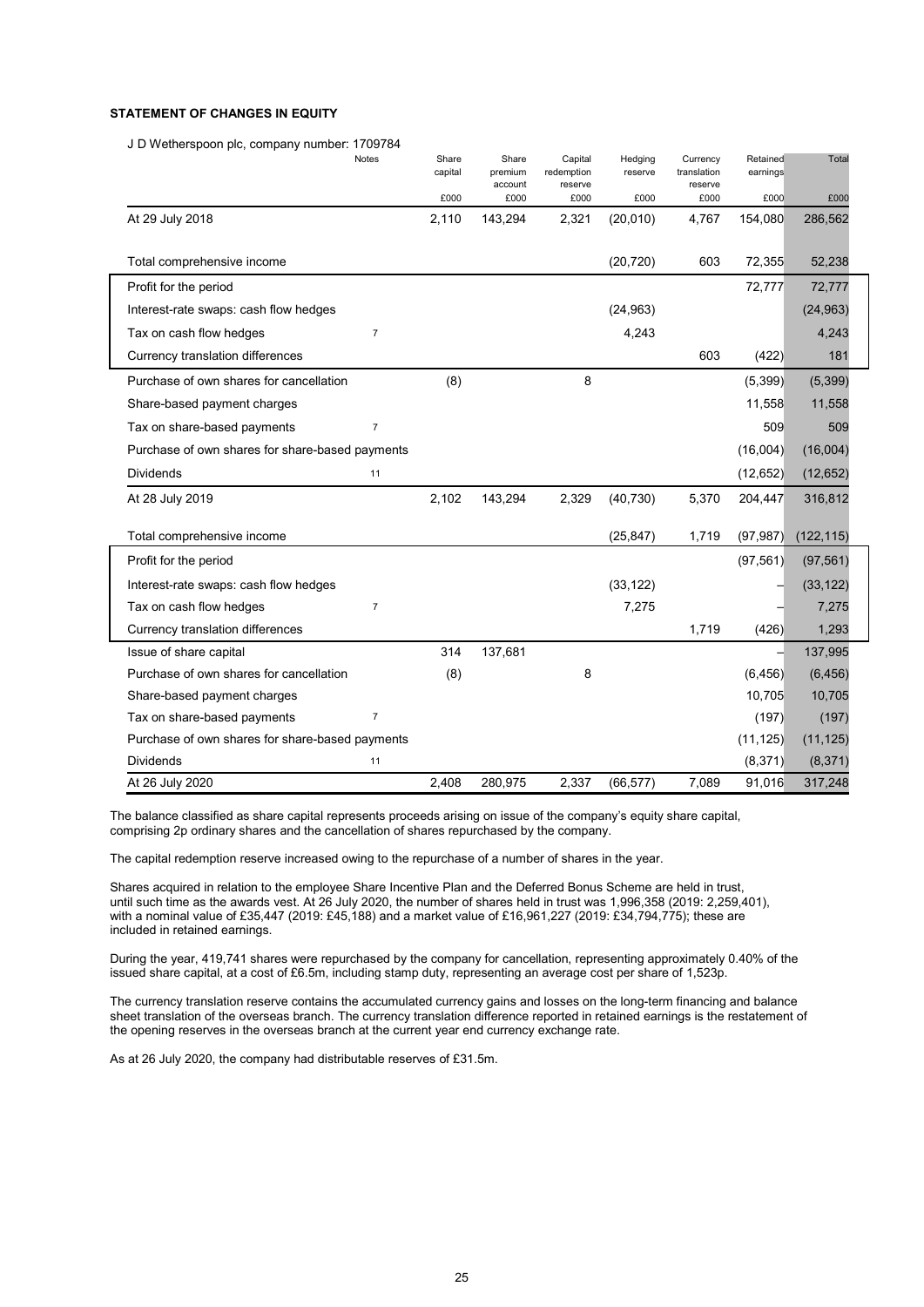**STATEMENT OF CHANGES IN EQUITY**

J D Wetherspoon plc, company number: 1709784

| | Notes | Share capital | Share premium account | Capital redemption reserve | Hedging reserve | Currency translation reserve | Retained earnings | Total |
|---|---|---|---|---|---|---|---|---|
| | | £000 | £000 | £000 | £000 | £000 | £000 | £000 |
| At 29 July 2018 | | 2,110 | 143,294 | 2,321 | (20,010) | 4,767 | 154,080 | 286,562 |
| Total comprehensive income | | | | | (20,720) | 603 | 72,355 | 52,238 |
| Profit for the period | | | | | | | 72,777 | 72,777 |
| Interest-rate swaps: cash flow hedges | | | | | (24,963) | | | (24,963) |
| Tax on cash flow hedges | 7 | | | | 4,243 | | | 4,243 |
| Currency translation differences | | | | | | 603 | (422) | 181 |
| Purchase of own shares for cancellation | | (8) | | 8 | | | (5,399) | (5,399) |
| Share-based payment charges | | | | | | | 11,558 | 11,558 |
| Tax on share-based payments | 7 | | | | | | 509 | 509 |
| Purchase of own shares for share-based payments | | | | | | | (16,004) | (16,004) |
| Dividends | 11 | | | | | | (12,652) | (12,652) |
| At 28 July 2019 | | 2,102 | 143,294 | 2,329 | (40,730) | 5,370 | 204,447 | 316,812 |
| Total comprehensive income | | | | | (25,847) | 1,719 | (97,987) | (122,115) |
| Profit for the period | | | | | | | (97,561) | (97,561) |
| Interest-rate swaps: cash flow hedges | | | | | (33,122) | | – | (33,122) |
| Tax on cash flow hedges | 7 | | | | 7,275 | | – | 7,275 |
| Currency translation differences | | | | | | 1,719 | (426) | 1,293 |
| Issue of share capital | | 314 | 137,681 | | | | – | 137,995 |
| Purchase of own shares for cancellation | | (8) | | 8 | | | (6,456) | (6,456) |
| Share-based payment charges | | | | | | | 10,705 | 10,705 |
| Tax on share-based payments | 7 | | | | | | (197) | (197) |
| Purchase of own shares for share-based payments | | | | | | | (11,125) | (11,125) |
| Dividends | 11 | | | | | | (8,371) | (8,371) |
| At 26 July 2020 | | 2,408 | 280,975 | 2,337 | (66,577) | 7,089 | 91,016 | 317,248 |

The balance classified as share capital represents proceeds arising on issue of the company's equity share capital, comprising 2p ordinary shares and the cancellation of shares repurchased by the company.

The capital redemption reserve increased owing to the repurchase of a number of shares in the year.

Shares acquired in relation to the employee Share Incentive Plan and the Deferred Bonus Scheme are held in trust, until such time as the awards vest. At 26 July 2020, the number of shares held in trust was 1,996,358 (2019: 2,259,401), with a nominal value of £35,447 (2019: £45,188) and a market value of £16,961,227 (2019: £34,794,775); these are included in retained earnings.

During the year, 419,741 shares were repurchased by the company for cancellation, representing approximately 0.40% of the issued share capital, at a cost of £6.5m, including stamp duty, representing an average cost per share of 1,523p.

The currency translation reserve contains the accumulated currency gains and losses on the long-term financing and balance sheet translation of the overseas branch. The currency translation difference reported in retained earnings is the restatement of the opening reserves in the overseas branch at the current year end currency exchange rate.

As at 26 July 2020, the company had distributable reserves of £31.5m.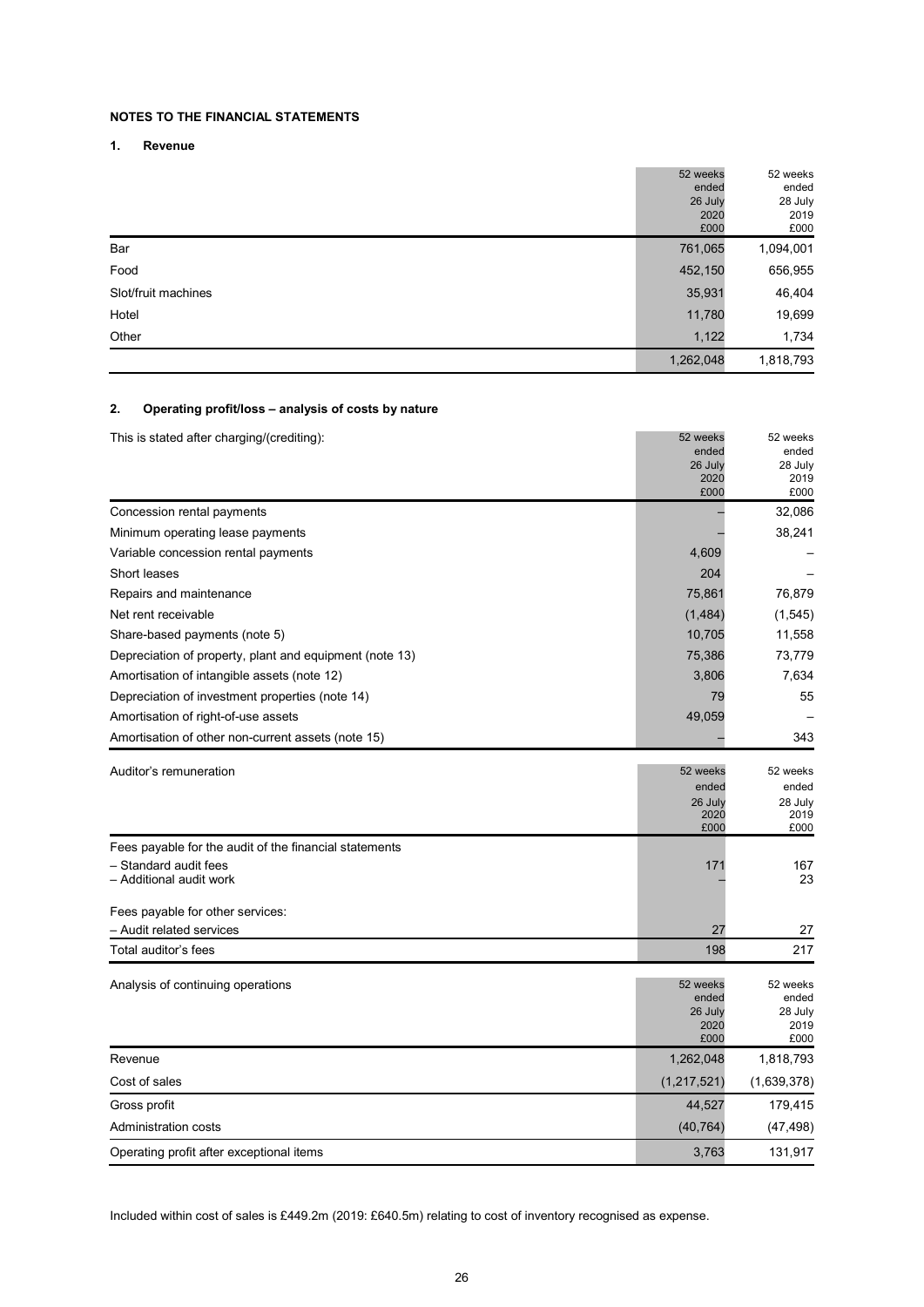## NOTES TO THE FINANCIAL STATEMENTS

### 1. Revenue

| | 52 weeks ended 26 July 2020 £000 | 52 weeks ended 28 July 2019 £000 |
|---|---|---|
| Bar | 761,065 | 1,094,001 |
| Food | 452,150 | 656,955 |
| Slot/fruit machines | 35,931 | 46,404 |
| Hotel | 11,780 | 19,699 |
| Other | 1,122 | 1,734 |
| | 1,262,048 | 1,818,793 |

### 2. Operating profit/loss – analysis of costs by nature

| This is stated after charging/(crediting): | 52 weeks ended 26 July 2020 £000 | 52 weeks ended 28 July 2019 £000 |
|---|---|---|
| Concession rental payments | – | 32,086 |
| Minimum operating lease payments | – | 38,241 |
| Variable concession rental payments | 4,609 | – |
| Short leases | 204 | – |
| Repairs and maintenance | 75,861 | 76,879 |
| Net rent receivable | (1,484) | (1,545) |
| Share-based payments (note 5) | 10,705 | 11,558 |
| Depreciation of property, plant and equipment (note 13) | 75,386 | 73,779 |
| Amortisation of intangible assets (note 12) | 3,806 | 7,634 |
| Depreciation of investment properties (note 14) | 79 | 55 |
| Amortisation of right-of-use assets | 49,059 | – |
| Amortisation of other non-current assets (note 15) | – | 343 |

| Auditor's remuneration | 52 weeks ended 26 July 2020 £000 | 52 weeks ended 28 July 2019 £000 |
|---|---|---|
| Fees payable for the audit of the financial statements | | |
| – Standard audit fees | 171 | 167 |
| – Additional audit work | – | 23 |
| Fees payable for other services: | | |
| – Audit related services | 27 | 27 |
| Total auditor's fees | 198 | 217 |

| Analysis of continuing operations | 52 weeks ended 26 July 2020 £000 | 52 weeks ended 28 July 2019 £000 |
|---|---|---|
| Revenue | 1,262,048 | 1,818,793 |
| Cost of sales | (1,217,521) | (1,639,378) |
| Gross profit | 44,527 | 179,415 |
| Administration costs | (40,764) | (47,498) |
| Operating profit after exceptional items | 3,763 | 131,917 |

Included within cost of sales is £449.2m (2019: £640.5m) relating to cost of inventory recognised as expense.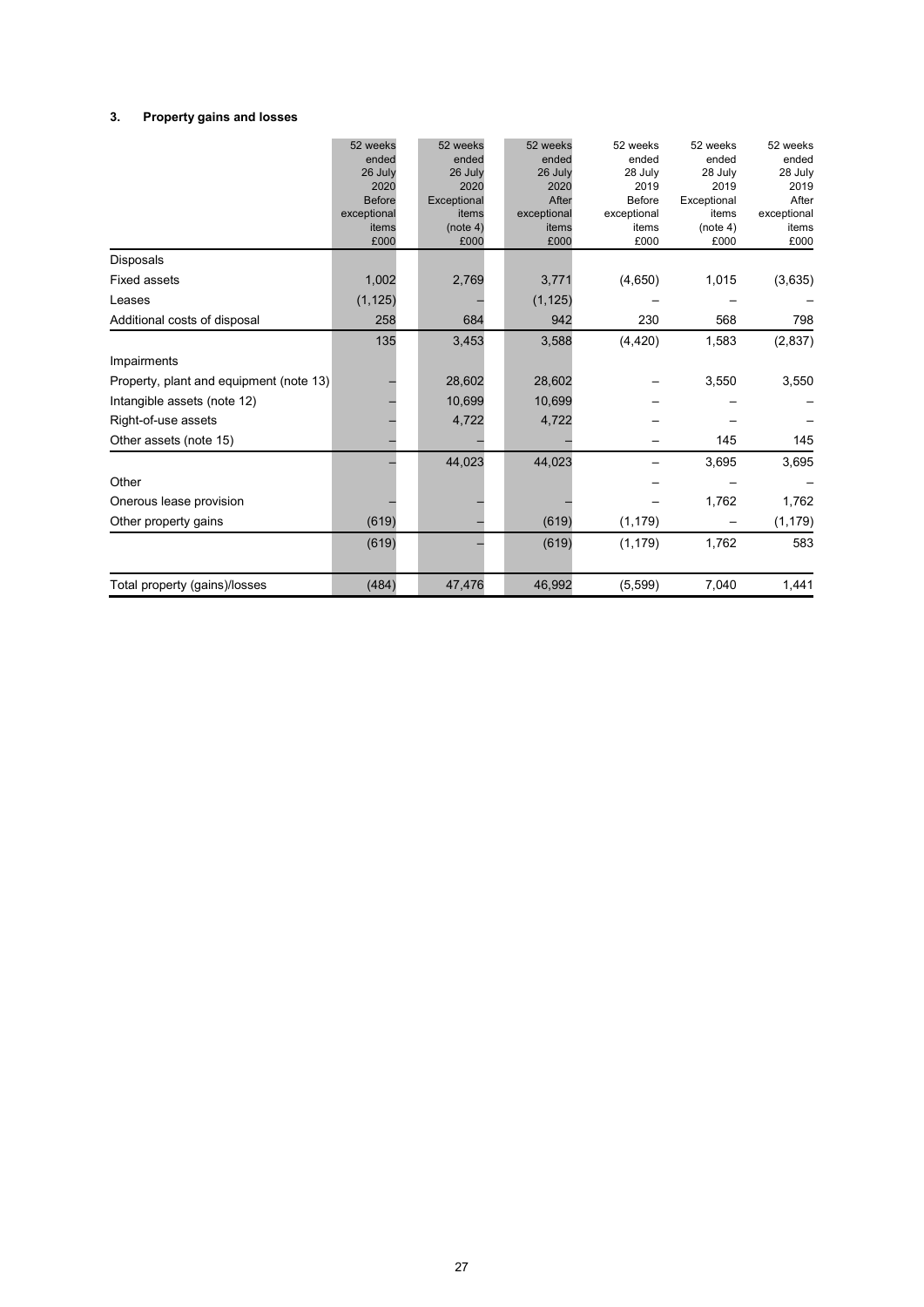### 3. Property gains and losses

| | 52 weeks ended 26 July 2020 Before exceptional items £000 | 52 weeks ended 26 July 2020 Exceptional items (note 4) £000 | 52 weeks ended 26 July 2020 After exceptional items £000 | 52 weeks ended 28 July 2019 Before exceptional items £000 | 52 weeks ended 28 July 2019 Exceptional items (note 4) £000 | 52 weeks ended 28 July 2019 After exceptional items £000 |
|---|---|---|---|---|---|---|
| Disposals | | | | | | |
| Fixed assets | 1,002 | 2,769 | 3,771 | (4,650) | 1,015 | (3,635) |
| Leases | (1,125) | – | (1,125) | – | – | – |
| Additional costs of disposal | 258 | 684 | 942 | 230 | 568 | 798 |
| | 135 | 3,453 | 3,588 | (4,420) | 1,583 | (2,837) |
| Impairments | | | | | | |
| Property, plant and equipment (note 13) | – | 28,602 | 28,602 | – | 3,550 | 3,550 |
| Intangible assets (note 12) | – | 10,699 | 10,699 | – | – | – |
| Right-of-use assets | – | 4,722 | 4,722 | – | – | – |
| Other assets (note 15) | – | – | – | – | 145 | 145 |
| | – | 44,023 | 44,023 | – | 3,695 | 3,695 |
| Other | | | | – | – | – |
| Onerous lease provision | – | – | – | – | 1,762 | 1,762 |
| Other property gains | (619) | – | (619) | (1,179) | – | (1,179) |
| | (619) | – | (619) | (1,179) | 1,762 | 583 |
| Total property (gains)/losses | (484) | 47,476 | 46,992 | (5,599) | 7,040 | 1,441 |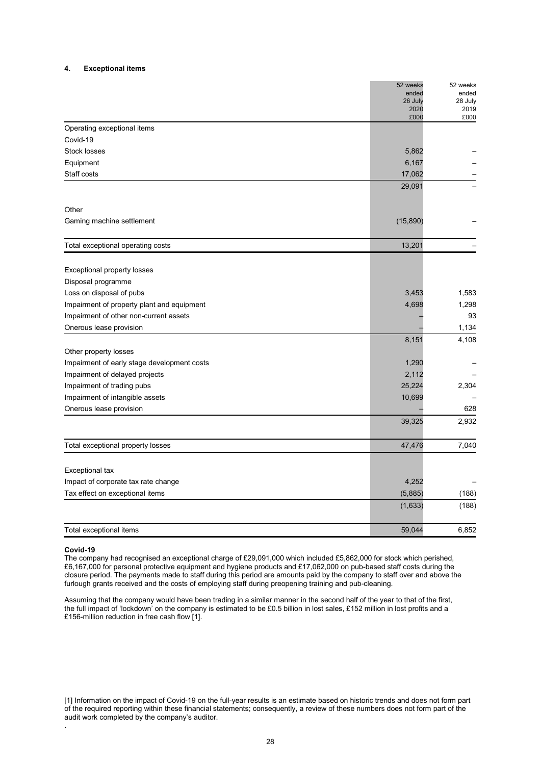## 4. Exceptional items

| | 52 weeks ended 26 July 2020 £000 | 52 weeks ended 28 July 2019 £000 |
|---|---|---|
| Operating exceptional items | | |
| Covid-19 | | |
| Stock losses | 5,862 | – |
| Equipment | 6,167 | – |
| Staff costs | 17,062 | – |
| | 29,091 | – |
| | | |
| Other | | |
| Gaming machine settlement | (15,890) | – |
| | | |
| Total exceptional operating costs | 13,201 | – |
| | | |
| Exceptional property losses | | |
| Disposal programme | | |
| Loss on disposal of pubs | 3,453 | 1,583 |
| Impairment of property plant and equipment | 4,698 | 1,298 |
| Impairment of other non-current assets | – | 93 |
| Onerous lease provision | – | 1,134 |
| | 8,151 | 4,108 |
| Other property losses | | |
| Impairment of early stage development costs | 1,290 | – |
| Impairment of delayed projects | 2,112 | – |
| Impairment of trading pubs | 25,224 | 2,304 |
| Impairment of intangible assets | 10,699 | – |
| Onerous lease provision | – | 628 |
| | 39,325 | 2,932 |
| | | |
| Total exceptional property losses | 47,476 | 7,040 |
| | | |
| Exceptional tax | | |
| Impact of corporate tax rate change | 4,252 | – |
| Tax effect on exceptional items | (5,885) | (188) |
| | (1,633) | (188) |
| | | |
| Total exceptional items | 59,044 | 6,852 |

**Covid-19**

The company had recognised an exceptional charge of £29,091,000 which included £5,862,000 for stock which perished, £6,167,000 for personal protective equipment and hygiene products and £17,062,000 on pub-based staff costs during the closure period. The payments made to staff during this period are amounts paid by the company to staff over and above the furlough grants received and the costs of employing staff during preopening training and pub-cleaning.

Assuming that the company would have been trading in a similar manner in the second half of the year to that of the first, the full impact of 'lockdown' on the company is estimated to be £0.5 billion in lost sales, £152 million in lost profits and a £156-million reduction in free cash flow [1].

[1] Information on the impact of Covid-19 on the full-year results is an estimate based on historic trends and does not form part of the required reporting within these financial statements; consequently, a review of these numbers does not form part of the audit work completed by the company's auditor.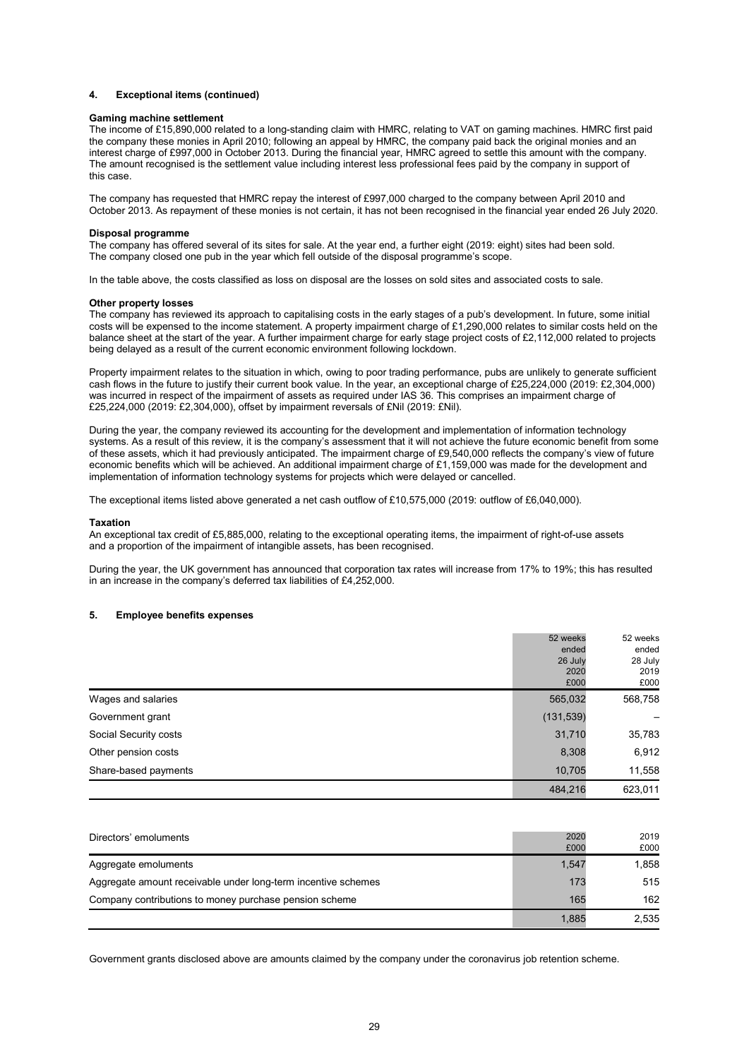## 4. Exceptional items (continued)

**Gaming machine settlement**

The income of £15,890,000 related to a long-standing claim with HMRC, relating to VAT on gaming machines. HMRC first paid the company these monies in April 2010; following an appeal by HMRC, the company paid back the original monies and an interest charge of £997,000 in October 2013. During the financial year, HMRC agreed to settle this amount with the company. The amount recognised is the settlement value including interest less professional fees paid by the company in support of this case.

The company has requested that HMRC repay the interest of £997,000 charged to the company between April 2010 and October 2013. As repayment of these monies is not certain, it has not been recognised in the financial year ended 26 July 2020.

**Disposal programme**

The company has offered several of its sites for sale. At the year end, a further eight (2019: eight) sites had been sold. The company closed one pub in the year which fell outside of the disposal programme's scope.

In the table above, the costs classified as loss on disposal are the losses on sold sites and associated costs to sale.

**Other property losses**

The company has reviewed its approach to capitalising costs in the early stages of a pub's development. In future, some initial costs will be expensed to the income statement. A property impairment charge of £1,290,000 relates to similar costs held on the balance sheet at the start of the year. A further impairment charge for early stage project costs of £2,112,000 related to projects being delayed as a result of the current economic environment following lockdown.

Property impairment relates to the situation in which, owing to poor trading performance, pubs are unlikely to generate sufficient cash flows in the future to justify their current book value. In the year, an exceptional charge of £25,224,000 (2019: £2,304,000) was incurred in respect of the impairment of assets as required under IAS 36. This comprises an impairment charge of £25,224,000 (2019: £2,304,000), offset by impairment reversals of £Nil (2019: £Nil).

During the year, the company reviewed its accounting for the development and implementation of information technology systems. As a result of this review, it is the company's assessment that it will not achieve the future economic benefit from some of these assets, which it had previously anticipated. The impairment charge of £9,540,000 reflects the company's view of future economic benefits which will be achieved. An additional impairment charge of £1,159,000 was made for the development and implementation of information technology systems for projects which were delayed or cancelled.

The exceptional items listed above generated a net cash outflow of £10,575,000 (2019: outflow of £6,040,000).

**Taxation**

An exceptional tax credit of £5,885,000, relating to the exceptional operating items, the impairment of right-of-use assets and a proportion of the impairment of intangible assets, has been recognised.

During the year, the UK government has announced that corporation tax rates will increase from 17% to 19%; this has resulted in an increase in the company's deferred tax liabilities of £4,252,000.

## 5. Employee benefits expenses

| | 52 weeks ended 26 July 2020 £000 | 52 weeks ended 28 July 2019 £000 |
|---|---|---|
| Wages and salaries | 565,032 | 568,758 |
| Government grant | (131,539) | – |
| Social Security costs | 31,710 | 35,783 |
| Other pension costs | 8,308 | 6,912 |
| Share-based payments | 10,705 | 11,558 |
| | 484,216 | 623,011 |

| Directors' emoluments | 2020 £000 | 2019 £000 |
|---|---|---|
| Aggregate emoluments | 1,547 | 1,858 |
| Aggregate amount receivable under long-term incentive schemes | 173 | 515 |
| Company contributions to money purchase pension scheme | 165 | 162 |
| | 1,885 | 2,535 |

Government grants disclosed above are amounts claimed by the company under the coronavirus job retention scheme.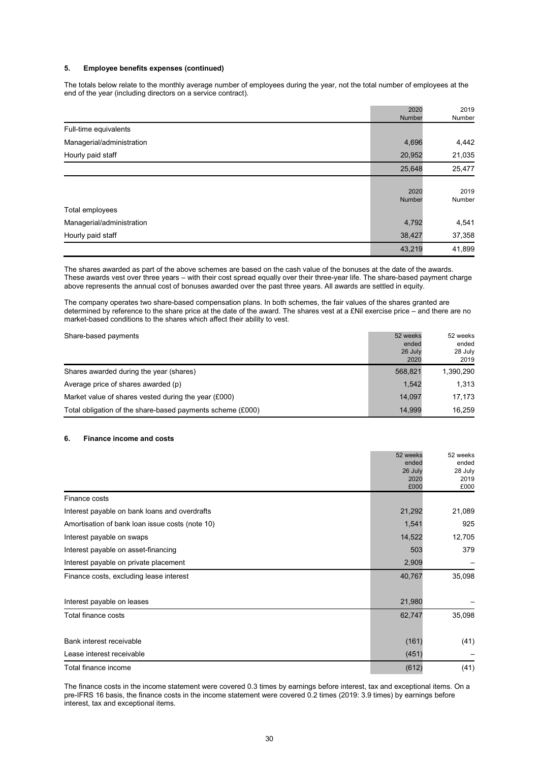### 5. Employee benefits expenses (continued)

The totals below relate to the monthly average number of employees during the year, not the total number of employees at the end of the year (including directors on a service contract).

| | 2020 Number | 2019 Number |
|---|---|---|
| Full-time equivalents | | |
| Managerial/administration | 4,696 | 4,442 |
| Hourly paid staff | 20,952 | 21,035 |
| | 25,648 | 25,477 |

| | 2020 Number | 2019 Number |
|---|---|---|
| Total employees | | |
| Managerial/administration | 4,792 | 4,541 |
| Hourly paid staff | 38,427 | 37,358 |
| | 43,219 | 41,899 |

The shares awarded as part of the above schemes are based on the cash value of the bonuses at the date of the awards. These awards vest over three years – with their cost spread equally over their three-year life. The share-based payment charge above represents the annual cost of bonuses awarded over the past three years. All awards are settled in equity.

The company operates two share-based compensation plans. In both schemes, the fair values of the shares granted are determined by reference to the share price at the date of the award. The shares vest at a £Nil exercise price – and there are no market-based conditions to the shares which affect their ability to vest.

| Share-based payments | 52 weeks ended 26 July 2020 | 52 weeks ended 28 July 2019 |
|---|---|---|
| Shares awarded during the year (shares) | 568,821 | 1,390,290 |
| Average price of shares awarded (p) | 1,542 | 1,313 |
| Market value of shares vested during the year (£000) | 14,097 | 17,173 |
| Total obligation of the share-based payments scheme (£000) | 14,999 | 16,259 |

### 6. Finance income and costs

| | 52 weeks ended 26 July 2020 £000 | 52 weeks ended 28 July 2019 £000 |
|---|---|---|
| Finance costs | | |
| Interest payable on bank loans and overdrafts | 21,292 | 21,089 |
| Amortisation of bank loan issue costs (note 10) | 1,541 | 925 |
| Interest payable on swaps | 14,522 | 12,705 |
| Interest payable on asset-financing | 503 | 379 |
| Interest payable on private placement | 2,909 | – |
| Finance costs, excluding lease interest | 40,767 | 35,098 |
| | | |
| Interest payable on leases | 21,980 | – |
| Total finance costs | 62,747 | 35,098 |
| | | |
| Bank interest receivable | (161) | (41) |
| Lease interest receivable | (451) | – |
| Total finance income | (612) | (41) |

The finance costs in the income statement were covered 0.3 times by earnings before interest, tax and exceptional items. On a pre-IFRS 16 basis, the finance costs in the income statement were covered 0.2 times (2019: 3.9 times) by earnings before interest, tax and exceptional items.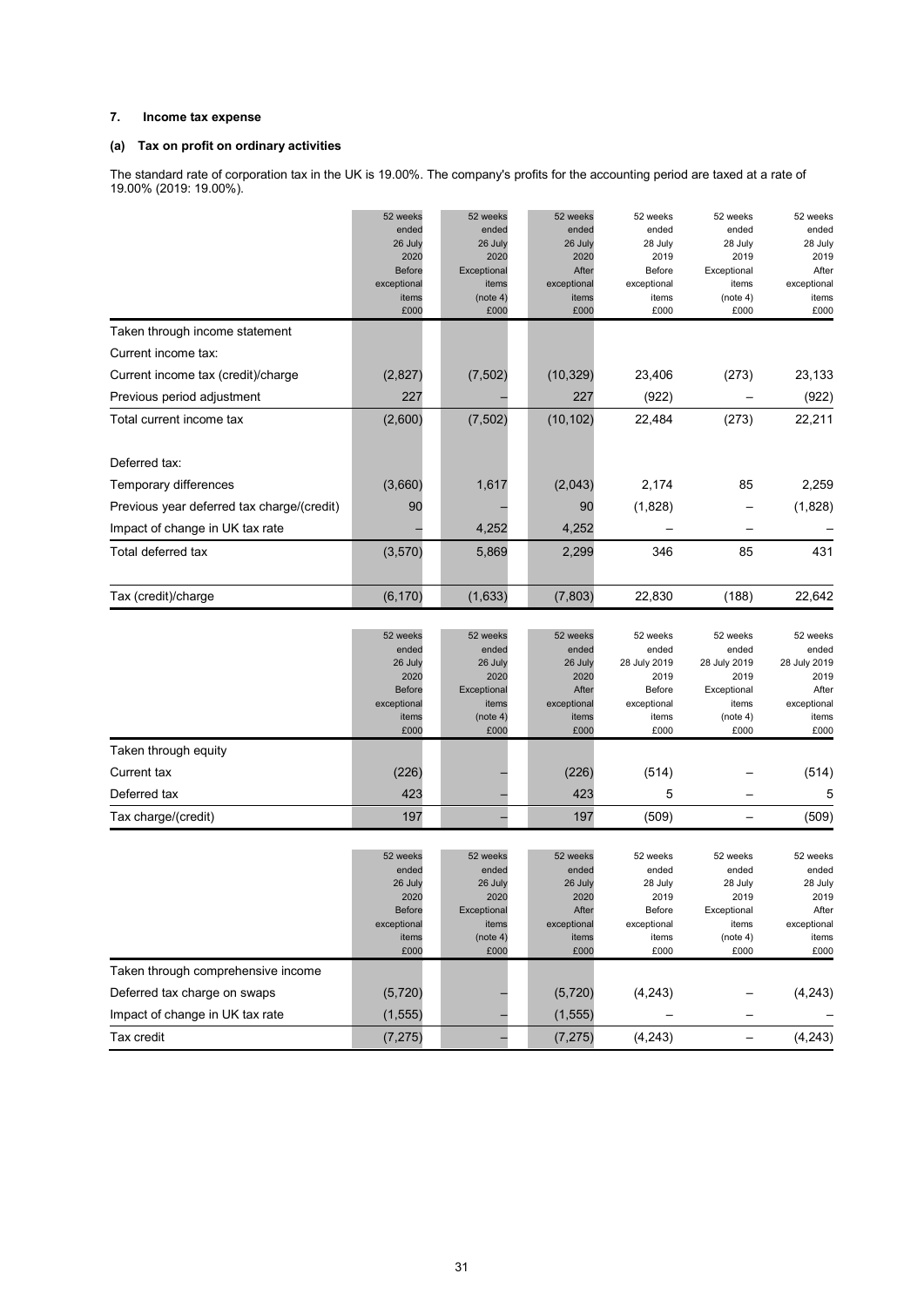### 7. Income tax expense

#### (a) Tax on profit on ordinary activities

The standard rate of corporation tax in the UK is 19.00%. The company's profits for the accounting period are taxed at a rate of 19.00% (2019: 19.00%).

| | 52 weeks ended 26 July 2020 Before exceptional items £000 | 52 weeks ended 26 July 2020 Exceptional items (note 4) £000 | 52 weeks ended 26 July 2020 After exceptional items £000 | 52 weeks ended 28 July 2019 Before exceptional items £000 | 52 weeks ended 28 July 2019 Exceptional items (note 4) £000 | 52 weeks ended 28 July 2019 After exceptional items £000 |
|---|---|---|---|---|---|---|
| Taken through income statement | | | | | | |
| Current income tax: | | | | | | |
| Current income tax (credit)/charge | (2,827) | (7,502) | (10,329) | 23,406 | (273) | 23,133 |
| Previous period adjustment | 227 | – | 227 | (922) | – | (922) |
| Total current income tax | (2,600) | (7,502) | (10,102) | 22,484 | (273) | 22,211 |
| Deferred tax: | | | | | | |
| Temporary differences | (3,660) | 1,617 | (2,043) | 2,174 | 85 | 2,259 |
| Previous year deferred tax charge/(credit) | 90 | – | 90 | (1,828) | – | (1,828) |
| Impact of change in UK tax rate | – | 4,252 | 4,252 | – | – | – |
| Total deferred tax | (3,570) | 5,869 | 2,299 | 346 | 85 | 431 |
| Tax (credit)/charge | (6,170) | (1,633) | (7,803) | 22,830 | (188) | 22,642 |

| | 52 weeks ended 26 July 2020 Before exceptional items £000 | 52 weeks ended 26 July 2020 Exceptional items (note 4) £000 | 52 weeks ended 26 July 2020 After exceptional items £000 | 52 weeks ended 28 July 2019 Before exceptional items £000 | 52 weeks ended 28 July 2019 Exceptional items (note 4) £000 | 52 weeks ended 28 July 2019 After exceptional items £000 |
|---|---|---|---|---|---|---|
| Taken through equity | | | | | | |
| Current tax | (226) | – | (226) | (514) | – | (514) |
| Deferred tax | 423 | – | 423 | 5 | – | 5 |
| Tax charge/(credit) | 197 | – | 197 | (509) | – | (509) |

| | 52 weeks ended 26 July 2020 Before exceptional items £000 | 52 weeks ended 26 July 2020 Exceptional items (note 4) £000 | 52 weeks ended 26 July 2020 After exceptional items £000 | 52 weeks ended 28 July 2019 Before exceptional items £000 | 52 weeks ended 28 July 2019 Exceptional items (note 4) £000 | 52 weeks ended 28 July 2019 After exceptional items £000 |
|---|---|---|---|---|---|---|
| Taken through comprehensive income | | | | | | |
| Deferred tax charge on swaps | (5,720) | – | (5,720) | (4,243) | – | (4,243) |
| Impact of change in UK tax rate | (1,555) | – | (1,555) | – | – | – |
| Tax credit | (7,275) | – | (7,275) | (4,243) | – | (4,243) |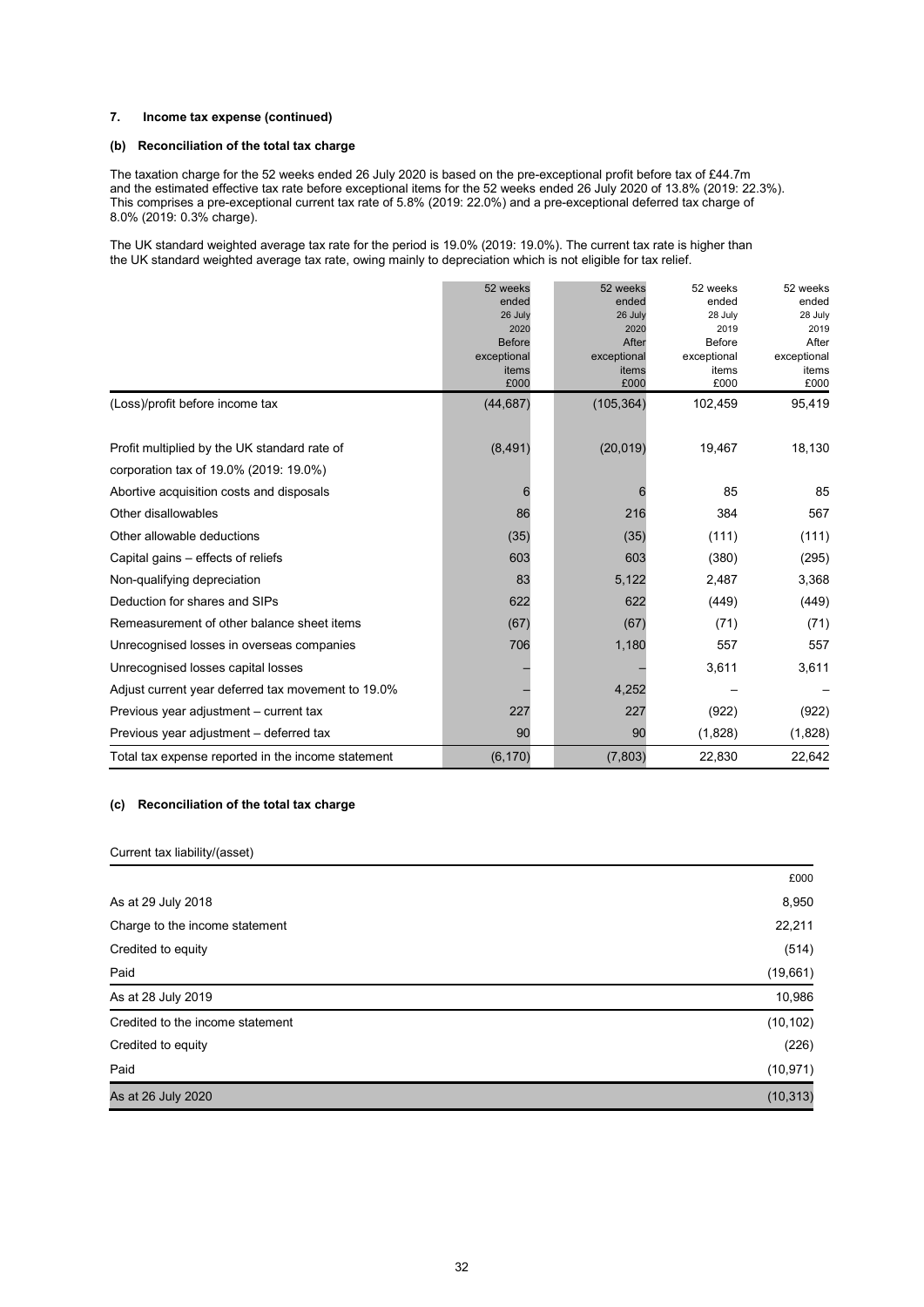### 7. Income tax expense (continued)

#### (b) Reconciliation of the total tax charge

The taxation charge for the 52 weeks ended 26 July 2020 is based on the pre-exceptional profit before tax of £44.7m and the estimated effective tax rate before exceptional items for the 52 weeks ended 26 July 2020 of 13.8% (2019: 22.3%). This comprises a pre-exceptional current tax rate of 5.8% (2019: 22.0%) and a pre-exceptional deferred tax charge of 8.0% (2019: 0.3% charge).

The UK standard weighted average tax rate for the period is 19.0% (2019: 19.0%). The current tax rate is higher than the UK standard weighted average tax rate, owing mainly to depreciation which is not eligible for tax relief.

| | 52 weeks ended 26 July 2020 Before exceptional items £000 | 52 weeks ended 26 July 2020 After exceptional items £000 | 52 weeks ended 28 July 2019 Before exceptional items £000 | 52 weeks ended 28 July 2019 After exceptional items £000 |
|---|---|---|---|---|
| (Loss)/profit before income tax | (44,687) | (105,364) | 102,459 | 95,419 |
| Profit multiplied by the UK standard rate of corporation tax of 19.0% (2019: 19.0%) | (8,491) | (20,019) | 19,467 | 18,130 |
| Abortive acquisition costs and disposals | 6 | 6 | 85 | 85 |
| Other disallowables | 86 | 216 | 384 | 567 |
| Other allowable deductions | (35) | (35) | (111) | (111) |
| Capital gains – effects of reliefs | 603 | 603 | (380) | (295) |
| Non-qualifying depreciation | 83 | 5,122 | 2,487 | 3,368 |
| Deduction for shares and SIPs | 622 | 622 | (449) | (449) |
| Remeasurement of other balance sheet items | (67) | (67) | (71) | (71) |
| Unrecognised losses in overseas companies | 706 | 1,180 | 557 | 557 |
| Unrecognised losses capital losses | – | – | 3,611 | 3,611 |
| Adjust current year deferred tax movement to 19.0% | – | 4,252 | – | – |
| Previous year adjustment – current tax | 227 | 227 | (922) | (922) |
| Previous year adjustment – deferred tax | 90 | 90 | (1,828) | (1,828) |
| Total tax expense reported in the income statement | (6,170) | (7,803) | 22,830 | 22,642 |

#### (c) Reconciliation of the total tax charge

Current tax liability/(asset)

| | £000 |
|---|---|
| As at 29 July 2018 | 8,950 |
| Charge to the income statement | 22,211 |
| Credited to equity | (514) |
| Paid | (19,661) |
| As at 28 July 2019 | 10,986 |
| Credited to the income statement | (10,102) |
| Credited to equity | (226) |
| Paid | (10,971) |
| As at 26 July 2020 | (10,313) |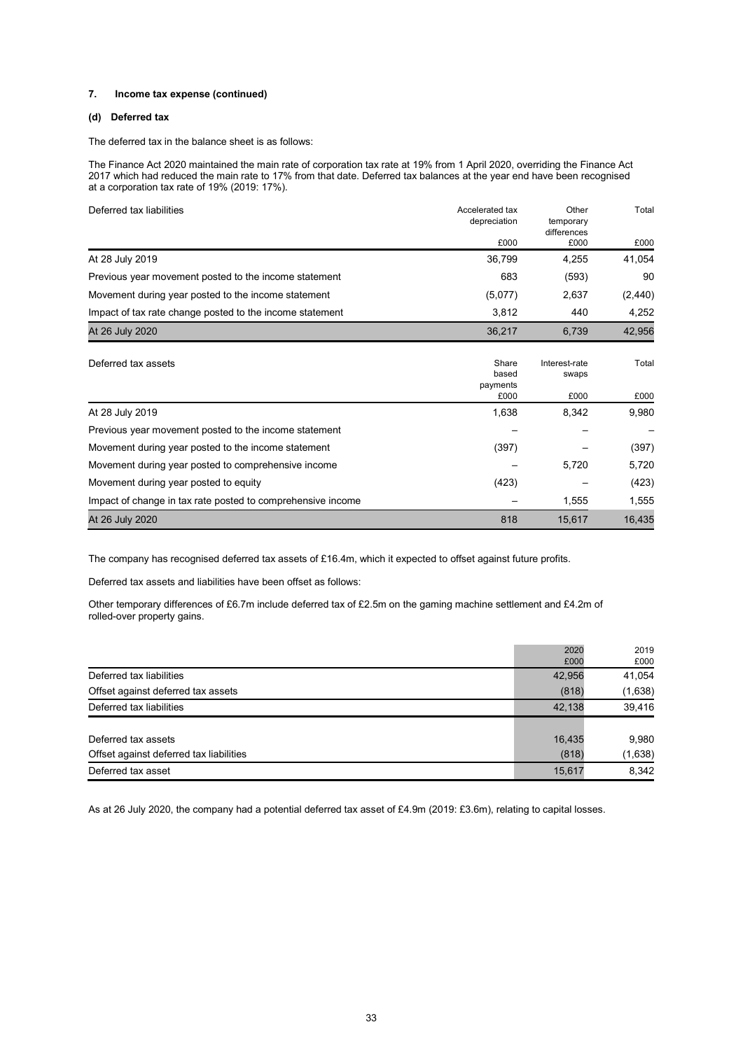### 7. Income tax expense (continued)

#### (d) Deferred tax

The deferred tax in the balance sheet is as follows:

The Finance Act 2020 maintained the main rate of corporation tax rate at 19% from 1 April 2020, overriding the Finance Act 2017 which had reduced the main rate to 17% from that date. Deferred tax balances at the year end have been recognised at a corporation tax rate of 19% (2019: 17%).

| Deferred tax liabilities | Accelerated tax depreciation £000 | Other temporary differences £000 | Total £000 |
|---|---|---|---|
| At 28 July 2019 | 36,799 | 4,255 | 41,054 |
| Previous year movement posted to the income statement | 683 | (593) | 90 |
| Movement during year posted to the income statement | (5,077) | 2,637 | (2,440) |
| Impact of tax rate change posted to the income statement | 3,812 | 440 | 4,252 |
| At 26 July 2020 | 36,217 | 6,739 | 42,956 |

| Deferred tax assets | Share based payments £000 | Interest-rate swaps £000 | Total £000 |
|---|---|---|---|
| At 28 July 2019 | 1,638 | 8,342 | 9,980 |
| Previous year movement posted to the income statement | – | – | – |
| Movement during year posted to the income statement | (397) | – | (397) |
| Movement during year posted to comprehensive income | – | 5,720 | 5,720 |
| Movement during year posted to equity | (423) | – | (423) |
| Impact of change in tax rate posted to comprehensive income | – | 1,555 | 1,555 |
| At 26 July 2020 | 818 | 15,617 | 16,435 |

The company has recognised deferred tax assets of £16.4m, which it expected to offset against future profits.

Deferred tax assets and liabilities have been offset as follows:

Other temporary differences of £6.7m include deferred tax of £2.5m on the gaming machine settlement and £4.2m of rolled-over property gains.

| | 2020 £000 | 2019 £000 |
|---|---|---|
| Deferred tax liabilities | 42,956 | 41,054 |
| Offset against deferred tax assets | (818) | (1,638) |
| Deferred tax liabilities | 42,138 | 39,416 |
| | | |
| Deferred tax assets | 16,435 | 9,980 |
| Offset against deferred tax liabilities | (818) | (1,638) |
| Deferred tax asset | 15,617 | 8,342 |

As at 26 July 2020, the company had a potential deferred tax asset of £4.9m (2019: £3.6m), relating to capital losses.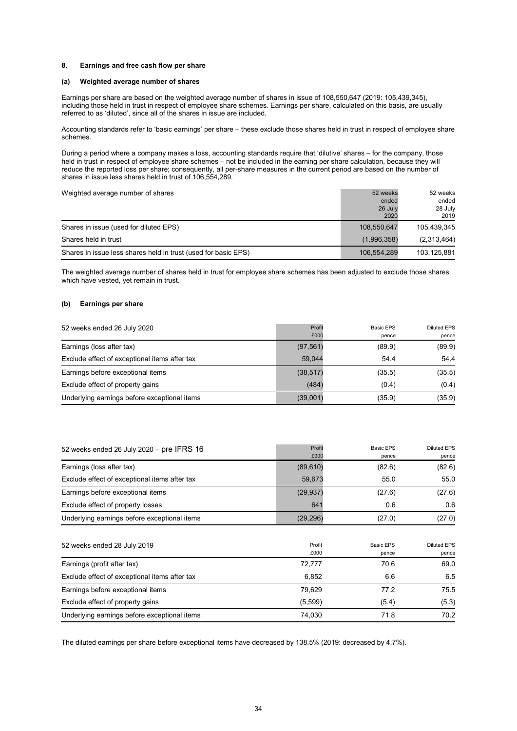## 8. Earnings and free cash flow per share

### (a) Weighted average number of shares

Earnings per share are based on the weighted average number of shares in issue of 108,550,647 (2019: 105,439,345), including those held in trust in respect of employee share schemes. Earnings per share, calculated on this basis, are usually referred to as 'diluted', since all of the shares in issue are included.

Accounting standards refer to 'basic earnings' per share – these exclude those shares held in trust in respect of employee share schemes.

During a period where a company makes a loss, accounting standards require that 'dilutive' shares – for the company, those held in trust in respect of employee share schemes – not be included in the earning per share calculation, because they will reduce the reported loss per share; consequently, all per-share measures in the current period are based on the number of shares in issue less shares held in trust of 106,554,289.

| Weighted average number of shares | 52 weeks ended 26 July 2020 | 52 weeks ended 28 July 2019 |
|---|---|---|
| Shares in issue (used for diluted EPS) | 108,550,647 | 105,439,345 |
| Shares held in trust | (1,996,358) | (2,313,464) |
| Shares in issue less shares held in trust (used for basic EPS) | 106,554,289 | 103,125,881 |

The weighted average number of shares held in trust for employee share schemes has been adjusted to exclude those shares which have vested, yet remain in trust.

### (b) Earnings per share

| 52 weeks ended 26 July 2020 | Profit £000 | Basic EPS pence | Diluted EPS pence |
|---|---|---|---|
| Earnings (loss after tax) | (97,561) | (89.9) | (89.9) |
| Exclude effect of exceptional items after tax | 59,044 | 54.4 | 54.4 |
| Earnings before exceptional items | (38,517) | (35.5) | (35.5) |
| Exclude effect of property gains | (484) | (0.4) | (0.4) |
| Underlying earnings before exceptional items | (39,001) | (35.9) | (35.9) |

| 52 weeks ended 26 July 2020 – pre IFRS 16 | Profit £000 | Basic EPS pence | Diluted EPS pence |
|---|---|---|---|
| Earnings (loss after tax) | (89,610) | (82.6) | (82.6) |
| Exclude effect of exceptional items after tax | 59,673 | 55.0 | 55.0 |
| Earnings before exceptional items | (29,937) | (27.6) | (27.6) |
| Exclude effect of property losses | 641 | 0.6 | 0.6 |
| Underlying earnings before exceptional items | (29,296) | (27.0) | (27.0) |

| 52 weeks ended 28 July 2019 | Profit £000 | Basic EPS pence | Diluted EPS pence |
|---|---|---|---|
| Earnings (profit after tax) | 72,777 | 70.6 | 69.0 |
| Exclude effect of exceptional items after tax | 6,852 | 6.6 | 6.5 |
| Earnings before exceptional items | 79,629 | 77.2 | 75.5 |
| Exclude effect of property gains | (5,599) | (5.4) | (5.3) |
| Underlying earnings before exceptional items | 74,030 | 71.8 | 70.2 |

The diluted earnings per share before exceptional items have decreased by 138.5% (2019: decreased by 4.7%).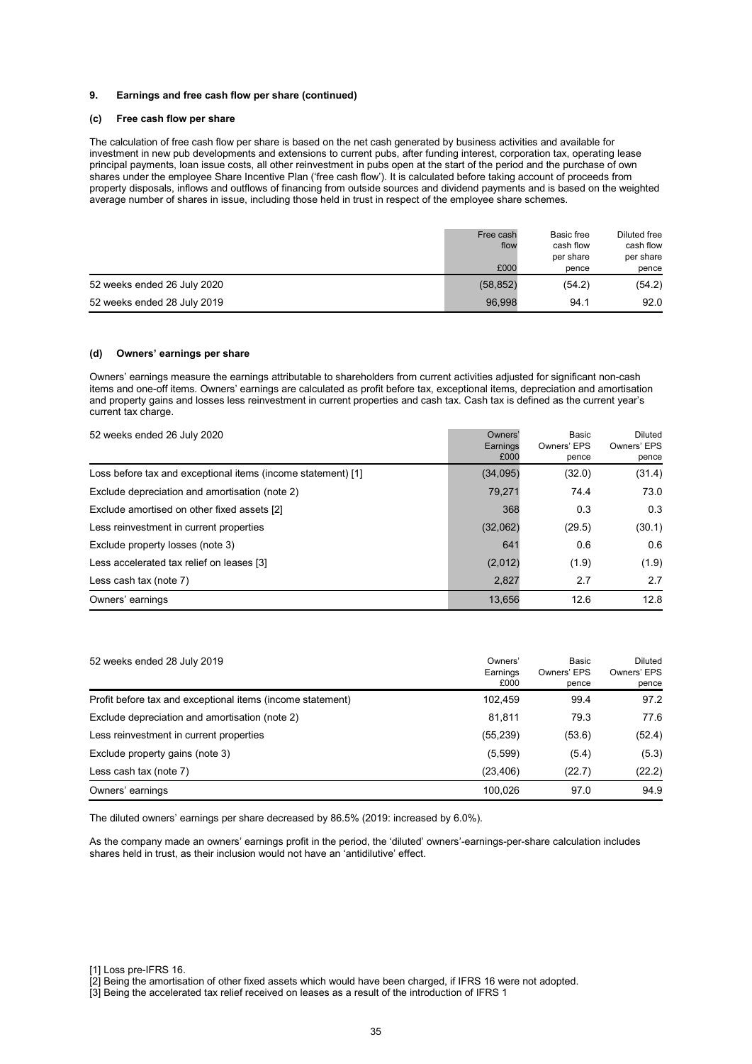### 9. Earnings and free cash flow per share (continued)

#### (c) Free cash flow per share

The calculation of free cash flow per share is based on the net cash generated by business activities and available for investment in new pub developments and extensions to current pubs, after funding interest, corporation tax, operating lease principal payments, loan issue costs, all other reinvestment in pubs open at the start of the period and the purchase of own shares under the employee Share Incentive Plan ('free cash flow'). It is calculated before taking account of proceeds from property disposals, inflows and outflows of financing from outside sources and dividend payments and is based on the weighted average number of shares in issue, including those held in trust in respect of the employee share schemes.

| | Free cash flow £000 | Basic free cash flow per share pence | Diluted free cash flow per share pence |
|---|---|---|---|
| 52 weeks ended 26 July 2020 | (58,852) | (54.2) | (54.2) |
| 52 weeks ended 28 July 2019 | 96,998 | 94.1 | 92.0 |

#### (d) Owners' earnings per share

Owners' earnings measure the earnings attributable to shareholders from current activities adjusted for significant non-cash items and one-off items. Owners' earnings are calculated as profit before tax, exceptional items, depreciation and amortisation and property gains and losses less reinvestment in current properties and cash tax. Cash tax is defined as the current year's current tax charge.

| 52 weeks ended 26 July 2020 | Owners' Earnings £000 | Basic Owners' EPS pence | Diluted Owners' EPS pence |
|---|---|---|---|
| Loss before tax and exceptional items (income statement) [1] | (34,095) | (32.0) | (31.4) |
| Exclude depreciation and amortisation (note 2) | 79,271 | 74.4 | 73.0 |
| Exclude amortised on other fixed assets [2] | 368 | 0.3 | 0.3 |
| Less reinvestment in current properties | (32,062) | (29.5) | (30.1) |
| Exclude property losses (note 3) | 641 | 0.6 | 0.6 |
| Less accelerated tax relief on leases [3] | (2,012) | (1.9) | (1.9) |
| Less cash tax (note 7) | 2,827 | 2.7 | 2.7 |
| Owners' earnings | 13,656 | 12.6 | 12.8 |

| 52 weeks ended 28 July 2019 | Owners' Earnings £000 | Basic Owners' EPS pence | Diluted Owners' EPS pence |
|---|---|---|---|
| Profit before tax and exceptional items (income statement) | 102,459 | 99.4 | 97.2 |
| Exclude depreciation and amortisation (note 2) | 81,811 | 79.3 | 77.6 |
| Less reinvestment in current properties | (55,239) | (53.6) | (52.4) |
| Exclude property gains (note 3) | (5,599) | (5.4) | (5.3) |
| Less cash tax (note 7) | (23,406) | (22.7) | (22.2) |
| Owners' earnings | 100,026 | 97.0 | 94.9 |

The diluted owners' earnings per share decreased by 86.5% (2019: increased by 6.0%).

As the company made an owners' earnings profit in the period, the 'diluted' owners'-earnings-per-share calculation includes shares held in trust, as their inclusion would not have an 'antidilutive' effect.

[1] Loss pre-IFRS 16.
[2] Being the amortisation of other fixed assets which would have been charged, if IFRS 16 were not adopted.
[3] Being the accelerated tax relief received on leases as a result of the introduction of IFRS 1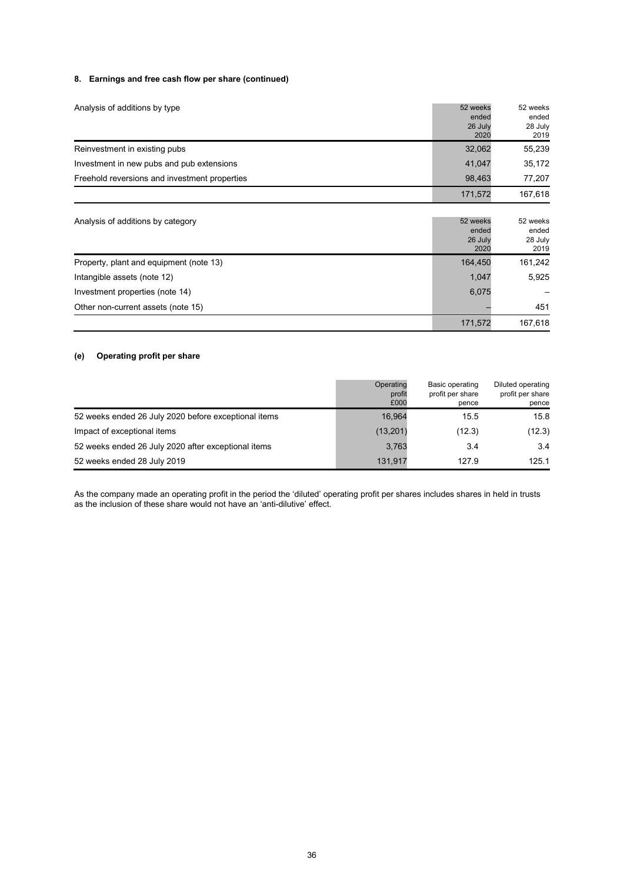#### 8. Earnings and free cash flow per share (continued)

| Analysis of additions by type | 52 weeks ended 26 July 2020 | 52 weeks ended 28 July 2019 |
|---|---|---|
| Reinvestment in existing pubs | 32,062 | 55,239 |
| Investment in new pubs and pub extensions | 41,047 | 35,172 |
| Freehold reversions and investment properties | 98,463 | 77,207 |
| | 171,572 | 167,618 |

| Analysis of additions by category | 52 weeks ended 26 July 2020 | 52 weeks ended 28 July 2019 |
|---|---|---|
| Property, plant and equipment (note 13) | 164,450 | 161,242 |
| Intangible assets (note 12) | 1,047 | 5,925 |
| Investment properties (note 14) | 6,075 | – |
| Other non-current assets (note 15) | – | 451 |
| | 171,572 | 167,618 |

#### (e) Operating profit per share

| | Operating profit £000 | Basic operating profit per share pence | Diluted operating profit per share pence |
|---|---|---|---|
| 52 weeks ended 26 July 2020 before exceptional items | 16,964 | 15.5 | 15.8 |
| Impact of exceptional items | (13,201) | (12.3) | (12.3) |
| 52 weeks ended 26 July 2020 after exceptional items | 3,763 | 3.4 | 3.4 |
| 52 weeks ended 28 July 2019 | 131,917 | 127.9 | 125.1 |

As the company made an operating profit in the period the 'diluted' operating profit per shares includes shares in held in trusts as the inclusion of these share would not have an 'anti-dilutive' effect.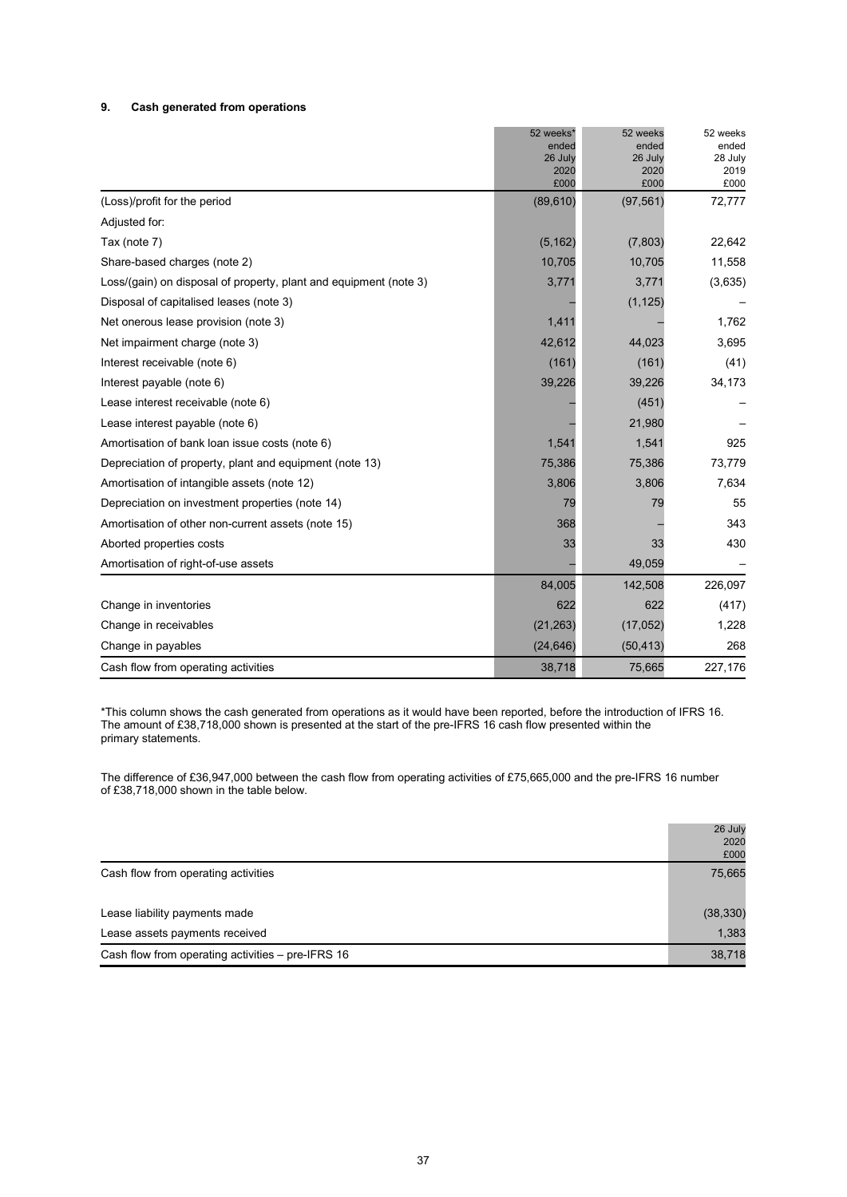### 9. Cash generated from operations

| | 52 weeks* ended 26 July 2020 £000 | 52 weeks ended 26 July 2020 £000 | 52 weeks ended 28 July 2019 £000 |
|---|---|---|---|
| (Loss)/profit for the period | (89,610) | (97,561) | 72,777 |
| Adjusted for: | | | |
| Tax (note 7) | (5,162) | (7,803) | 22,642 |
| Share-based charges (note 2) | 10,705 | 10,705 | 11,558 |
| Loss/(gain) on disposal of property, plant and equipment (note 3) | 3,771 | 3,771 | (3,635) |
| Disposal of capitalised leases (note 3) | – | (1,125) | – |
| Net onerous lease provision (note 3) | 1,411 | – | 1,762 |
| Net impairment charge (note 3) | 42,612 | 44,023 | 3,695 |
| Interest receivable (note 6) | (161) | (161) | (41) |
| Interest payable (note 6) | 39,226 | 39,226 | 34,173 |
| Lease interest receivable (note 6) | – | (451) | – |
| Lease interest payable (note 6) | – | 21,980 | – |
| Amortisation of bank loan issue costs (note 6) | 1,541 | 1,541 | 925 |
| Depreciation of property, plant and equipment (note 13) | 75,386 | 75,386 | 73,779 |
| Amortisation of intangible assets (note 12) | 3,806 | 3,806 | 7,634 |
| Depreciation on investment properties (note 14) | 79 | 79 | 55 |
| Amortisation of other non-current assets (note 15) | 368 | – | 343 |
| Aborted properties costs | 33 | 33 | 430 |
| Amortisation of right-of-use assets | – | 49,059 | – |
| | 84,005 | 142,508 | 226,097 |
| Change in inventories | 622 | 622 | (417) |
| Change in receivables | (21,263) | (17,052) | 1,228 |
| Change in payables | (24,646) | (50,413) | 268 |
| Cash flow from operating activities | 38,718 | 75,665 | 227,176 |

*This column shows the cash generated from operations as it would have been reported, before the introduction of IFRS 16. The amount of £38,718,000 shown is presented at the start of the pre-IFRS 16 cash flow presented within the primary statements.

The difference of £36,947,000 between the cash flow from operating activities of £75,665,000 and the pre-IFRS 16 number of £38,718,000 shown in the table below.

| | 26 July 2020 £000 |
|---|---|
| Cash flow from operating activities | 75,665 |
| Lease liability payments made | (38,330) |
| Lease assets payments received | 1,383 |
| Cash flow from operating activities – pre-IFRS 16 | 38,718 |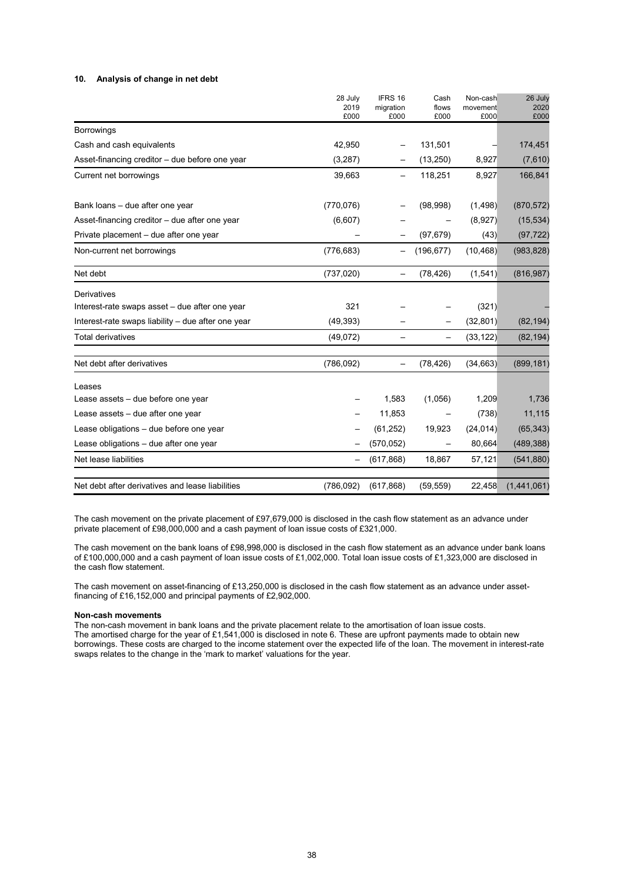### 10. Analysis of change in net debt

| | 28 July 2019 £000 | IFRS 16 migration £000 | Cash flows £000 | Non-cash movement £000 | 26 July 2020 £000 |
|---|---|---|---|---|---|
| Borrowings | | | | | |
| Cash and cash equivalents | 42,950 | – | 131,501 | – | 174,451 |
| Asset-financing creditor – due before one year | (3,287) | – | (13,250) | 8,927 | (7,610) |
| Current net borrowings | 39,663 | – | 118,251 | 8,927 | 166,841 |
| Bank loans – due after one year | (770,076) | – | (98,998) | (1,498) | (870,572) |
| Asset-financing creditor – due after one year | (6,607) | – | – | (8,927) | (15,534) |
| Private placement – due after one year | – | – | (97,679) | (43) | (97,722) |
| Non-current net borrowings | (776,683) | – | (196,677) | (10,468) | (983,828) |
| Net debt | (737,020) | – | (78,426) | (1,541) | (816,987) |
| Derivatives | | | | | |
| Interest-rate swaps asset – due after one year | 321 | – | – | (321) | – |
| Interest-rate swaps liability – due after one year | (49,393) | – | – | (32,801) | (82,194) |
| Total derivatives | (49,072) | – | – | (33,122) | (82,194) |
| Net debt after derivatives | (786,092) | – | (78,426) | (34,663) | (899,181) |
| Leases | | | | | |
| Lease assets – due before one year | – | 1,583 | (1,056) | 1,209 | 1,736 |
| Lease assets – due after one year | – | 11,853 | – | (738) | 11,115 |
| Lease obligations – due before one year | – | (61,252) | 19,923 | (24,014) | (65,343) |
| Lease obligations – due after one year | – | (570,052) | – | 80,664 | (489,388) |
| Net lease liabilities | – | (617,868) | 18,867 | 57,121 | (541,880) |
| Net debt after derivatives and lease liabilities | (786,092) | (617,868) | (59,559) | 22,458 | (1,441,061) |

The cash movement on the private placement of £97,679,000 is disclosed in the cash flow statement as an advance under private placement of £98,000,000 and a cash payment of loan issue costs of £321,000.

The cash movement on the bank loans of £98,998,000 is disclosed in the cash flow statement as an advance under bank loans of £100,000,000 and a cash payment of loan issue costs of £1,002,000. Total loan issue costs of £1,323,000 are disclosed in the cash flow statement.

The cash movement on asset-financing of £13,250,000 is disclosed in the cash flow statement as an advance under asset-financing of £16,152,000 and principal payments of £2,902,000.

**Non-cash movements**

The non-cash movement in bank loans and the private placement relate to the amortisation of loan issue costs. The amortised charge for the year of £1,541,000 is disclosed in note 6. These are upfront payments made to obtain new borrowings. These costs are charged to the income statement over the expected life of the loan. The movement in interest-rate swaps relates to the change in the 'mark to market' valuations for the year.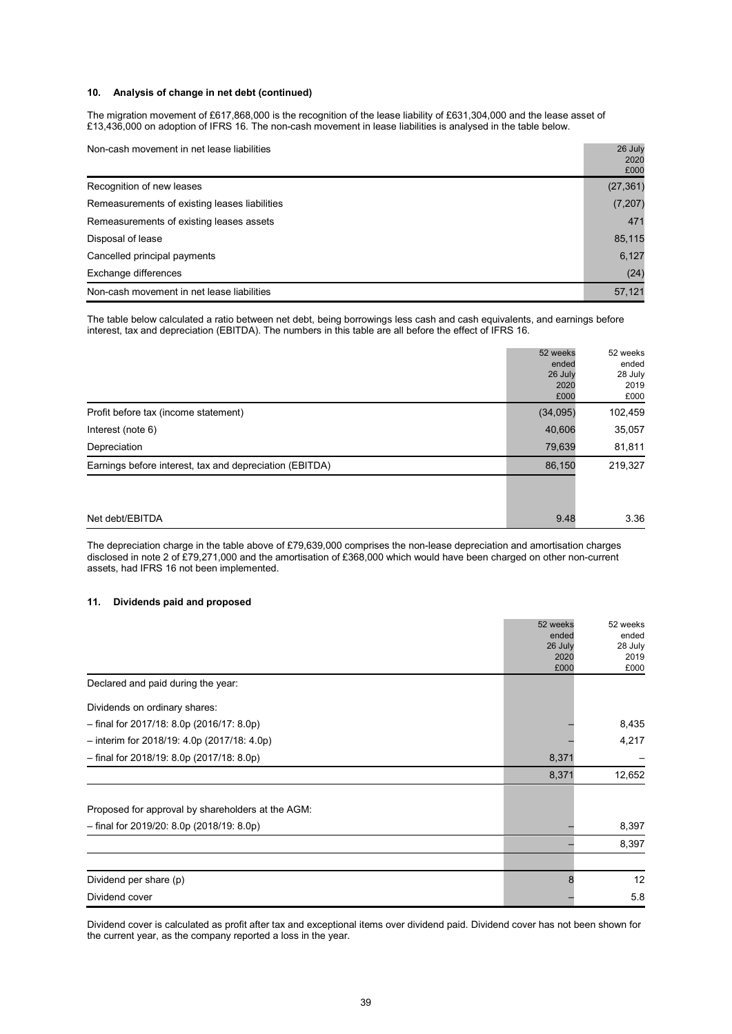### 10. Analysis of change in net debt (continued)

The migration movement of £617,868,000 is the recognition of the lease liability of £631,304,000 and the lease asset of £13,436,000 on adoption of IFRS 16. The non-cash movement in lease liabilities is analysed in the table below.

| Non-cash movement in net lease liabilities | 26 July 2020 £000 |
|---|---|
| Recognition of new leases | (27,361) |
| Remeasurements of existing leases liabilities | (7,207) |
| Remeasurements of existing leases assets | 471 |
| Disposal of lease | 85,115 |
| Cancelled principal payments | 6,127 |
| Exchange differences | (24) |
| Non-cash movement in net lease liabilities | 57,121 |

The table below calculated a ratio between net debt, being borrowings less cash and cash equivalents, and earnings before interest, tax and depreciation (EBITDA). The numbers in this table are all before the effect of IFRS 16.

| | 52 weeks ended 26 July 2020 £000 | 52 weeks ended 28 July 2019 £000 |
|---|---|---|
| Profit before tax (income statement) | (34,095) | 102,459 |
| Interest (note 6) | 40,606 | 35,057 |
| Depreciation | 79,639 | 81,811 |
| Earnings before interest, tax and depreciation (EBITDA) | 86,150 | 219,327 |
| | | |
| Net debt/EBITDA | 9.48 | 3.36 |

The depreciation charge in the table above of £79,639,000 comprises the non-lease depreciation and amortisation charges disclosed in note 2 of £79,271,000 and the amortisation of £368,000 which would have been charged on other non-current assets, had IFRS 16 not been implemented.

### 11. Dividends paid and proposed

| | 52 weeks ended 26 July 2020 £000 | 52 weeks ended 28 July 2019 £000 |
|---|---|---|
| Declared and paid during the year: | | |
| Dividends on ordinary shares: | | |
| – final for 2017/18: 8.0p (2016/17: 8.0p) | – | 8,435 |
| – interim for 2018/19: 4.0p (2017/18: 4.0p) | – | 4,217 |
| – final for 2018/19: 8.0p (2017/18: 8.0p) | 8,371 | – |
| | 8,371 | 12,652 |
| | | |
| Proposed for approval by shareholders at the AGM: | | |
| – final for 2019/20: 8.0p (2018/19: 8.0p) | – | 8,397 |
| | – | 8,397 |
| | | |
| Dividend per share (p) | 8 | 12 |
| Dividend cover | – | 5.8 |

Dividend cover is calculated as profit after tax and exceptional items over dividend paid. Dividend cover has not been shown for the current year, as the company reported a loss in the year.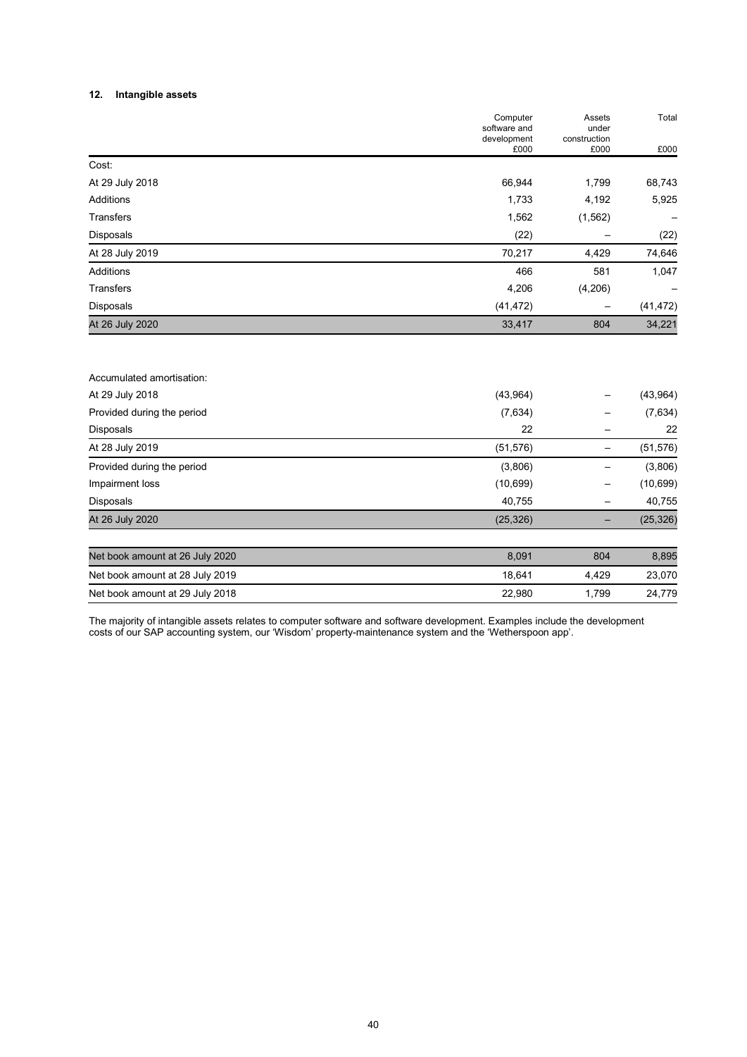## 12. Intangible assets

| | Computer software and development £000 | Assets under construction £000 | Total £000 |
|---|---|---|---|
| Cost: | | | |
| At 29 July 2018 | 66,944 | 1,799 | 68,743 |
| Additions | 1,733 | 4,192 | 5,925 |
| Transfers | 1,562 | (1,562) | – |
| Disposals | (22) | – | (22) |
| At 28 July 2019 | 70,217 | 4,429 | 74,646 |
| Additions | 466 | 581 | 1,047 |
| Transfers | 4,206 | (4,206) | – |
| Disposals | (41,472) | – | (41,472) |
| At 26 July 2020 | 33,417 | 804 | 34,221 |
| | | | |
| Accumulated amortisation: | | | |
| At 29 July 2018 | (43,964) | – | (43,964) |
| Provided during the period | (7,634) | – | (7,634) |
| Disposals | 22 | – | 22 |
| At 28 July 2019 | (51,576) | – | (51,576) |
| Provided during the period | (3,806) | – | (3,806) |
| Impairment loss | (10,699) | – | (10,699) |
| Disposals | 40,755 | – | 40,755 |
| At 26 July 2020 | (25,326) | – | (25,326) |
| | | | |
| Net book amount at 26 July 2020 | 8,091 | 804 | 8,895 |
| Net book amount at 28 July 2019 | 18,641 | 4,429 | 23,070 |
| Net book amount at 29 July 2018 | 22,980 | 1,799 | 24,779 |

The majority of intangible assets relates to computer software and software development. Examples include the development costs of our SAP accounting system, our 'Wisdom' property-maintenance system and the 'Wetherspoon app'.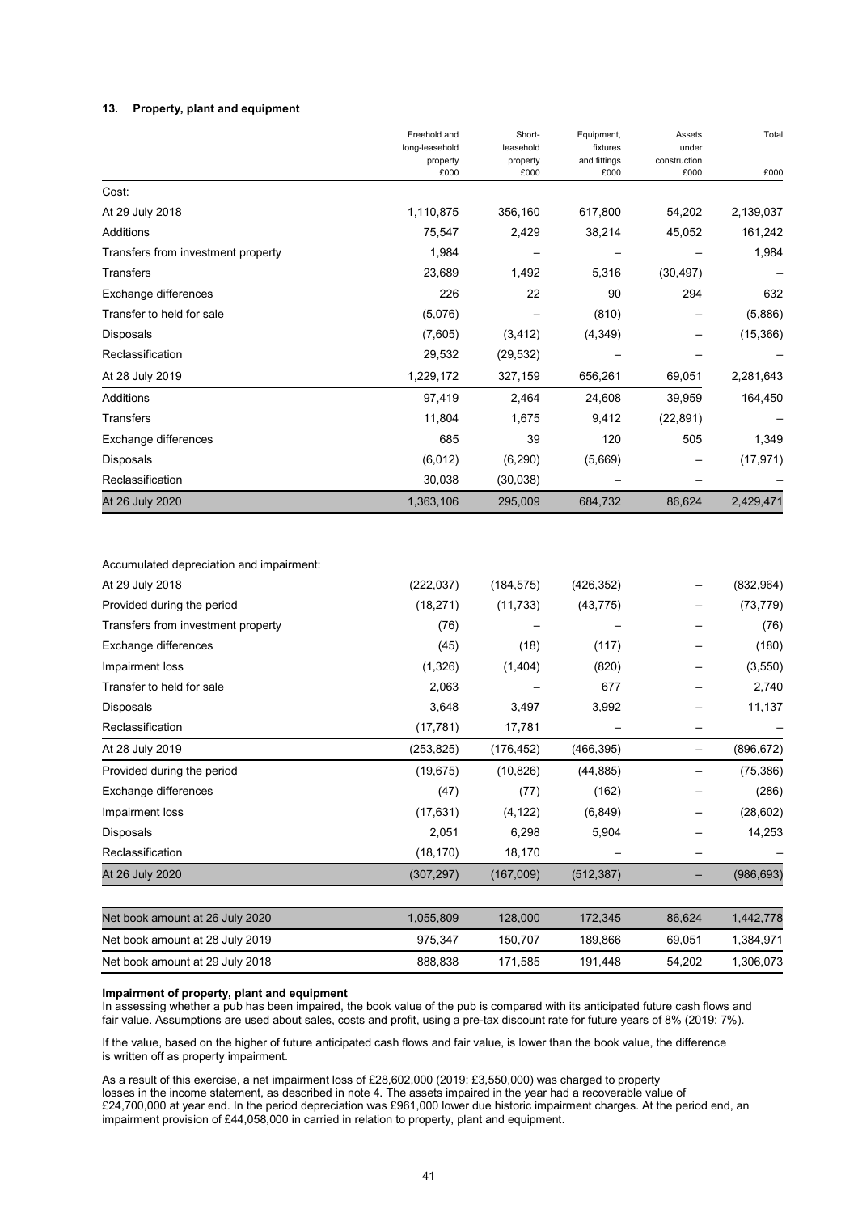### 13. Property, plant and equipment

| | Freehold and long-leasehold property £000 | Short-leasehold property £000 | Equipment, fixtures and fittings £000 | Assets under construction £000 | Total £000 |
|---|---|---|---|---|---|
| Cost: | | | | | |
| At 29 July 2018 | 1,110,875 | 356,160 | 617,800 | 54,202 | 2,139,037 |
| Additions | 75,547 | 2,429 | 38,214 | 45,052 | 161,242 |
| Transfers from investment property | 1,984 | – | – | – | 1,984 |
| Transfers | 23,689 | 1,492 | 5,316 | (30,497) | – |
| Exchange differences | 226 | 22 | 90 | 294 | 632 |
| Transfer to held for sale | (5,076) | – | (810) | – | (5,886) |
| Disposals | (7,605) | (3,412) | (4,349) | – | (15,366) |
| Reclassification | 29,532 | (29,532) | – | – | – |
| At 28 July 2019 | 1,229,172 | 327,159 | 656,261 | 69,051 | 2,281,643 |
| Additions | 97,419 | 2,464 | 24,608 | 39,959 | 164,450 |
| Transfers | 11,804 | 1,675 | 9,412 | (22,891) | – |
| Exchange differences | 685 | 39 | 120 | 505 | 1,349 |
| Disposals | (6,012) | (6,290) | (5,669) | – | (17,971) |
| Reclassification | 30,038 | (30,038) | – | – | – |
| At 26 July 2020 | 1,363,106 | 295,009 | 684,732 | 86,624 | 2,429,471 |
| | | | | | |
| Accumulated depreciation and impairment: | | | | | |
| At 29 July 2018 | (222,037) | (184,575) | (426,352) | – | (832,964) |
| Provided during the period | (18,271) | (11,733) | (43,775) | – | (73,779) |
| Transfers from investment property | (76) | – | – | – | (76) |
| Exchange differences | (45) | (18) | (117) | – | (180) |
| Impairment loss | (1,326) | (1,404) | (820) | – | (3,550) |
| Transfer to held for sale | 2,063 | – | 677 | – | 2,740 |
| Disposals | 3,648 | 3,497 | 3,992 | – | 11,137 |
| Reclassification | (17,781) | 17,781 | – | – | – |
| At 28 July 2019 | (253,825) | (176,452) | (466,395) | – | (896,672) |
| Provided during the period | (19,675) | (10,826) | (44,885) | – | (75,386) |
| Exchange differences | (47) | (77) | (162) | – | (286) |
| Impairment loss | (17,631) | (4,122) | (6,849) | – | (28,602) |
| Disposals | 2,051 | 6,298 | 5,904 | – | 14,253 |
| Reclassification | (18,170) | 18,170 | – | – | – |
| At 26 July 2020 | (307,297) | (167,009) | (512,387) | – | (986,693) |
| | | | | | |
| Net book amount at 26 July 2020 | 1,055,809 | 128,000 | 172,345 | 86,624 | 1,442,778 |
| Net book amount at 28 July 2019 | 975,347 | 150,707 | 189,866 | 69,051 | 1,384,971 |
| Net book amount at 29 July 2018 | 888,838 | 171,585 | 191,448 | 54,202 | 1,306,073 |

**Impairment of property, plant and equipment**

In assessing whether a pub has been impaired, the book value of the pub is compared with its anticipated future cash flows and fair value. Assumptions are used about sales, costs and profit, using a pre-tax discount rate for future years of 8% (2019: 7%).

If the value, based on the higher of future anticipated cash flows and fair value, is lower than the book value, the difference is written off as property impairment.

As a result of this exercise, a net impairment loss of £28,602,000 (2019: £3,550,000) was charged to property losses in the income statement, as described in note 4. The assets impaired in the year had a recoverable value of £24,700,000 at year end. In the period depreciation was £961,000 lower due historic impairment charges. At the period end, an impairment provision of £44,058,000 in carried in relation to property, plant and equipment.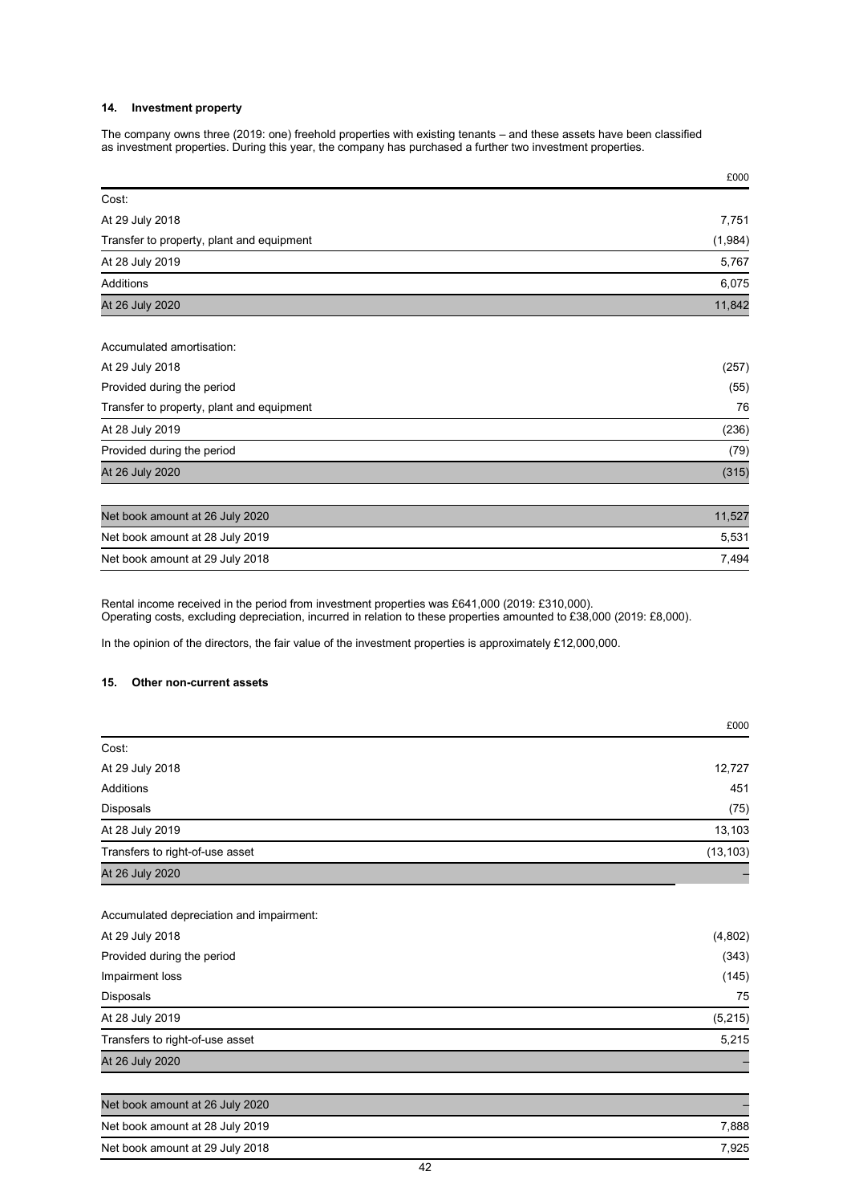## 14. Investment property

The company owns three (2019: one) freehold properties with existing tenants – and these assets have been classified as investment properties. During this year, the company has purchased a further two investment properties.

| | £000 |
|---|---|
| Cost: | |
| At 29 July 2018 | 7,751 |
| Transfer to property, plant and equipment | (1,984) |
| At 28 July 2019 | 5,767 |
| Additions | 6,075 |
| At 26 July 2020 | 11,842 |
| | |
| Accumulated amortisation: | |
| At 29 July 2018 | (257) |
| Provided during the period | (55) |
| Transfer to property, plant and equipment | 76 |
| At 28 July 2019 | (236) |
| Provided during the period | (79) |
| At 26 July 2020 | (315) |
| | |
| Net book amount at 26 July 2020 | 11,527 |
| Net book amount at 28 July 2019 | 5,531 |
| Net book amount at 29 July 2018 | 7,494 |

Rental income received in the period from investment properties was £641,000 (2019: £310,000).
Operating costs, excluding depreciation, incurred in relation to these properties amounted to £38,000 (2019: £8,000).

In the opinion of the directors, the fair value of the investment properties is approximately £12,000,000.

## 15. Other non-current assets

| | £000 |
|---|---|
| Cost: | |
| At 29 July 2018 | 12,727 |
| Additions | 451 |
| Disposals | (75) |
| At 28 July 2019 | 13,103 |
| Transfers to right-of-use asset | (13,103) |
| At 26 July 2020 | – |
| | |
| Accumulated depreciation and impairment: | |
| At 29 July 2018 | (4,802) |
| Provided during the period | (343) |
| Impairment loss | (145) |
| Disposals | 75 |
| At 28 July 2019 | (5,215) |
| Transfers to right-of-use asset | 5,215 |
| At 26 July 2020 | – |
| | |
| Net book amount at 26 July 2020 | – |
| Net book amount at 28 July 2019 | 7,888 |
| Net book amount at 29 July 2018 | 7,925 |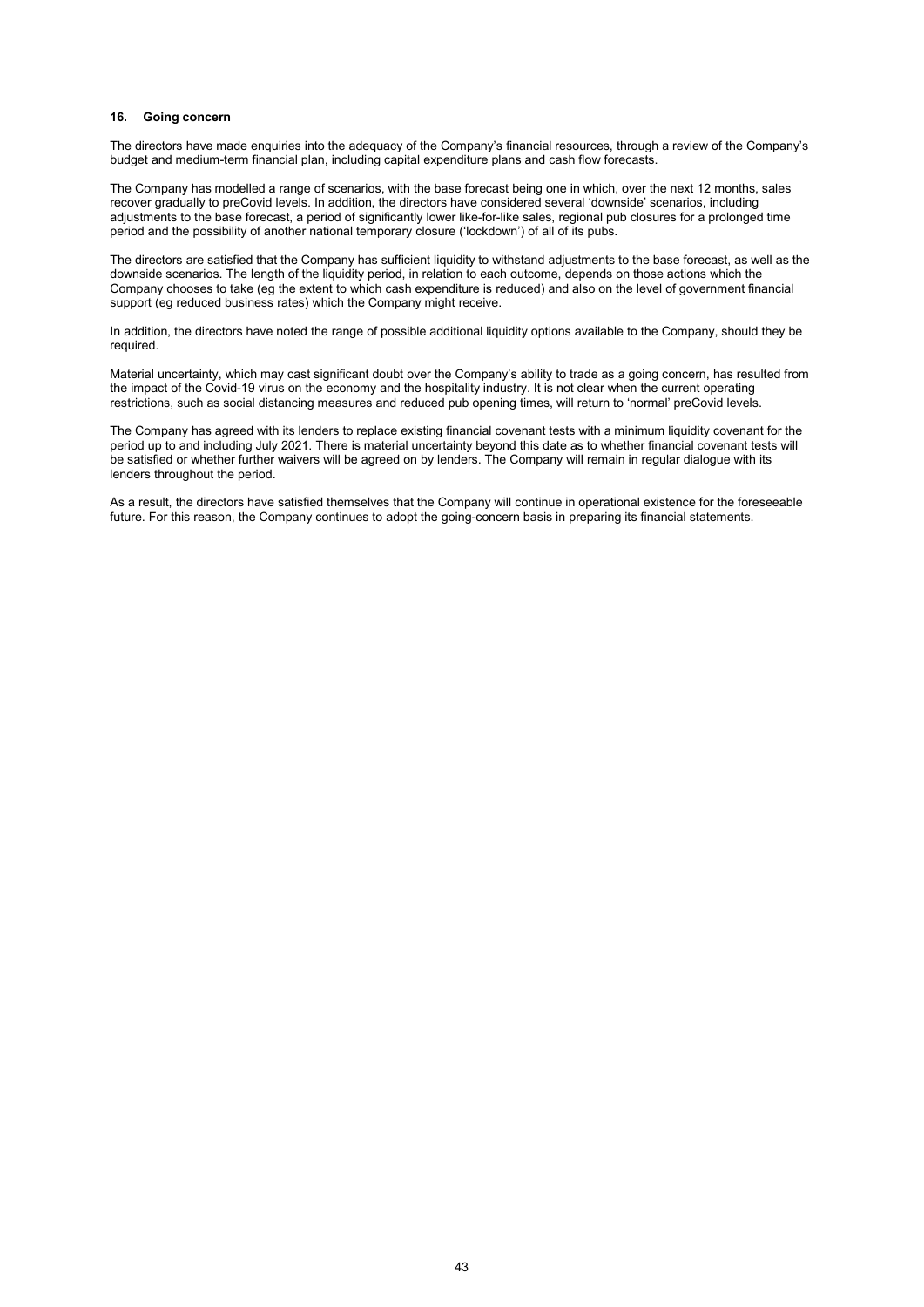## 16. Going concern

The directors have made enquiries into the adequacy of the Company's financial resources, through a review of the Company's budget and medium-term financial plan, including capital expenditure plans and cash flow forecasts.

The Company has modelled a range of scenarios, with the base forecast being one in which, over the next 12 months, sales recover gradually to preCovid levels. In addition, the directors have considered several 'downside' scenarios, including adjustments to the base forecast, a period of significantly lower like-for-like sales, regional pub closures for a prolonged time period and the possibility of another national temporary closure ('lockdown') of all of its pubs.

The directors are satisfied that the Company has sufficient liquidity to withstand adjustments to the base forecast, as well as the downside scenarios. The length of the liquidity period, in relation to each outcome, depends on those actions which the Company chooses to take (eg the extent to which cash expenditure is reduced) and also on the level of government financial support (eg reduced business rates) which the Company might receive.

In addition, the directors have noted the range of possible additional liquidity options available to the Company, should they be required.

Material uncertainty, which may cast significant doubt over the Company's ability to trade as a going concern, has resulted from the impact of the Covid-19 virus on the economy and the hospitality industry. It is not clear when the current operating restrictions, such as social distancing measures and reduced pub opening times, will return to 'normal' preCovid levels.

The Company has agreed with its lenders to replace existing financial covenant tests with a minimum liquidity covenant for the period up to and including July 2021. There is material uncertainty beyond this date as to whether financial covenant tests will be satisfied or whether further waivers will be agreed on by lenders. The Company will remain in regular dialogue with its lenders throughout the period.

As a result, the directors have satisfied themselves that the Company will continue in operational existence for the foreseeable future. For this reason, the Company continues to adopt the going-concern basis in preparing its financial statements.